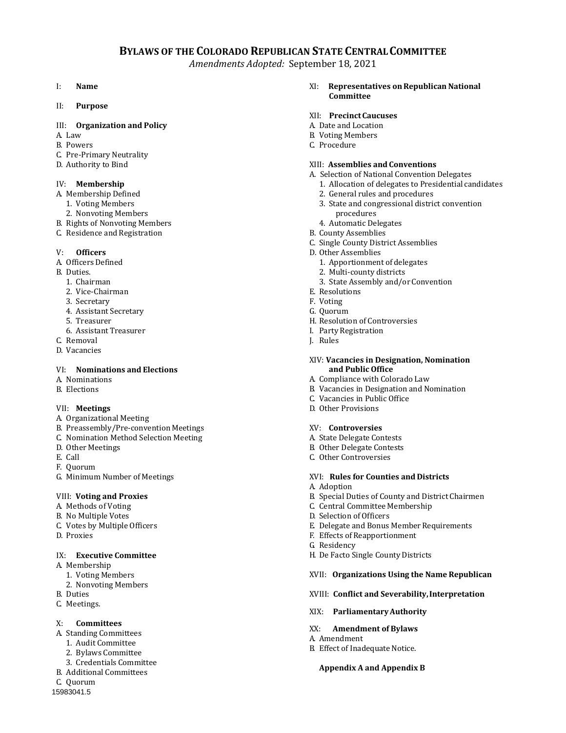# BYLAWS OF THE COLORADO REPUBLICAN STATE CENTRAL COMMITTEE

*Amendments Adopted:* September 18, 2021

I: **Name**

II: **Purpose**

III: **Organization and Policy**
- A. Law
- B. Powers
- C. Pre-Primary Neutrality
- D. Authority to Bind

IV: **Membership**
- A. Membership Defined
  1. Voting Members
  2. Nonvoting Members
- B. Rights of Nonvoting Members
- C. Residence and Registration

V: **Officers**
- A. Officers Defined
- B. Duties.
  1. Chairman
  2. Vice-Chairman
  3. Secretary
  4. Assistant Secretary
  5. Treasurer
  6. Assistant Treasurer
- C. Removal
- D. Vacancies

VI: **Nominations and Elections**
- A. Nominations
- B. Elections

VII: **Meetings**
- A. Organizational Meeting
- B. Preassembly/Pre-convention Meetings
- C. Nomination Method Selection Meeting
- D. Other Meetings
- E. Call
- F. Quorum
- G. Minimum Number of Meetings

VIII: **Voting and Proxies**
- A. Methods of Voting
- B. No Multiple Votes
- C. Votes by Multiple Officers
- D. Proxies

IX: **Executive Committee**
- A. Membership
  1. Voting Members
  2. Nonvoting Members
- B. Duties
- C. Meetings.

X: **Committees**
- A. Standing Committees
  1. Audit Committee
  2. Bylaws Committee
  3. Credentials Committee
- B. Additional Committees
- C. Quorum

XI: **Representatives on Republican National Committee**

XII: **Precinct Caucuses**
- A. Date and Location
- B. Voting Members
- C. Procedure

XIII: **Assemblies and Conventions**
- A. Selection of National Convention Delegates
  1. Allocation of delegates to Presidential candidates
  2. General rules and procedures
  3. State and congressional district convention procedures
  4. Automatic Delegates
- B. County Assemblies
- C. Single County District Assemblies
- D. Other Assemblies
  1. Apportionment of delegates
  2. Multi-county districts
  3. State Assembly and/or Convention
- E. Resolutions
- F. Voting
- G. Quorum
- H. Resolution of Controversies
- I. Party Registration
- J. Rules

XIV: **Vacancies in Designation, Nomination and Public Office**
- A. Compliance with Colorado Law
- B. Vacancies in Designation and Nomination
- C. Vacancies in Public Office
- D. Other Provisions

XV: **Controversies**
- A. State Delegate Contests
- B. Other Delegate Contests
- C. Other Controversies

XVI: **Rules for Counties and Districts**
- A. Adoption
- B. Special Duties of County and District Chairmen
- C. Central Committee Membership
- D. Selection of Officers
- E. Delegate and Bonus Member Requirements
- F. Effects of Reapportionment
- G. Residency
- H. De Facto Single County Districts

XVII: **Organizations Using the Name Republican**

XVIII: **Conflict and Severability, Interpretation**

XIX: **Parliamentary Authority**

XX: **Amendment of Bylaws**
- A. Amendment
- B. Effect of Inadequate Notice.

**Appendix A and Appendix B**

15983041.5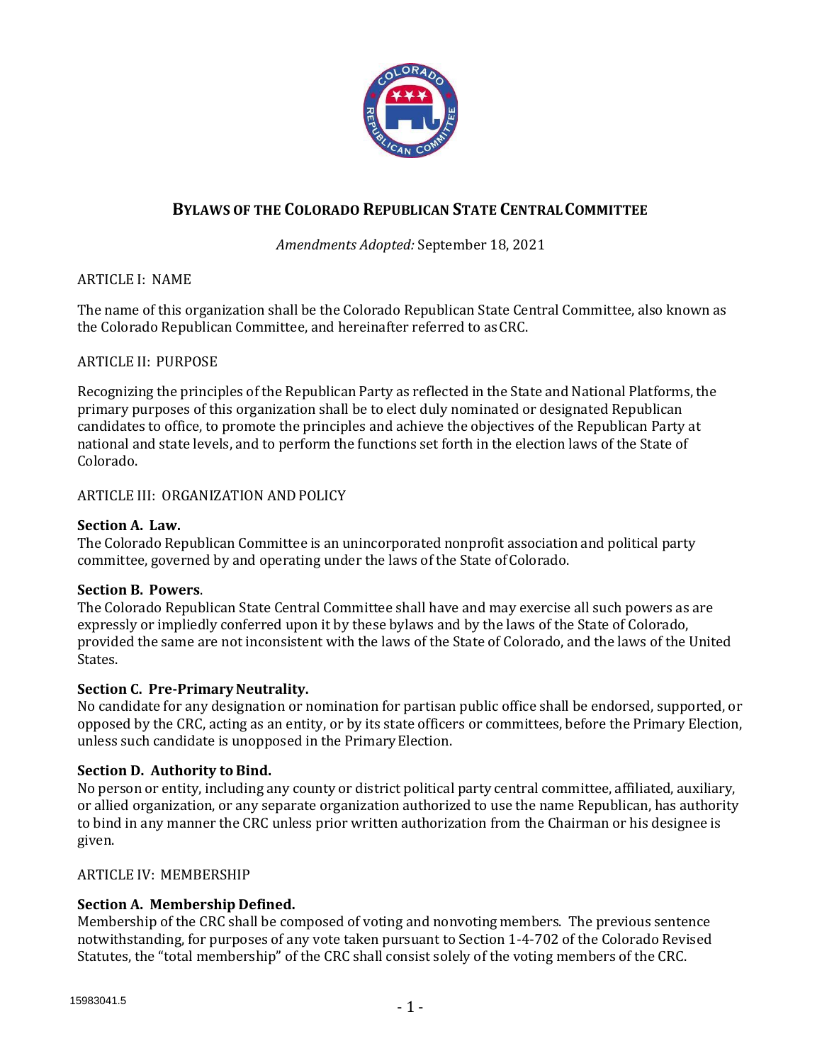# BYLAWS OF THE COLORADO REPUBLICAN STATE CENTRAL COMMITTEE

*Amendments Adopted:* September 18, 2021

ARTICLE I: NAME

The name of this organization shall be the Colorado Republican State Central Committee, also known as the Colorado Republican Committee, and hereinafter referred to as CRC.

ARTICLE II: PURPOSE

Recognizing the principles of the Republican Party as reflected in the State and National Platforms, the primary purposes of this organization shall be to elect duly nominated or designated Republican candidates to office, to promote the principles and achieve the objectives of the Republican Party at national and state levels, and to perform the functions set forth in the election laws of the State of Colorado.

ARTICLE III: ORGANIZATION AND POLICY

**Section A. Law.**
The Colorado Republican Committee is an unincorporated nonprofit association and political party committee, governed by and operating under the laws of the State of Colorado.

**Section B. Powers**.
The Colorado Republican State Central Committee shall have and may exercise all such powers as are expressly or impliedly conferred upon it by these bylaws and by the laws of the State of Colorado, provided the same are not inconsistent with the laws of the State of Colorado, and the laws of the United States.

**Section C. Pre-Primary Neutrality.**
No candidate for any designation or nomination for partisan public office shall be endorsed, supported, or opposed by the CRC, acting as an entity, or by its state officers or committees, before the Primary Election, unless such candidate is unopposed in the Primary Election.

**Section D. Authority to Bind.**
No person or entity, including any county or district political party central committee, affiliated, auxiliary, or allied organization, or any separate organization authorized to use the name Republican, has authority to bind in any manner the CRC unless prior written authorization from the Chairman or his designee is given.

ARTICLE IV: MEMBERSHIP

**Section A. Membership Defined.**
Membership of the CRC shall be composed of voting and nonvoting members. The previous sentence notwithstanding, for purposes of any vote taken pursuant to Section 1-4-702 of the Colorado Revised Statutes, the "total membership" of the CRC shall consist solely of the voting members of the CRC.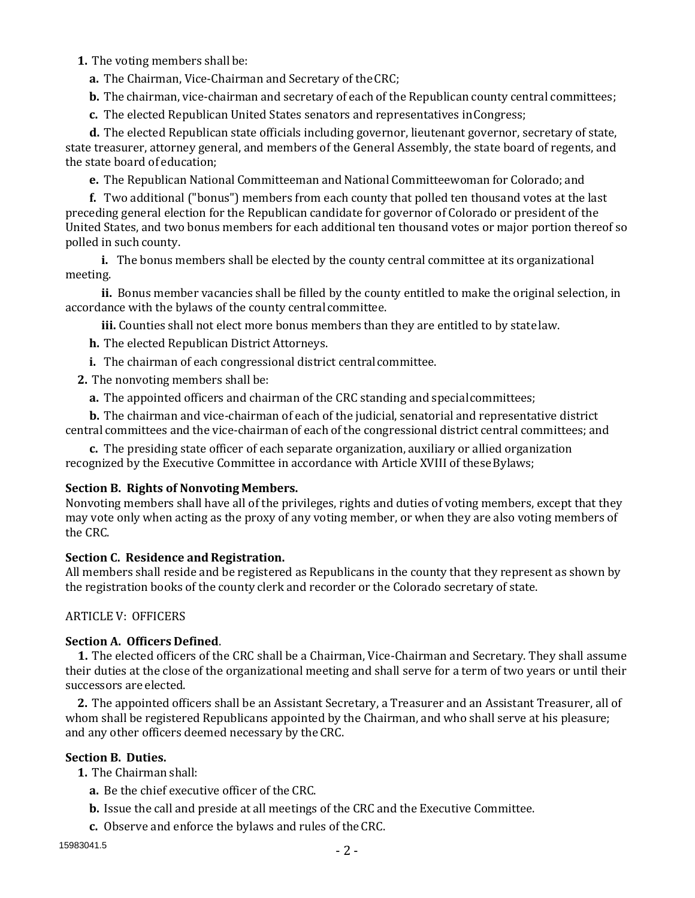**1.** The voting members shall be:

**a.** The Chairman, Vice-Chairman and Secretary of the CRC;

**b.** The chairman, vice-chairman and secretary of each of the Republican county central committees;

**c.** The elected Republican United States senators and representatives in Congress;

**d.** The elected Republican state officials including governor, lieutenant governor, secretary of state, state treasurer, attorney general, and members of the General Assembly, the state board of regents, and the state board of education;

**e.** The Republican National Committeeman and National Committeewoman for Colorado; and

**f.** Two additional ("bonus") members from each county that polled ten thousand votes at the last preceding general election for the Republican candidate for governor of Colorado or president of the United States, and two bonus members for each additional ten thousand votes or major portion thereof so polled in such county.

**i.** The bonus members shall be elected by the county central committee at its organizational meeting.

**ii.** Bonus member vacancies shall be filled by the county entitled to make the original selection, in accordance with the bylaws of the county central committee.

**iii.** Counties shall not elect more bonus members than they are entitled to by state law.

**h.** The elected Republican District Attorneys.

**i.** The chairman of each congressional district central committee.

**2.** The nonvoting members shall be:

**a.** The appointed officers and chairman of the CRC standing and special committees;

**b.** The chairman and vice-chairman of each of the judicial, senatorial and representative district central committees and the vice-chairman of each of the congressional district central committees; and

**c.** The presiding state officer of each separate organization, auxiliary or allied organization recognized by the Executive Committee in accordance with Article XVIII of these Bylaws;

**Section B. Rights of Nonvoting Members.**
Nonvoting members shall have all of the privileges, rights and duties of voting members, except that they may vote only when acting as the proxy of any voting member, or when they are also voting members of the CRC.

**Section C. Residence and Registration.**
All members shall reside and be registered as Republicans in the county that they represent as shown by the registration books of the county clerk and recorder or the Colorado secretary of state.

ARTICLE V: OFFICERS

**Section A. Officers Defined**.

**1.** The elected officers of the CRC shall be a Chairman, Vice-Chairman and Secretary. They shall assume their duties at the close of the organizational meeting and shall serve for a term of two years or until their successors are elected.

**2.** The appointed officers shall be an Assistant Secretary, a Treasurer and an Assistant Treasurer, all of whom shall be registered Republicans appointed by the Chairman, and who shall serve at his pleasure; and any other officers deemed necessary by the CRC.

**Section B. Duties.**

**1.** The Chairman shall:

**a.** Be the chief executive officer of the CRC.

**b.** Issue the call and preside at all meetings of the CRC and the Executive Committee.

**c.** Observe and enforce the bylaws and rules of the CRC.

15983041.5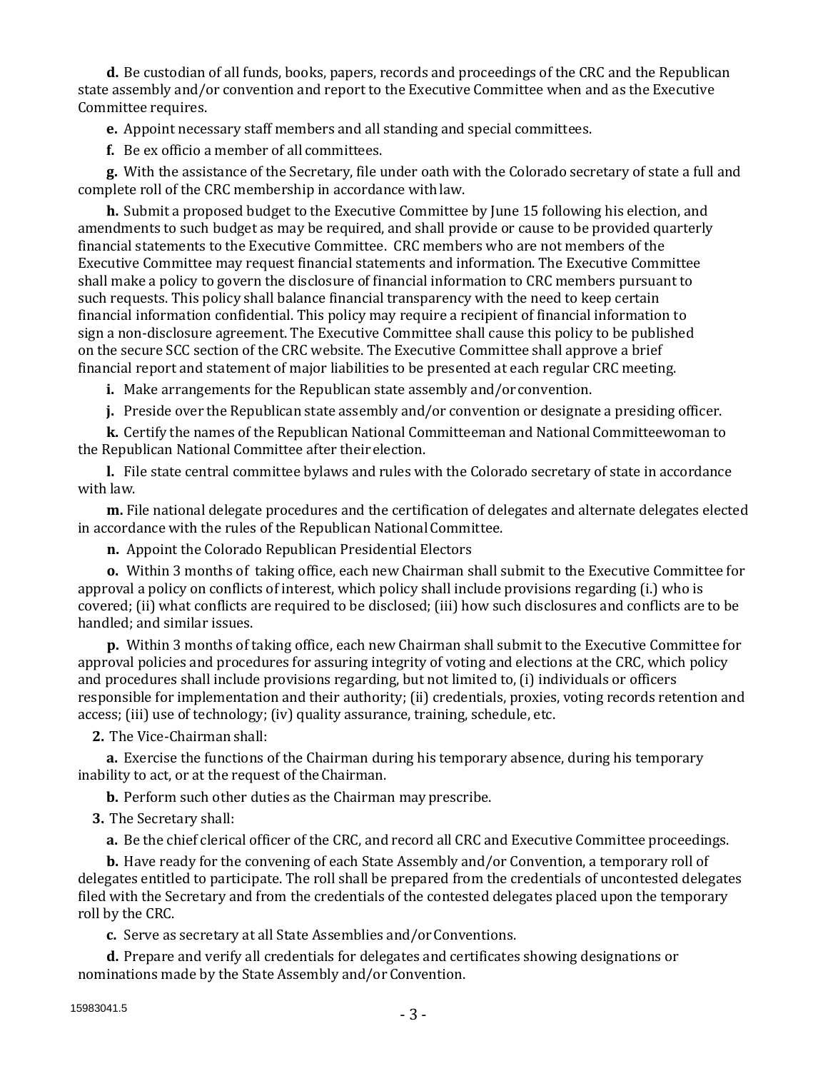**d.** Be custodian of all funds, books, papers, records and proceedings of the CRC and the Republican state assembly and/or convention and report to the Executive Committee when and as the Executive Committee requires.

**e.** Appoint necessary staff members and all standing and special committees.

**f.** Be ex officio a member of all committees.

**g.** With the assistance of the Secretary, file under oath with the Colorado secretary of state a full and complete roll of the CRC membership in accordance with law.

**h.** Submit a proposed budget to the Executive Committee by June 15 following his election, and amendments to such budget as may be required, and shall provide or cause to be provided quarterly financial statements to the Executive Committee. CRC members who are not members of the Executive Committee may request financial statements and information. The Executive Committee shall make a policy to govern the disclosure of financial information to CRC members pursuant to such requests. This policy shall balance financial transparency with the need to keep certain financial information confidential. This policy may require a recipient of financial information to sign a non-disclosure agreement. The Executive Committee shall cause this policy to be published on the secure SCC section of the CRC website. The Executive Committee shall approve a brief financial report and statement of major liabilities to be presented at each regular CRC meeting.

**i.** Make arrangements for the Republican state assembly and/or convention.

**j.** Preside over the Republican state assembly and/or convention or designate a presiding officer.

**k.** Certify the names of the Republican National Committeeman and National Committeewoman to the Republican National Committee after their election.

**l.** File state central committee bylaws and rules with the Colorado secretary of state in accordance with law.

**m.** File national delegate procedures and the certification of delegates and alternate delegates elected in accordance with the rules of the Republican National Committee.

**n.** Appoint the Colorado Republican Presidential Electors

**o.** Within 3 months of taking office, each new Chairman shall submit to the Executive Committee for approval a policy on conflicts of interest, which policy shall include provisions regarding (i.) who is covered; (ii) what conflicts are required to be disclosed; (iii) how such disclosures and conflicts are to be handled; and similar issues.

**p.** Within 3 months of taking office, each new Chairman shall submit to the Executive Committee for approval policies and procedures for assuring integrity of voting and elections at the CRC, which policy and procedures shall include provisions regarding, but not limited to, (i) individuals or officers responsible for implementation and their authority; (ii) credentials, proxies, voting records retention and access; (iii) use of technology; (iv) quality assurance, training, schedule, etc.

**2.** The Vice-Chairman shall:

**a.** Exercise the functions of the Chairman during his temporary absence, during his temporary inability to act, or at the request of the Chairman.

**b.** Perform such other duties as the Chairman may prescribe.

**3.** The Secretary shall:

**a.** Be the chief clerical officer of the CRC, and record all CRC and Executive Committee proceedings.

**b.** Have ready for the convening of each State Assembly and/or Convention, a temporary roll of delegates entitled to participate. The roll shall be prepared from the credentials of uncontested delegates filed with the Secretary and from the credentials of the contested delegates placed upon the temporary roll by the CRC.

**c.** Serve as secretary at all State Assemblies and/or Conventions.

**d.** Prepare and verify all credentials for delegates and certificates showing designations or nominations made by the State Assembly and/or Convention.

15983041.5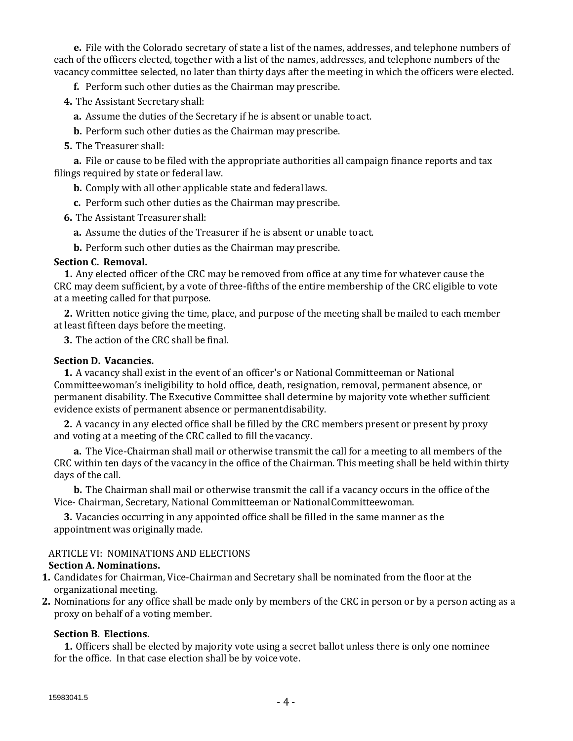**e.** File with the Colorado secretary of state a list of the names, addresses, and telephone numbers of each of the officers elected, together with a list of the names, addresses, and telephone numbers of the vacancy committee selected, no later than thirty days after the meeting in which the officers were elected.

**f.** Perform such other duties as the Chairman may prescribe.

**4.** The Assistant Secretary shall:

**a.** Assume the duties of the Secretary if he is absent or unable to act.

**b.** Perform such other duties as the Chairman may prescribe.

**5.** The Treasurer shall:

**a.** File or cause to be filed with the appropriate authorities all campaign finance reports and tax filings required by state or federal law.

**b.** Comply with all other applicable state and federal laws.

**c.** Perform such other duties as the Chairman may prescribe.

**6.** The Assistant Treasurer shall:

**a.** Assume the duties of the Treasurer if he is absent or unable to act.

**b.** Perform such other duties as the Chairman may prescribe.

**Section C. Removal.**

**1.** Any elected officer of the CRC may be removed from office at any time for whatever cause the CRC may deem sufficient, by a vote of three-fifths of the entire membership of the CRC eligible to vote at a meeting called for that purpose.

**2.** Written notice giving the time, place, and purpose of the meeting shall be mailed to each member at least fifteen days before the meeting.

**3.** The action of the CRC shall be final.

**Section D. Vacancies.**

**1.** A vacancy shall exist in the event of an officer's or National Committeeman or National Committeewoman's ineligibility to hold office, death, resignation, removal, permanent absence, or permanent disability. The Executive Committee shall determine by majority vote whether sufficient evidence exists of permanent absence or permanent disability.

**2.** A vacancy in any elected office shall be filled by the CRC members present or present by proxy and voting at a meeting of the CRC called to fill the vacancy.

**a.** The Vice-Chairman shall mail or otherwise transmit the call for a meeting to all members of the CRC within ten days of the vacancy in the office of the Chairman. This meeting shall be held within thirty days of the call.

**b.** The Chairman shall mail or otherwise transmit the call if a vacancy occurs in the office of the Vice- Chairman, Secretary, National Committeeman or National Committeewoman.

**3.** Vacancies occurring in any appointed office shall be filled in the same manner as the appointment was originally made.

## ARTICLE VI: NOMINATIONS AND ELECTIONS

**Section A. Nominations.**

1. Candidates for Chairman, Vice-Chairman and Secretary shall be nominated from the floor at the organizational meeting.
2. Nominations for any office shall be made only by members of the CRC in person or by a person acting as a proxy on behalf of a voting member.

**Section B. Elections.**

**1.** Officers shall be elected by majority vote using a secret ballot unless there is only one nominee for the office. In that case election shall be by voice vote.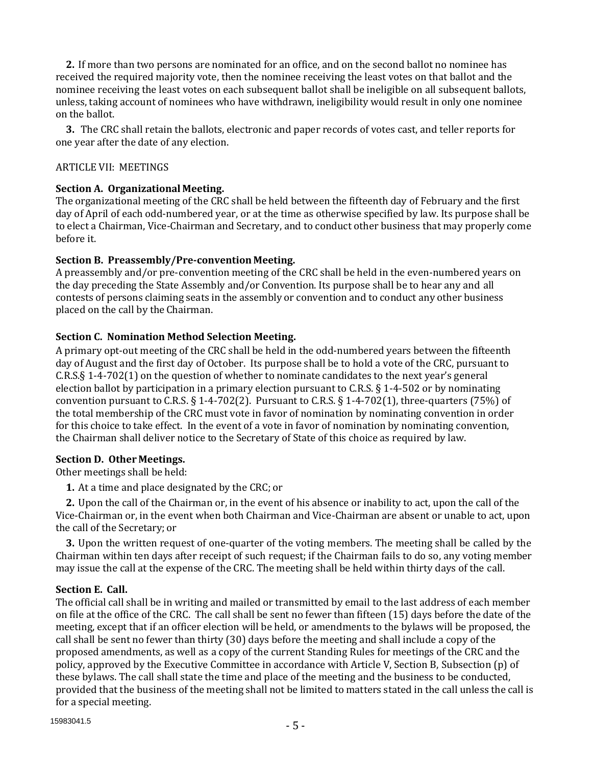**2.** If more than two persons are nominated for an office, and on the second ballot no nominee has received the required majority vote, then the nominee receiving the least votes on that ballot and the nominee receiving the least votes on each subsequent ballot shall be ineligible on all subsequent ballots, unless, taking account of nominees who have withdrawn, ineligibility would result in only one nominee on the ballot.

**3.** The CRC shall retain the ballots, electronic and paper records of votes cast, and teller reports for one year after the date of any election.

ARTICLE VII: MEETINGS

**Section A. Organizational Meeting.**
The organizational meeting of the CRC shall be held between the fifteenth day of February and the first day of April of each odd-numbered year, or at the time as otherwise specified by law. Its purpose shall be to elect a Chairman, Vice-Chairman and Secretary, and to conduct other business that may properly come before it.

**Section B. Preassembly/Pre-convention Meeting.**
A preassembly and/or pre-convention meeting of the CRC shall be held in the even-numbered years on the day preceding the State Assembly and/or Convention. Its purpose shall be to hear any and all contests of persons claiming seats in the assembly or convention and to conduct any other business placed on the call by the Chairman.

**Section C. Nomination Method Selection Meeting.**
A primary opt-out meeting of the CRC shall be held in the odd-numbered years between the fifteenth day of August and the first day of October. Its purpose shall be to hold a vote of the CRC, pursuant to C.R.S.§ 1-4-702(1) on the question of whether to nominate candidates to the next year's general election ballot by participation in a primary election pursuant to C.R.S. § 1-4-502 or by nominating convention pursuant to C.R.S. § 1-4-702(2). Pursuant to C.R.S. § 1-4-702(1), three-quarters (75%) of the total membership of the CRC must vote in favor of nomination by nominating convention in order for this choice to take effect. In the event of a vote in favor of nomination by nominating convention, the Chairman shall deliver notice to the Secretary of State of this choice as required by law.

**Section D. Other Meetings.**
Other meetings shall be held:

**1.** At a time and place designated by the CRC; or

**2.** Upon the call of the Chairman or, in the event of his absence or inability to act, upon the call of the Vice-Chairman or, in the event when both Chairman and Vice-Chairman are absent or unable to act, upon the call of the Secretary; or

**3.** Upon the written request of one-quarter of the voting members. The meeting shall be called by the Chairman within ten days after receipt of such request; if the Chairman fails to do so, any voting member may issue the call at the expense of the CRC. The meeting shall be held within thirty days of the call.

**Section E. Call.**
The official call shall be in writing and mailed or transmitted by email to the last address of each member on file at the office of the CRC. The call shall be sent no fewer than fifteen (15) days before the date of the meeting, except that if an officer election will be held, or amendments to the bylaws will be proposed, the call shall be sent no fewer than thirty (30) days before the meeting and shall include a copy of the proposed amendments, as well as a copy of the current Standing Rules for meetings of the CRC and the policy, approved by the Executive Committee in accordance with Article V, Section B, Subsection (p) of these bylaws. The call shall state the time and place of the meeting and the business to be conducted, provided that the business of the meeting shall not be limited to matters stated in the call unless the call is for a special meeting.

15983041.5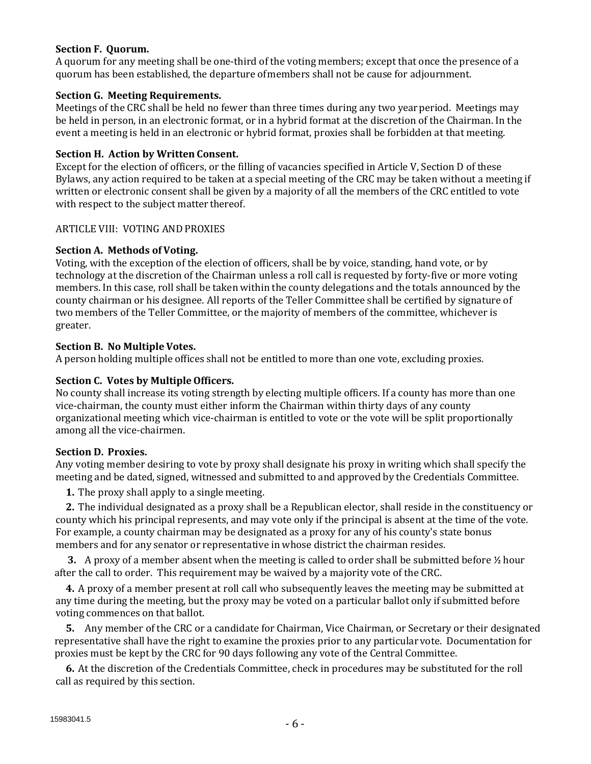**Section F. Quorum.**
A quorum for any meeting shall be one-third of the voting members; except that once the presence of a quorum has been established, the departure of members shall not be cause for adjournment.

**Section G. Meeting Requirements.**
Meetings of the CRC shall be held no fewer than three times during any two year period. Meetings may be held in person, in an electronic format, or in a hybrid format at the discretion of the Chairman. In the event a meeting is held in an electronic or hybrid format, proxies shall be forbidden at that meeting.

**Section H. Action by Written Consent.**
Except for the election of officers, or the filling of vacancies specified in Article V, Section D of these Bylaws, any action required to be taken at a special meeting of the CRC may be taken without a meeting if written or electronic consent shall be given by a majority of all the members of the CRC entitled to vote with respect to the subject matter thereof.

ARTICLE VIII: VOTING AND PROXIES

**Section A. Methods of Voting.**
Voting, with the exception of the election of officers, shall be by voice, standing, hand vote, or by technology at the discretion of the Chairman unless a roll call is requested by forty-five or more voting members. In this case, roll shall be taken within the county delegations and the totals announced by the county chairman or his designee. All reports of the Teller Committee shall be certified by signature of two members of the Teller Committee, or the majority of members of the committee, whichever is greater.

**Section B. No Multiple Votes.**
A person holding multiple offices shall not be entitled to more than one vote, excluding proxies.

**Section C. Votes by Multiple Officers.**
No county shall increase its voting strength by electing multiple officers. If a county has more than one vice-chairman, the county must either inform the Chairman within thirty days of any county organizational meeting which vice-chairman is entitled to vote or the vote will be split proportionally among all the vice-chairmen.

**Section D. Proxies.**
Any voting member desiring to vote by proxy shall designate his proxy in writing which shall specify the meeting and be dated, signed, witnessed and submitted to and approved by the Credentials Committee.

**1.** The proxy shall apply to a single meeting.

**2.** The individual designated as a proxy shall be a Republican elector, shall reside in the constituency or county which his principal represents, and may vote only if the principal is absent at the time of the vote. For example, a county chairman may be designated as a proxy for any of his county's state bonus members and for any senator or representative in whose district the chairman resides.

**3.** A proxy of a member absent when the meeting is called to order shall be submitted before ½ hour after the call to order. This requirement may be waived by a majority vote of the CRC.

**4.** A proxy of a member present at roll call who subsequently leaves the meeting may be submitted at any time during the meeting, but the proxy may be voted on a particular ballot only if submitted before voting commences on that ballot.

**5.** Any member of the CRC or a candidate for Chairman, Vice Chairman, or Secretary or their designated representative shall have the right to examine the proxies prior to any particular vote. Documentation for proxies must be kept by the CRC for 90 days following any vote of the Central Committee.

**6.** At the discretion of the Credentials Committee, check in procedures may be substituted for the roll call as required by this section.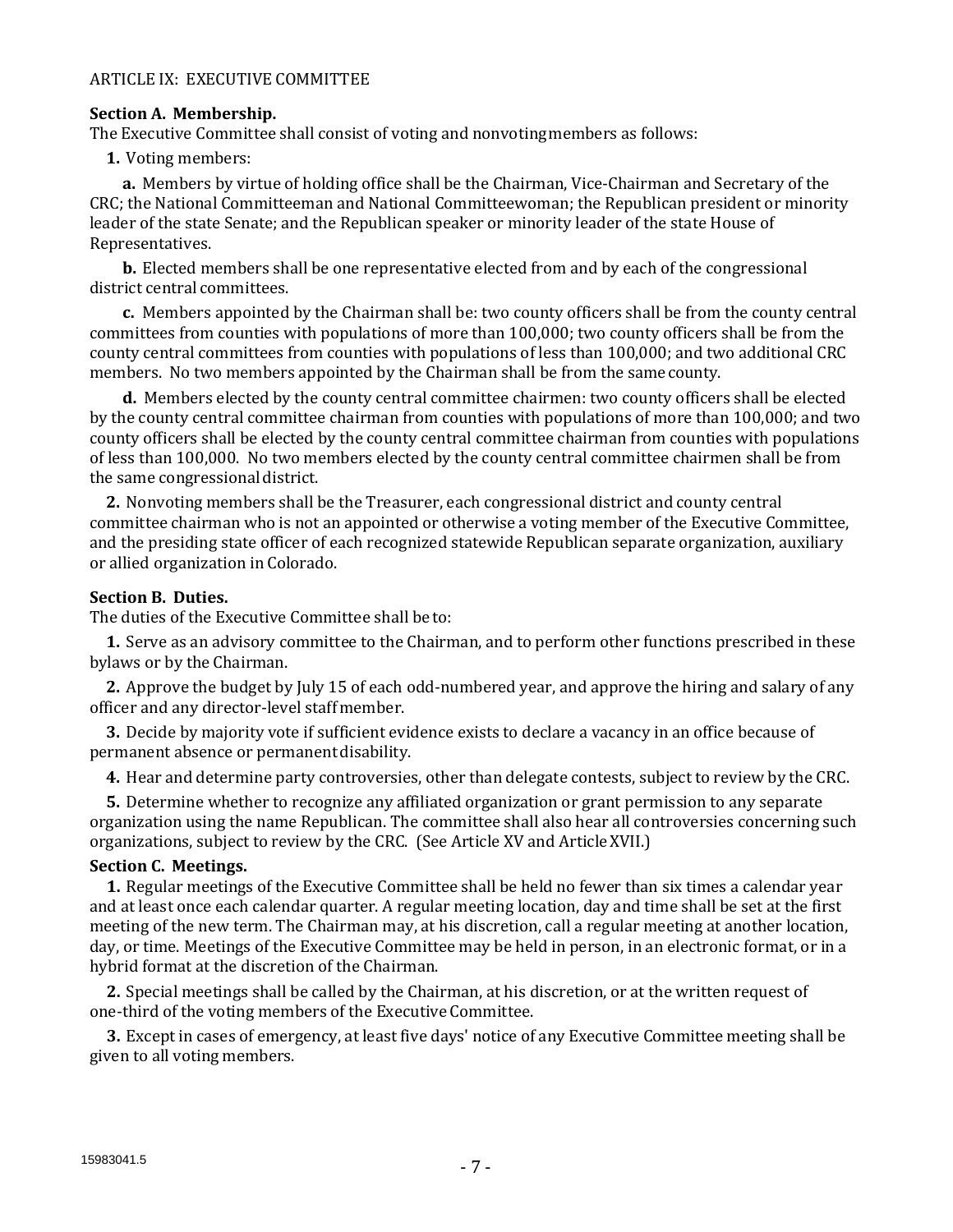## ARTICLE IX: EXECUTIVE COMMITTEE

**Section A. Membership.**
The Executive Committee shall consist of voting and nonvoting members as follows:

**1.** Voting members:

**a.** Members by virtue of holding office shall be the Chairman, Vice-Chairman and Secretary of the CRC; the National Committeeman and National Committeewoman; the Republican president or minority leader of the state Senate; and the Republican speaker or minority leader of the state House of Representatives.

**b.** Elected members shall be one representative elected from and by each of the congressional district central committees.

**c.** Members appointed by the Chairman shall be: two county officers shall be from the county central committees from counties with populations of more than 100,000; two county officers shall be from the county central committees from counties with populations of less than 100,000; and two additional CRC members. No two members appointed by the Chairman shall be from the same county.

**d.** Members elected by the county central committee chairmen: two county officers shall be elected by the county central committee chairman from counties with populations of more than 100,000; and two county officers shall be elected by the county central committee chairman from counties with populations of less than 100,000. No two members elected by the county central committee chairmen shall be from the same congressional district.

**2.** Nonvoting members shall be the Treasurer, each congressional district and county central committee chairman who is not an appointed or otherwise a voting member of the Executive Committee, and the presiding state officer of each recognized statewide Republican separate organization, auxiliary or allied organization in Colorado.

**Section B. Duties.**
The duties of the Executive Committee shall be to:

**1.** Serve as an advisory committee to the Chairman, and to perform other functions prescribed in these bylaws or by the Chairman.

**2.** Approve the budget by July 15 of each odd-numbered year, and approve the hiring and salary of any officer and any director-level staff member.

**3.** Decide by majority vote if sufficient evidence exists to declare a vacancy in an office because of permanent absence or permanent disability.

**4.** Hear and determine party controversies, other than delegate contests, subject to review by the CRC.

**5.** Determine whether to recognize any affiliated organization or grant permission to any separate organization using the name Republican. The committee shall also hear all controversies concerning such organizations, subject to review by the CRC. (See Article XV and Article XVII.)

**Section C. Meetings.**

**1.** Regular meetings of the Executive Committee shall be held no fewer than six times a calendar year and at least once each calendar quarter. A regular meeting location, day and time shall be set at the first meeting of the new term. The Chairman may, at his discretion, call a regular meeting at another location, day, or time. Meetings of the Executive Committee may be held in person, in an electronic format, or in a hybrid format at the discretion of the Chairman.

**2.** Special meetings shall be called by the Chairman, at his discretion, or at the written request of one-third of the voting members of the Executive Committee.

**3.** Except in cases of emergency, at least five days' notice of any Executive Committee meeting shall be given to all voting members.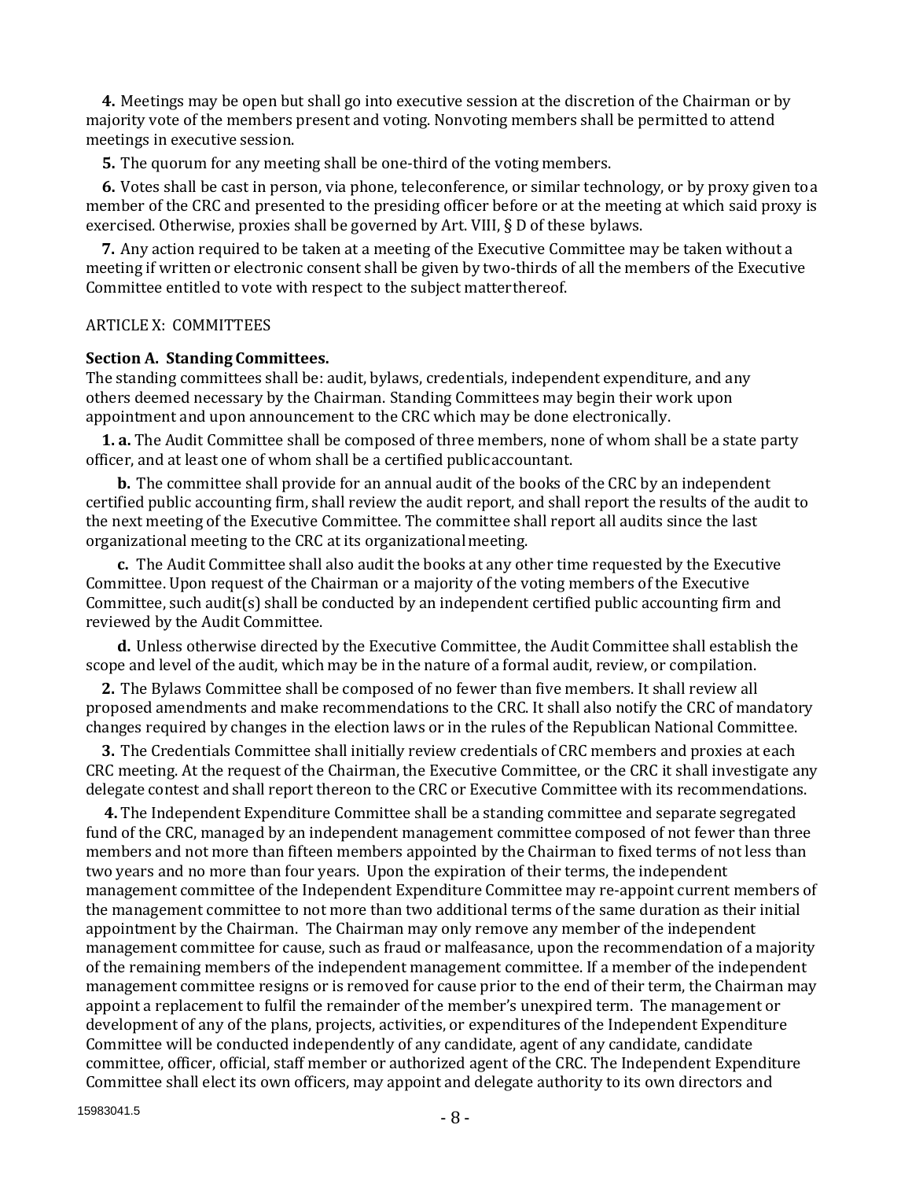**4.** Meetings may be open but shall go into executive session at the discretion of the Chairman or by majority vote of the members present and voting. Nonvoting members shall be permitted to attend meetings in executive session.

**5.** The quorum for any meeting shall be one-third of the voting members.

**6.** Votes shall be cast in person, via phone, teleconference, or similar technology, or by proxy given to a member of the CRC and presented to the presiding officer before or at the meeting at which said proxy is exercised. Otherwise, proxies shall be governed by Art. VIII, § D of these bylaws.

**7.** Any action required to be taken at a meeting of the Executive Committee may be taken without a meeting if written or electronic consent shall be given by two-thirds of all the members of the Executive Committee entitled to vote with respect to the subject matter thereof.

ARTICLE X: COMMITTEES

**Section A. Standing Committees.**
The standing committees shall be: audit, bylaws, credentials, independent expenditure, and any others deemed necessary by the Chairman. Standing Committees may begin their work upon appointment and upon announcement to the CRC which may be done electronically.

**1. a.** The Audit Committee shall be composed of three members, none of whom shall be a state party officer, and at least one of whom shall be a certified public accountant.

**b.** The committee shall provide for an annual audit of the books of the CRC by an independent certified public accounting firm, shall review the audit report, and shall report the results of the audit to the next meeting of the Executive Committee. The committee shall report all audits since the last organizational meeting to the CRC at its organizational meeting.

**c.** The Audit Committee shall also audit the books at any other time requested by the Executive Committee. Upon request of the Chairman or a majority of the voting members of the Executive Committee, such audit(s) shall be conducted by an independent certified public accounting firm and reviewed by the Audit Committee.

**d.** Unless otherwise directed by the Executive Committee, the Audit Committee shall establish the scope and level of the audit, which may be in the nature of a formal audit, review, or compilation.

**2.** The Bylaws Committee shall be composed of no fewer than five members. It shall review all proposed amendments and make recommendations to the CRC. It shall also notify the CRC of mandatory changes required by changes in the election laws or in the rules of the Republican National Committee.

**3.** The Credentials Committee shall initially review credentials of CRC members and proxies at each CRC meeting. At the request of the Chairman, the Executive Committee, or the CRC it shall investigate any delegate contest and shall report thereon to the CRC or Executive Committee with its recommendations.

**4.** The Independent Expenditure Committee shall be a standing committee and separate segregated fund of the CRC, managed by an independent management committee composed of not fewer than three members and not more than fifteen members appointed by the Chairman to fixed terms of not less than two years and no more than four years. Upon the expiration of their terms, the independent management committee of the Independent Expenditure Committee may re-appoint current members of the management committee to not more than two additional terms of the same duration as their initial appointment by the Chairman. The Chairman may only remove any member of the independent management committee for cause, such as fraud or malfeasance, upon the recommendation of a majority of the remaining members of the independent management committee. If a member of the independent management committee resigns or is removed for cause prior to the end of their term, the Chairman may appoint a replacement to fulfil the remainder of the member's unexpired term. The management or development of any of the plans, projects, activities, or expenditures of the Independent Expenditure Committee will be conducted independently of any candidate, agent of any candidate, candidate committee, officer, official, staff member or authorized agent of the CRC. The Independent Expenditure Committee shall elect its own officers, may appoint and delegate authority to its own directors and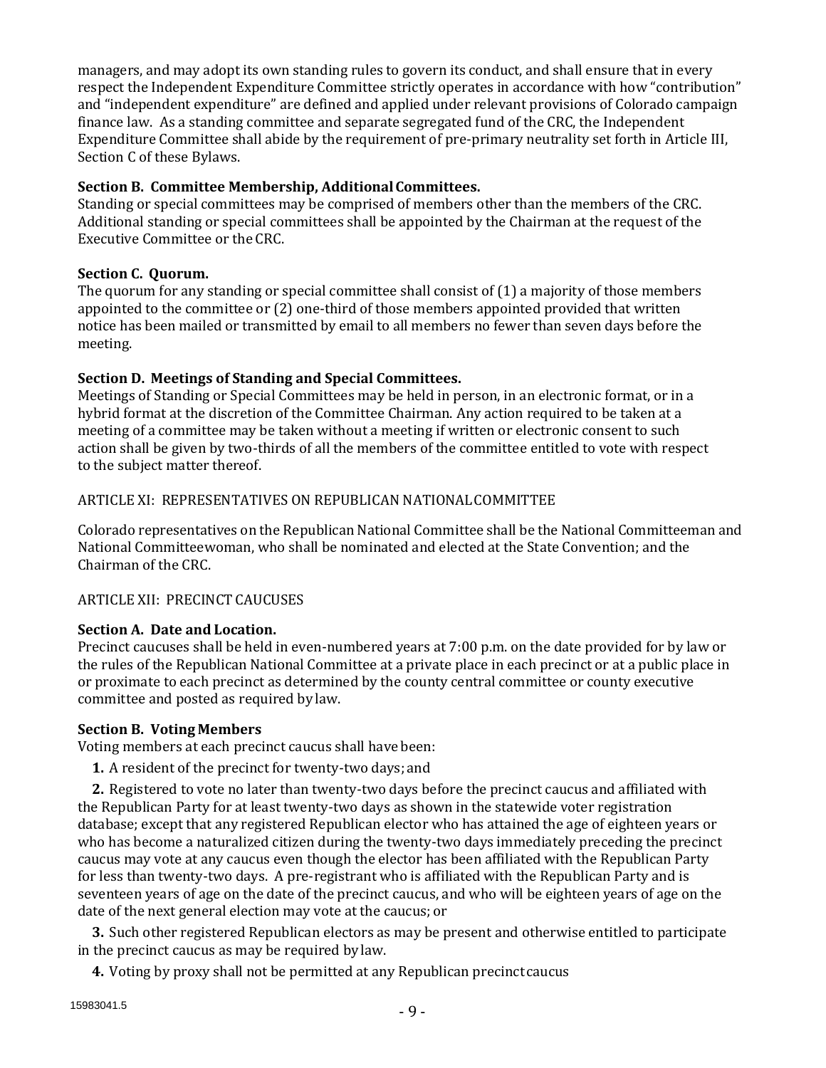managers, and may adopt its own standing rules to govern its conduct, and shall ensure that in every respect the Independent Expenditure Committee strictly operates in accordance with how "contribution" and "independent expenditure" are defined and applied under relevant provisions of Colorado campaign finance law. As a standing committee and separate segregated fund of the CRC, the Independent Expenditure Committee shall abide by the requirement of pre-primary neutrality set forth in Article III, Section C of these Bylaws.

**Section B. Committee Membership, Additional Committees.**
Standing or special committees may be comprised of members other than the members of the CRC. Additional standing or special committees shall be appointed by the Chairman at the request of the Executive Committee or the CRC.

**Section C. Quorum.**
The quorum for any standing or special committee shall consist of (1) a majority of those members appointed to the committee or (2) one-third of those members appointed provided that written notice has been mailed or transmitted by email to all members no fewer than seven days before the meeting.

**Section D. Meetings of Standing and Special Committees.**
Meetings of Standing or Special Committees may be held in person, in an electronic format, or in a hybrid format at the discretion of the Committee Chairman. Any action required to be taken at a meeting of a committee may be taken without a meeting if written or electronic consent to such action shall be given by two-thirds of all the members of the committee entitled to vote with respect to the subject matter thereof.

## ARTICLE XI: REPRESENTATIVES ON REPUBLICAN NATIONAL COMMITTEE

Colorado representatives on the Republican National Committee shall be the National Committeeman and National Committeewoman, who shall be nominated and elected at the State Convention; and the Chairman of the CRC.

## ARTICLE XII: PRECINCT CAUCUSES

**Section A. Date and Location.**
Precinct caucuses shall be held in even-numbered years at 7:00 p.m. on the date provided for by law or the rules of the Republican National Committee at a private place in each precinct or at a public place in or proximate to each precinct as determined by the county central committee or county executive committee and posted as required by law.

**Section B. Voting Members**
Voting members at each precinct caucus shall have been:

**1.** A resident of the precinct for twenty-two days; and

**2.** Registered to vote no later than twenty-two days before the precinct caucus and affiliated with the Republican Party for at least twenty-two days as shown in the statewide voter registration database; except that any registered Republican elector who has attained the age of eighteen years or who has become a naturalized citizen during the twenty-two days immediately preceding the precinct caucus may vote at any caucus even though the elector has been affiliated with the Republican Party for less than twenty-two days. A pre-registrant who is affiliated with the Republican Party and is seventeen years of age on the date of the precinct caucus, and who will be eighteen years of age on the date of the next general election may vote at the caucus; or

**3.** Such other registered Republican electors as may be present and otherwise entitled to participate in the precinct caucus as may be required by law.

**4.** Voting by proxy shall not be permitted at any Republican precinct caucus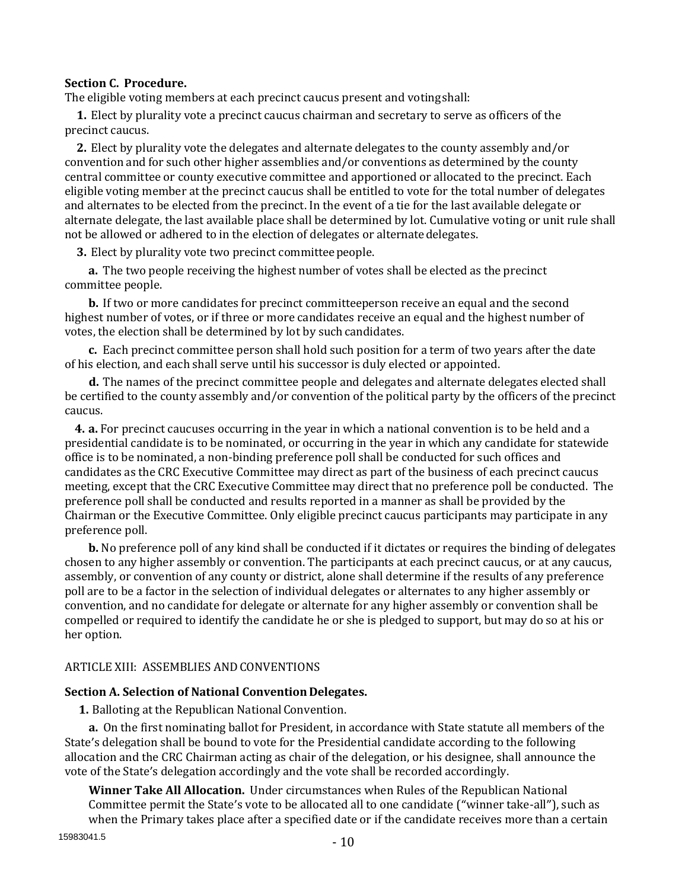**Section C. Procedure.**
The eligible voting members at each precinct caucus present and voting shall:

**1.** Elect by plurality vote a precinct caucus chairman and secretary to serve as officers of the precinct caucus.

**2.** Elect by plurality vote the delegates and alternate delegates to the county assembly and/or convention and for such other higher assemblies and/or conventions as determined by the county central committee or county executive committee and apportioned or allocated to the precinct. Each eligible voting member at the precinct caucus shall be entitled to vote for the total number of delegates and alternates to be elected from the precinct. In the event of a tie for the last available delegate or alternate delegate, the last available place shall be determined by lot. Cumulative voting or unit rule shall not be allowed or adhered to in the election of delegates or alternate delegates.

**3.** Elect by plurality vote two precinct committee people.

**a.** The two people receiving the highest number of votes shall be elected as the precinct committee people.

**b.** If two or more candidates for precinct committeeperson receive an equal and the second highest number of votes, or if three or more candidates receive an equal and the highest number of votes, the election shall be determined by lot by such candidates.

**c.** Each precinct committee person shall hold such position for a term of two years after the date of his election, and each shall serve until his successor is duly elected or appointed.

**d.** The names of the precinct committee people and delegates and alternate delegates elected shall be certified to the county assembly and/or convention of the political party by the officers of the precinct caucus.

**4. a.** For precinct caucuses occurring in the year in which a national convention is to be held and a presidential candidate is to be nominated, or occurring in the year in which any candidate for statewide office is to be nominated, a non-binding preference poll shall be conducted for such offices and candidates as the CRC Executive Committee may direct as part of the business of each precinct caucus meeting, except that the CRC Executive Committee may direct that no preference poll be conducted. The preference poll shall be conducted and results reported in a manner as shall be provided by the Chairman or the Executive Committee. Only eligible precinct caucus participants may participate in any preference poll.

**b.** No preference poll of any kind shall be conducted if it dictates or requires the binding of delegates chosen to any higher assembly or convention. The participants at each precinct caucus, or at any caucus, assembly, or convention of any county or district, alone shall determine if the results of any preference poll are to be a factor in the selection of individual delegates or alternates to any higher assembly or convention, and no candidate for delegate or alternate for any higher assembly or convention shall be compelled or required to identify the candidate he or she is pledged to support, but may do so at his or her option.

## ARTICLE XIII: ASSEMBLIES AND CONVENTIONS

**Section A. Selection of National Convention Delegates.**

**1.** Balloting at the Republican National Convention.

**a.** On the first nominating ballot for President, in accordance with State statute all members of the State's delegation shall be bound to vote for the Presidential candidate according to the following allocation and the CRC Chairman acting as chair of the delegation, or his designee, shall announce the vote of the State's delegation accordingly and the vote shall be recorded accordingly.

**Winner Take All Allocation.** Under circumstances when Rules of the Republican National Committee permit the State's vote to be allocated all to one candidate ("winner take-all"), such as when the Primary takes place after a specified date or if the candidate receives more than a certain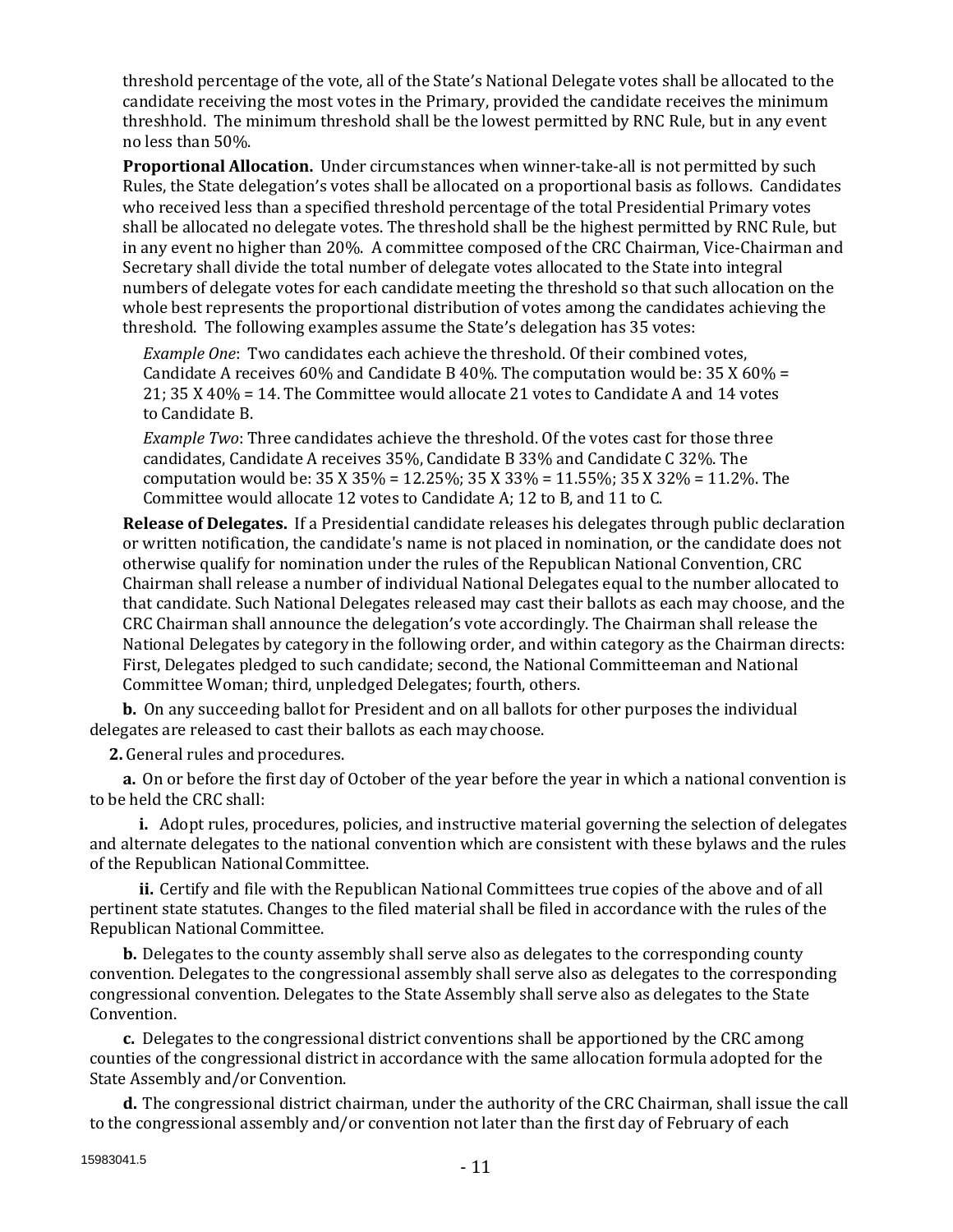threshold percentage of the vote, all of the State's National Delegate votes shall be allocated to the candidate receiving the most votes in the Primary, provided the candidate receives the minimum threshhold. The minimum threshold shall be the lowest permitted by RNC Rule, but in any event no less than 50%.

**Proportional Allocation.** Under circumstances when winner-take-all is not permitted by such Rules, the State delegation's votes shall be allocated on a proportional basis as follows. Candidates who received less than a specified threshold percentage of the total Presidential Primary votes shall be allocated no delegate votes. The threshold shall be the highest permitted by RNC Rule, but in any event no higher than 20%. A committee composed of the CRC Chairman, Vice-Chairman and Secretary shall divide the total number of delegate votes allocated to the State into integral numbers of delegate votes for each candidate meeting the threshold so that such allocation on the whole best represents the proportional distribution of votes among the candidates achieving the threshold. The following examples assume the State's delegation has 35 votes:

*Example One*: Two candidates each achieve the threshold. Of their combined votes, Candidate A receives 60% and Candidate B 40%. The computation would be: 35 X 60% = 21; 35 X 40% = 14. The Committee would allocate 21 votes to Candidate A and 14 votes to Candidate B.

*Example Two*: Three candidates achieve the threshold. Of the votes cast for those three candidates, Candidate A receives 35%, Candidate B 33% and Candidate C 32%. The computation would be: 35 X 35% = 12.25%; 35 X 33% = 11.55%; 35 X 32% = 11.2%. The Committee would allocate 12 votes to Candidate A; 12 to B, and 11 to C.

**Release of Delegates.** If a Presidential candidate releases his delegates through public declaration or written notification, the candidate's name is not placed in nomination, or the candidate does not otherwise qualify for nomination under the rules of the Republican National Convention, CRC Chairman shall release a number of individual National Delegates equal to the number allocated to that candidate. Such National Delegates released may cast their ballots as each may choose, and the CRC Chairman shall announce the delegation's vote accordingly. The Chairman shall release the National Delegates by category in the following order, and within category as the Chairman directs: First, Delegates pledged to such candidate; second, the National Committeeman and National Committee Woman; third, unpledged Delegates; fourth, others.

**b.** On any succeeding ballot for President and on all ballots for other purposes the individual delegates are released to cast their ballots as each may choose.

**2.** General rules and procedures.

**a.** On or before the first day of October of the year before the year in which a national convention is to be held the CRC shall:

**i.** Adopt rules, procedures, policies, and instructive material governing the selection of delegates and alternate delegates to the national convention which are consistent with these bylaws and the rules of the Republican National Committee.

**ii.** Certify and file with the Republican National Committees true copies of the above and of all pertinent state statutes. Changes to the filed material shall be filed in accordance with the rules of the Republican National Committee.

**b.** Delegates to the county assembly shall serve also as delegates to the corresponding county convention. Delegates to the congressional assembly shall serve also as delegates to the corresponding congressional convention. Delegates to the State Assembly shall serve also as delegates to the State Convention.

**c.** Delegates to the congressional district conventions shall be apportioned by the CRC among counties of the congressional district in accordance with the same allocation formula adopted for the State Assembly and/or Convention.

**d.** The congressional district chairman, under the authority of the CRC Chairman, shall issue the call to the congressional assembly and/or convention not later than the first day of February of each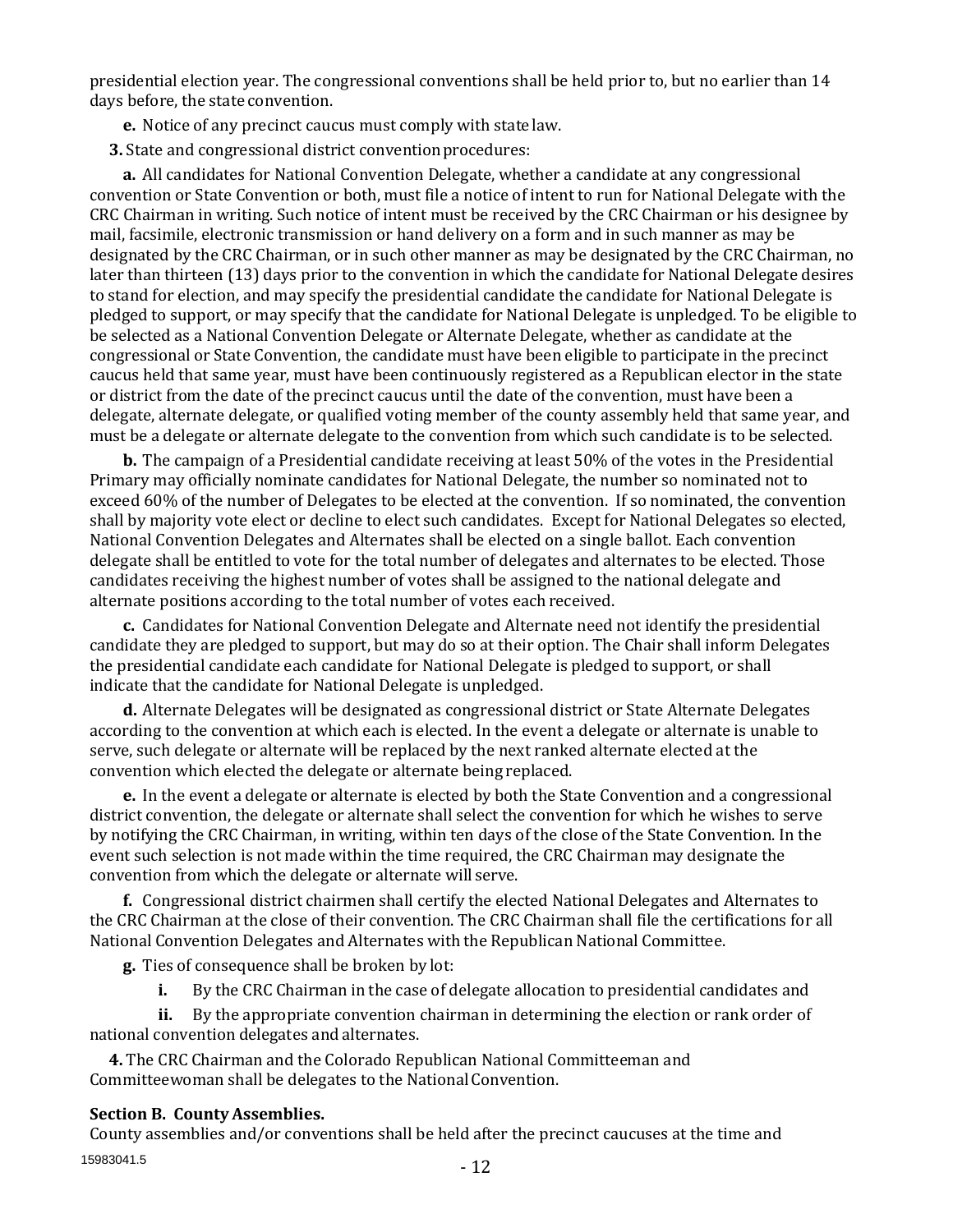presidential election year. The congressional conventions shall be held prior to, but no earlier than 14 days before, the state convention.

**e.** Notice of any precinct caucus must comply with state law.

**3.** State and congressional district convention procedures:

**a.** All candidates for National Convention Delegate, whether a candidate at any congressional convention or State Convention or both, must file a notice of intent to run for National Delegate with the CRC Chairman in writing. Such notice of intent must be received by the CRC Chairman or his designee by mail, facsimile, electronic transmission or hand delivery on a form and in such manner as may be designated by the CRC Chairman, or in such other manner as may be designated by the CRC Chairman, no later than thirteen (13) days prior to the convention in which the candidate for National Delegate desires to stand for election, and may specify the presidential candidate the candidate for National Delegate is pledged to support, or may specify that the candidate for National Delegate is unpledged. To be eligible to be selected as a National Convention Delegate or Alternate Delegate, whether as candidate at the congressional or State Convention, the candidate must have been eligible to participate in the precinct caucus held that same year, must have been continuously registered as a Republican elector in the state or district from the date of the precinct caucus until the date of the convention, must have been a delegate, alternate delegate, or qualified voting member of the county assembly held that same year, and must be a delegate or alternate delegate to the convention from which such candidate is to be selected.

**b.** The campaign of a Presidential candidate receiving at least 50% of the votes in the Presidential Primary may officially nominate candidates for National Delegate, the number so nominated not to exceed 60% of the number of Delegates to be elected at the convention. If so nominated, the convention shall by majority vote elect or decline to elect such candidates. Except for National Delegates so elected, National Convention Delegates and Alternates shall be elected on a single ballot. Each convention delegate shall be entitled to vote for the total number of delegates and alternates to be elected. Those candidates receiving the highest number of votes shall be assigned to the national delegate and alternate positions according to the total number of votes each received.

**c.** Candidates for National Convention Delegate and Alternate need not identify the presidential candidate they are pledged to support, but may do so at their option. The Chair shall inform Delegates the presidential candidate each candidate for National Delegate is pledged to support, or shall indicate that the candidate for National Delegate is unpledged.

**d.** Alternate Delegates will be designated as congressional district or State Alternate Delegates according to the convention at which each is elected. In the event a delegate or alternate is unable to serve, such delegate or alternate will be replaced by the next ranked alternate elected at the convention which elected the delegate or alternate being replaced.

**e.** In the event a delegate or alternate is elected by both the State Convention and a congressional district convention, the delegate or alternate shall select the convention for which he wishes to serve by notifying the CRC Chairman, in writing, within ten days of the close of the State Convention. In the event such selection is not made within the time required, the CRC Chairman may designate the convention from which the delegate or alternate will serve.

**f.** Congressional district chairmen shall certify the elected National Delegates and Alternates to the CRC Chairman at the close of their convention. The CRC Chairman shall file the certifications for all National Convention Delegates and Alternates with the Republican National Committee.

**g.** Ties of consequence shall be broken by lot:

**i.** By the CRC Chairman in the case of delegate allocation to presidential candidates and

**ii.** By the appropriate convention chairman in determining the election or rank order of national convention delegates and alternates.

**4.** The CRC Chairman and the Colorado Republican National Committeeman and Committeewoman shall be delegates to the National Convention.

**Section B. County Assemblies.**

County assemblies and/or conventions shall be held after the precinct caucuses at the time and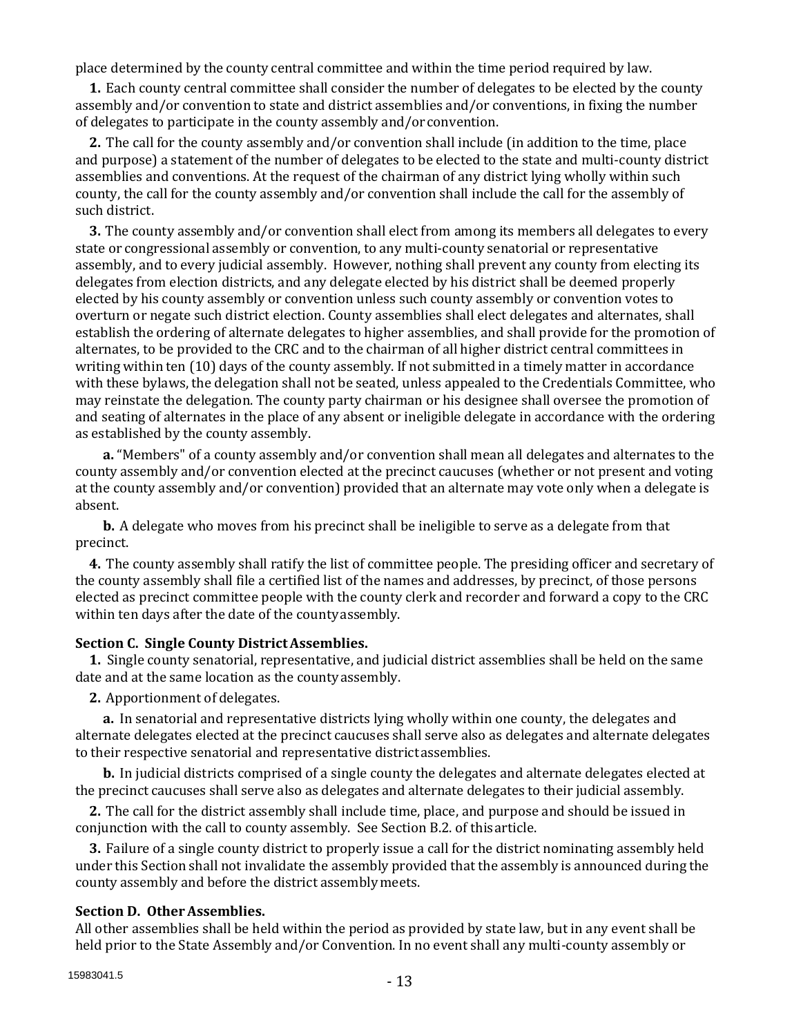place determined by the county central committee and within the time period required by law.

**1.** Each county central committee shall consider the number of delegates to be elected by the county assembly and/or convention to state and district assemblies and/or conventions, in fixing the number of delegates to participate in the county assembly and/or convention.

**2.** The call for the county assembly and/or convention shall include (in addition to the time, place and purpose) a statement of the number of delegates to be elected to the state and multi-county district assemblies and conventions. At the request of the chairman of any district lying wholly within such county, the call for the county assembly and/or convention shall include the call for the assembly of such district.

**3.** The county assembly and/or convention shall elect from among its members all delegates to every state or congressional assembly or convention, to any multi-county senatorial or representative assembly, and to every judicial assembly. However, nothing shall prevent any county from electing its delegates from election districts, and any delegate elected by his district shall be deemed properly elected by his county assembly or convention unless such county assembly or convention votes to overturn or negate such district election. County assemblies shall elect delegates and alternates, shall establish the ordering of alternate delegates to higher assemblies, and shall provide for the promotion of alternates, to be provided to the CRC and to the chairman of all higher district central committees in writing within ten (10) days of the county assembly. If not submitted in a timely matter in accordance with these bylaws, the delegation shall not be seated, unless appealed to the Credentials Committee, who may reinstate the delegation. The county party chairman or his designee shall oversee the promotion of and seating of alternates in the place of any absent or ineligible delegate in accordance with the ordering as established by the county assembly.

**a.** "Members" of a county assembly and/or convention shall mean all delegates and alternates to the county assembly and/or convention elected at the precinct caucuses (whether or not present and voting at the county assembly and/or convention) provided that an alternate may vote only when a delegate is absent.

**b.** A delegate who moves from his precinct shall be ineligible to serve as a delegate from that precinct.

**4.** The county assembly shall ratify the list of committee people. The presiding officer and secretary of the county assembly shall file a certified list of the names and addresses, by precinct, of those persons elected as precinct committee people with the county clerk and recorder and forward a copy to the CRC within ten days after the date of the county assembly.

**Section C. Single County District Assemblies.**

**1.** Single county senatorial, representative, and judicial district assemblies shall be held on the same date and at the same location as the county assembly.

**2.** Apportionment of delegates.

**a.** In senatorial and representative districts lying wholly within one county, the delegates and alternate delegates elected at the precinct caucuses shall serve also as delegates and alternate delegates to their respective senatorial and representative district assemblies.

**b.** In judicial districts comprised of a single county the delegates and alternate delegates elected at the precinct caucuses shall serve also as delegates and alternate delegates to their judicial assembly.

**2.** The call for the district assembly shall include time, place, and purpose and should be issued in conjunction with the call to county assembly. See Section B.2. of this article.

**3.** Failure of a single county district to properly issue a call for the district nominating assembly held under this Section shall not invalidate the assembly provided that the assembly is announced during the county assembly and before the district assembly meets.

**Section D. Other Assemblies.**

All other assemblies shall be held within the period as provided by state law, but in any event shall be held prior to the State Assembly and/or Convention. In no event shall any multi-county assembly or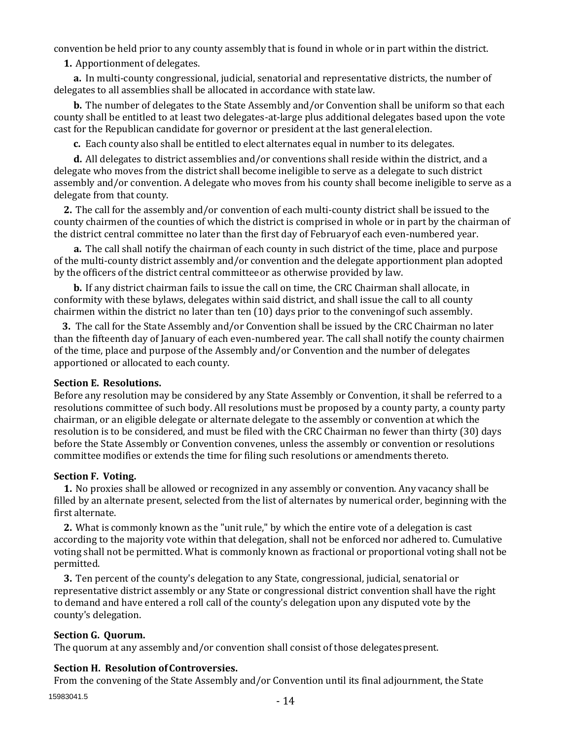convention be held prior to any county assembly that is found in whole or in part within the district.

**1.** Apportionment of delegates.

**a.** In multi-county congressional, judicial, senatorial and representative districts, the number of delegates to all assemblies shall be allocated in accordance with state law.

**b.** The number of delegates to the State Assembly and/or Convention shall be uniform so that each county shall be entitled to at least two delegates-at-large plus additional delegates based upon the vote cast for the Republican candidate for governor or president at the last general election.

**c.** Each county also shall be entitled to elect alternates equal in number to its delegates.

**d.** All delegates to district assemblies and/or conventions shall reside within the district, and a delegate who moves from the district shall become ineligible to serve as a delegate to such district assembly and/or convention. A delegate who moves from his county shall become ineligible to serve as a delegate from that county.

**2.** The call for the assembly and/or convention of each multi-county district shall be issued to the county chairmen of the counties of which the district is comprised in whole or in part by the chairman of the district central committee no later than the first day of February of each even-numbered year.

**a.** The call shall notify the chairman of each county in such district of the time, place and purpose of the multi-county district assembly and/or convention and the delegate apportionment plan adopted by the officers of the district central committee or as otherwise provided by law.

**b.** If any district chairman fails to issue the call on time, the CRC Chairman shall allocate, in conformity with these bylaws, delegates within said district, and shall issue the call to all county chairmen within the district no later than ten (10) days prior to the convening of such assembly.

**3.** The call for the State Assembly and/or Convention shall be issued by the CRC Chairman no later than the fifteenth day of January of each even-numbered year. The call shall notify the county chairmen of the time, place and purpose of the Assembly and/or Convention and the number of delegates apportioned or allocated to each county.

**Section E. Resolutions.**

Before any resolution may be considered by any State Assembly or Convention, it shall be referred to a resolutions committee of such body. All resolutions must be proposed by a county party, a county party chairman, or an eligible delegate or alternate delegate to the assembly or convention at which the resolution is to be considered, and must be filed with the CRC Chairman no fewer than thirty (30) days before the State Assembly or Convention convenes, unless the assembly or convention or resolutions committee modifies or extends the time for filing such resolutions or amendments thereto.

**Section F. Voting.**

**1.** No proxies shall be allowed or recognized in any assembly or convention. Any vacancy shall be filled by an alternate present, selected from the list of alternates by numerical order, beginning with the first alternate.

**2.** What is commonly known as the "unit rule," by which the entire vote of a delegation is cast according to the majority vote within that delegation, shall not be enforced nor adhered to. Cumulative voting shall not be permitted. What is commonly known as fractional or proportional voting shall not be permitted.

**3.** Ten percent of the county's delegation to any State, congressional, judicial, senatorial or representative district assembly or any State or congressional district convention shall have the right to demand and have entered a roll call of the county's delegation upon any disputed vote by the county's delegation.

**Section G. Quorum.**

The quorum at any assembly and/or convention shall consist of those delegates present.

**Section H. Resolution of Controversies.**

From the convening of the State Assembly and/or Convention until its final adjournment, the State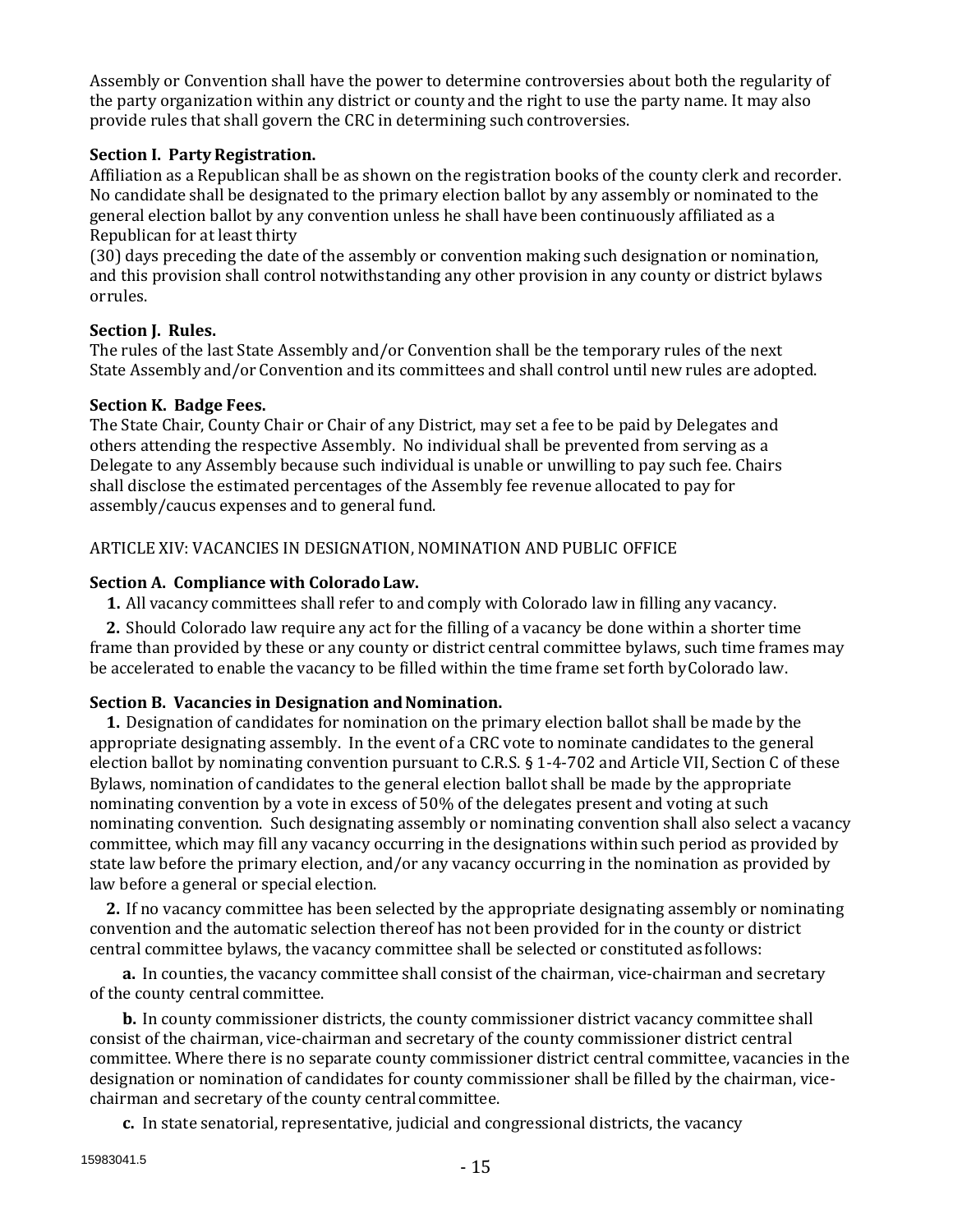Assembly or Convention shall have the power to determine controversies about both the regularity of the party organization within any district or county and the right to use the party name. It may also provide rules that shall govern the CRC in determining such controversies.

**Section I. Party Registration.**

Affiliation as a Republican shall be as shown on the registration books of the county clerk and recorder. No candidate shall be designated to the primary election ballot by any assembly or nominated to the general election ballot by any convention unless he shall have been continuously affiliated as a Republican for at least thirty (30) days preceding the date of the assembly or convention making such designation or nomination, and this provision shall control notwithstanding any other provision in any county or district bylaws or rules.

**Section J. Rules.**

The rules of the last State Assembly and/or Convention shall be the temporary rules of the next State Assembly and/or Convention and its committees and shall control until new rules are adopted.

**Section K. Badge Fees.**

The State Chair, County Chair or Chair of any District, may set a fee to be paid by Delegates and others attending the respective Assembly. No individual shall be prevented from serving as a Delegate to any Assembly because such individual is unable or unwilling to pay such fee. Chairs shall disclose the estimated percentages of the Assembly fee revenue allocated to pay for assembly/caucus expenses and to general fund.

ARTICLE XIV: VACANCIES IN DESIGNATION, NOMINATION AND PUBLIC OFFICE

**Section A. Compliance with Colorado Law.**

**1.** All vacancy committees shall refer to and comply with Colorado law in filling any vacancy.

**2.** Should Colorado law require any act for the filling of a vacancy be done within a shorter time frame than provided by these or any county or district central committee bylaws, such time frames may be accelerated to enable the vacancy to be filled within the time frame set forth by Colorado law.

**Section B. Vacancies in Designation and Nomination.**

**1.** Designation of candidates for nomination on the primary election ballot shall be made by the appropriate designating assembly. In the event of a CRC vote to nominate candidates to the general election ballot by nominating convention pursuant to C.R.S. § 1-4-702 and Article VII, Section C of these Bylaws, nomination of candidates to the general election ballot shall be made by the appropriate nominating convention by a vote in excess of 50% of the delegates present and voting at such nominating convention. Such designating assembly or nominating convention shall also select a vacancy committee, which may fill any vacancy occurring in the designations within such period as provided by state law before the primary election, and/or any vacancy occurring in the nomination as provided by law before a general or special election.

**2.** If no vacancy committee has been selected by the appropriate designating assembly or nominating convention and the automatic selection thereof has not been provided for in the county or district central committee bylaws, the vacancy committee shall be selected or constituted as follows:

**a.** In counties, the vacancy committee shall consist of the chairman, vice-chairman and secretary of the county central committee.

**b.** In county commissioner districts, the county commissioner district vacancy committee shall consist of the chairman, vice-chairman and secretary of the county commissioner district central committee. Where there is no separate county commissioner district central committee, vacancies in the designation or nomination of candidates for county commissioner shall be filled by the chairman, vice-chairman and secretary of the county central committee.

**c.** In state senatorial, representative, judicial and congressional districts, the vacancy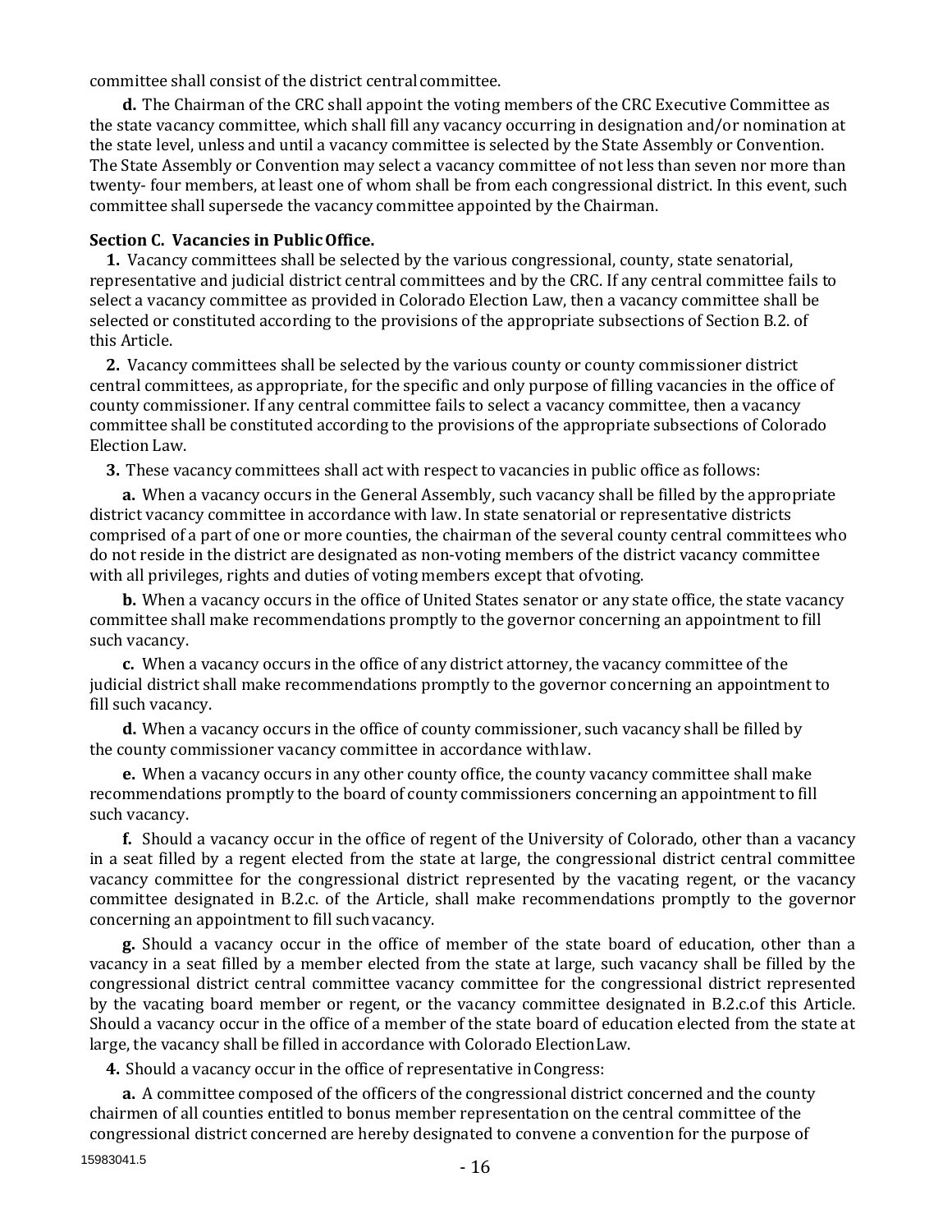committee shall consist of the district central committee.

**d.** The Chairman of the CRC shall appoint the voting members of the CRC Executive Committee as the state vacancy committee, which shall fill any vacancy occurring in designation and/or nomination at the state level, unless and until a vacancy committee is selected by the State Assembly or Convention. The State Assembly or Convention may select a vacancy committee of not less than seven nor more than twenty- four members, at least one of whom shall be from each congressional district. In this event, such committee shall supersede the vacancy committee appointed by the Chairman.

**Section C. Vacancies in Public Office.**

**1.** Vacancy committees shall be selected by the various congressional, county, state senatorial, representative and judicial district central committees and by the CRC. If any central committee fails to select a vacancy committee as provided in Colorado Election Law, then a vacancy committee shall be selected or constituted according to the provisions of the appropriate subsections of Section B.2. of this Article.

**2.** Vacancy committees shall be selected by the various county or county commissioner district central committees, as appropriate, for the specific and only purpose of filling vacancies in the office of county commissioner. If any central committee fails to select a vacancy committee, then a vacancy committee shall be constituted according to the provisions of the appropriate subsections of Colorado Election Law.

**3.** These vacancy committees shall act with respect to vacancies in public office as follows:

**a.** When a vacancy occurs in the General Assembly, such vacancy shall be filled by the appropriate district vacancy committee in accordance with law. In state senatorial or representative districts comprised of a part of one or more counties, the chairman of the several county central committees who do not reside in the district are designated as non-voting members of the district vacancy committee with all privileges, rights and duties of voting members except that of voting.

**b.** When a vacancy occurs in the office of United States senator or any state office, the state vacancy committee shall make recommendations promptly to the governor concerning an appointment to fill such vacancy.

**c.** When a vacancy occurs in the office of any district attorney, the vacancy committee of the judicial district shall make recommendations promptly to the governor concerning an appointment to fill such vacancy.

**d.** When a vacancy occurs in the office of county commissioner, such vacancy shall be filled by the county commissioner vacancy committee in accordance with law.

**e.** When a vacancy occurs in any other county office, the county vacancy committee shall make recommendations promptly to the board of county commissioners concerning an appointment to fill such vacancy.

**f.** Should a vacancy occur in the office of regent of the University of Colorado, other than a vacancy in a seat filled by a regent elected from the state at large, the congressional district central committee vacancy committee for the congressional district represented by the vacating regent, or the vacancy committee designated in B.2.c. of the Article, shall make recommendations promptly to the governor concerning an appointment to fill such vacancy.

**g.** Should a vacancy occur in the office of member of the state board of education, other than a vacancy in a seat filled by a member elected from the state at large, such vacancy shall be filled by the congressional district central committee vacancy committee for the congressional district represented by the vacating board member or regent, or the vacancy committee designated in B.2.c.of this Article. Should a vacancy occur in the office of a member of the state board of education elected from the state at large, the vacancy shall be filled in accordance with Colorado Election Law.

**4.** Should a vacancy occur in the office of representative in Congress:

**a.** A committee composed of the officers of the congressional district concerned and the county chairmen of all counties entitled to bonus member representation on the central committee of the congressional district concerned are hereby designated to convene a convention for the purpose of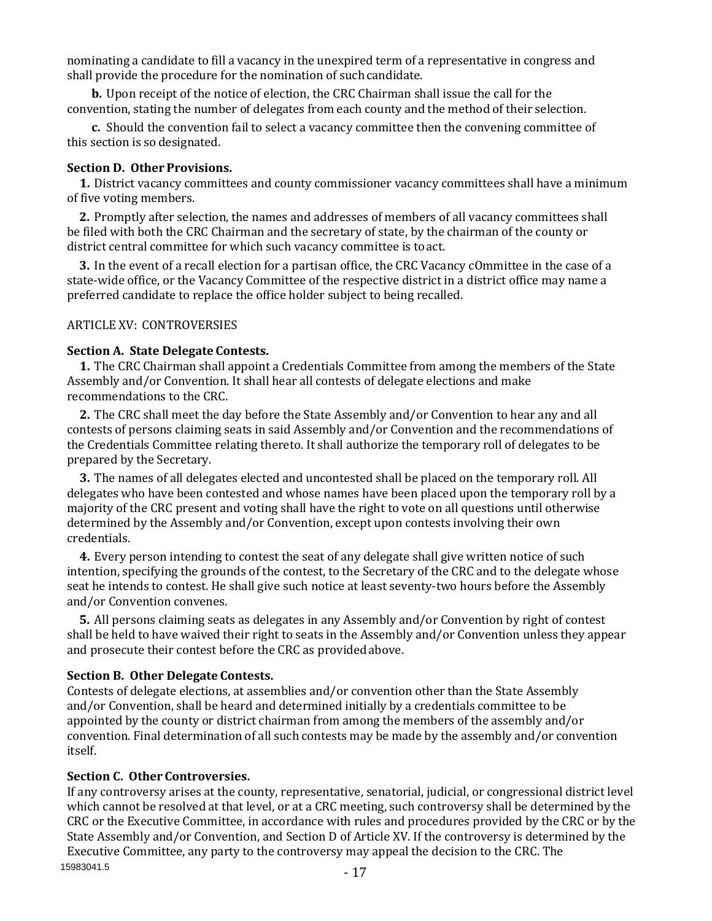nominating a candidate to fill a vacancy in the unexpired term of a representative in congress and shall provide the procedure for the nomination of such candidate.

**b.** Upon receipt of the notice of election, the CRC Chairman shall issue the call for the convention, stating the number of delegates from each county and the method of their selection.

**c.** Should the convention fail to select a vacancy committee then the convening committee of this section is so designated.

**Section D. Other Provisions.**

**1.** District vacancy committees and county commissioner vacancy committees shall have a minimum of five voting members.

**2.** Promptly after selection, the names and addresses of members of all vacancy committees shall be filed with both the CRC Chairman and the secretary of state, by the chairman of the county or district central committee for which such vacancy committee is to act.

**3.** In the event of a recall election for a partisan office, the CRC Vacancy cOmmittee in the case of a state-wide office, or the Vacancy Committee of the respective district in a district office may name a preferred candidate to replace the office holder subject to being recalled.

ARTICLE XV: CONTROVERSIES

**Section A. State Delegate Contests.**

**1.** The CRC Chairman shall appoint a Credentials Committee from among the members of the State Assembly and/or Convention. It shall hear all contests of delegate elections and make recommendations to the CRC.

**2.** The CRC shall meet the day before the State Assembly and/or Convention to hear any and all contests of persons claiming seats in said Assembly and/or Convention and the recommendations of the Credentials Committee relating thereto. It shall authorize the temporary roll of delegates to be prepared by the Secretary.

**3.** The names of all delegates elected and uncontested shall be placed on the temporary roll. All delegates who have been contested and whose names have been placed upon the temporary roll by a majority of the CRC present and voting shall have the right to vote on all questions until otherwise determined by the Assembly and/or Convention, except upon contests involving their own credentials.

**4.** Every person intending to contest the seat of any delegate shall give written notice of such intention, specifying the grounds of the contest, to the Secretary of the CRC and to the delegate whose seat he intends to contest. He shall give such notice at least seventy-two hours before the Assembly and/or Convention convenes.

**5.** All persons claiming seats as delegates in any Assembly and/or Convention by right of contest shall be held to have waived their right to seats in the Assembly and/or Convention unless they appear and prosecute their contest before the CRC as provided above.

**Section B. Other Delegate Contests.**

Contests of delegate elections, at assemblies and/or convention other than the State Assembly and/or Convention, shall be heard and determined initially by a credentials committee to be appointed by the county or district chairman from among the members of the assembly and/or convention. Final determination of all such contests may be made by the assembly and/or convention itself.

**Section C. Other Controversies.**

If any controversy arises at the county, representative, senatorial, judicial, or congressional district level which cannot be resolved at that level, or at a CRC meeting, such controversy shall be determined by the CRC or the Executive Committee, in accordance with rules and procedures provided by the CRC or by the State Assembly and/or Convention, and Section D of Article XV. If the controversy is determined by the Executive Committee, any party to the controversy may appeal the decision to the CRC. The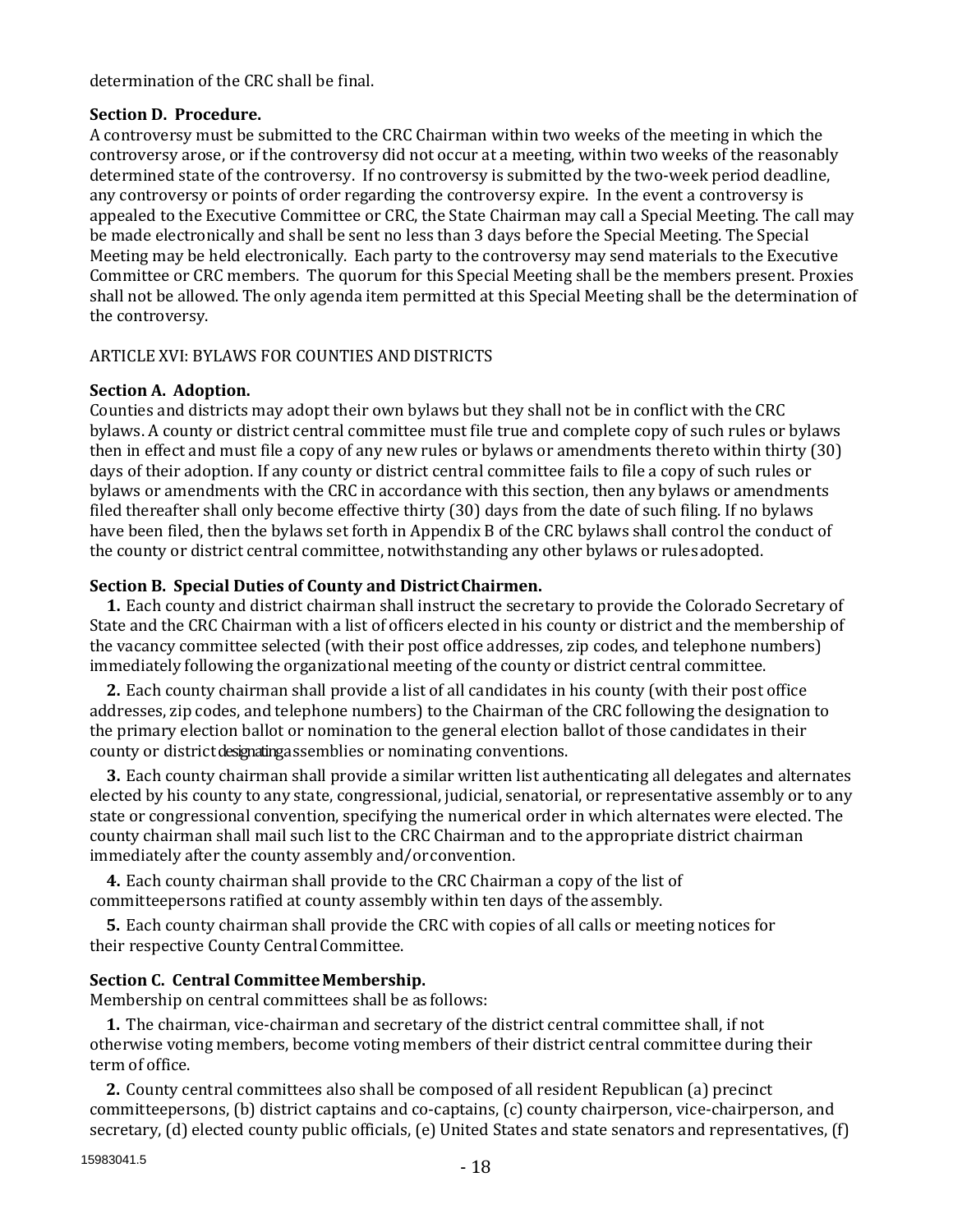determination of the CRC shall be final.

**Section D. Procedure.**
A controversy must be submitted to the CRC Chairman within two weeks of the meeting in which the controversy arose, or if the controversy did not occur at a meeting, within two weeks of the reasonably determined state of the controversy. If no controversy is submitted by the two-week period deadline, any controversy or points of order regarding the controversy expire. In the event a controversy is appealed to the Executive Committee or CRC, the State Chairman may call a Special Meeting. The call may be made electronically and shall be sent no less than 3 days before the Special Meeting. The Special Meeting may be held electronically. Each party to the controversy may send materials to the Executive Committee or CRC members. The quorum for this Special Meeting shall be the members present. Proxies shall not be allowed. The only agenda item permitted at this Special Meeting shall be the determination of the controversy.

ARTICLE XVI: BYLAWS FOR COUNTIES AND DISTRICTS

**Section A. Adoption.**
Counties and districts may adopt their own bylaws but they shall not be in conflict with the CRC bylaws. A county or district central committee must file true and complete copy of such rules or bylaws then in effect and must file a copy of any new rules or bylaws or amendments thereto within thirty (30) days of their adoption. If any county or district central committee fails to file a copy of such rules or bylaws or amendments with the CRC in accordance with this section, then any bylaws or amendments filed thereafter shall only become effective thirty (30) days from the date of such filing. If no bylaws have been filed, then the bylaws set forth in Appendix B of the CRC bylaws shall control the conduct of the county or district central committee, notwithstanding any other bylaws or rules adopted.

**Section B. Special Duties of County and District Chairmen.**

**1.** Each county and district chairman shall instruct the secretary to provide the Colorado Secretary of State and the CRC Chairman with a list of officers elected in his county or district and the membership of the vacancy committee selected (with their post office addresses, zip codes, and telephone numbers) immediately following the organizational meeting of the county or district central committee.

**2.** Each county chairman shall provide a list of all candidates in his county (with their post office addresses, zip codes, and telephone numbers) to the Chairman of the CRC following the designation to the primary election ballot or nomination to the general election ballot of those candidates in their county or district designating assemblies or nominating conventions.

**3.** Each county chairman shall provide a similar written list authenticating all delegates and alternates elected by his county to any state, congressional, judicial, senatorial, or representative assembly or to any state or congressional convention, specifying the numerical order in which alternates were elected. The county chairman shall mail such list to the CRC Chairman and to the appropriate district chairman immediately after the county assembly and/or convention.

**4.** Each county chairman shall provide to the CRC Chairman a copy of the list of committeepersons ratified at county assembly within ten days of the assembly.

**5.** Each county chairman shall provide the CRC with copies of all calls or meeting notices for their respective County Central Committee.

**Section C. Central Committee Membership.**
Membership on central committees shall be as follows:

**1.** The chairman, vice-chairman and secretary of the district central committee shall, if not otherwise voting members, become voting members of their district central committee during their term of office.

**2.** County central committees also shall be composed of all resident Republican (a) precinct committeepersons, (b) district captains and co-captains, (c) county chairperson, vice-chairperson, and secretary, (d) elected county public officials, (e) United States and state senators and representatives, (f)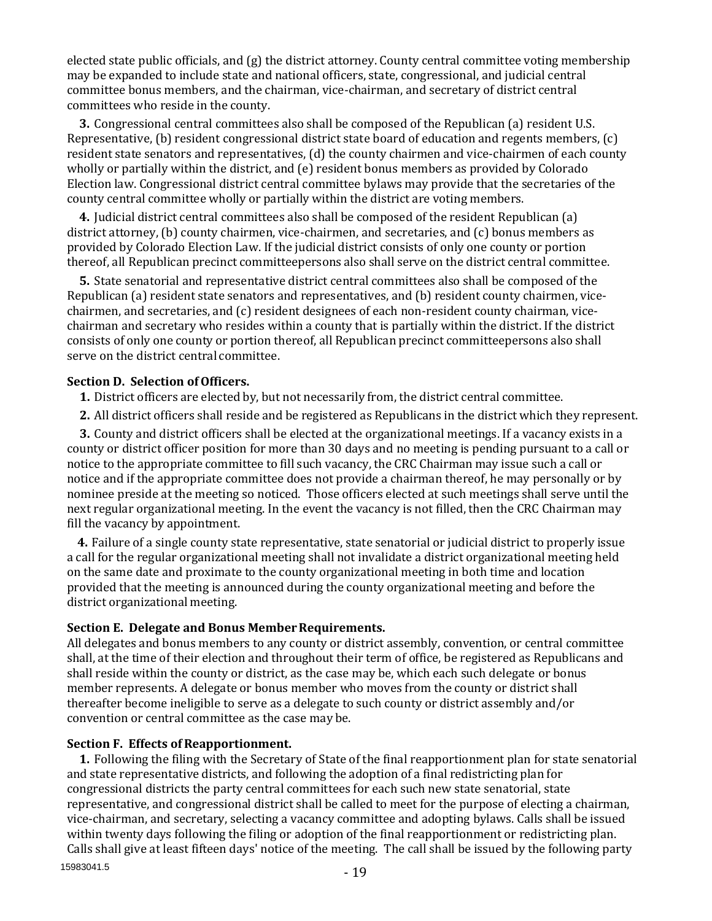elected state public officials, and (g) the district attorney. County central committee voting membership may be expanded to include state and national officers, state, congressional, and judicial central committee bonus members, and the chairman, vice-chairman, and secretary of district central committees who reside in the county.

**3.** Congressional central committees also shall be composed of the Republican (a) resident U.S. Representative, (b) resident congressional district state board of education and regents members, (c) resident state senators and representatives, (d) the county chairmen and vice-chairmen of each county wholly or partially within the district, and (e) resident bonus members as provided by Colorado Election law. Congressional district central committee bylaws may provide that the secretaries of the county central committee wholly or partially within the district are voting members.

**4.** Judicial district central committees also shall be composed of the resident Republican (a) district attorney, (b) county chairmen, vice-chairmen, and secretaries, and (c) bonus members as provided by Colorado Election Law. If the judicial district consists of only one county or portion thereof, all Republican precinct committeepersons also shall serve on the district central committee.

**5.** State senatorial and representative district central committees also shall be composed of the Republican (a) resident state senators and representatives, and (b) resident county chairmen, vice-chairmen, and secretaries, and (c) resident designees of each non-resident county chairman, vice-chairman and secretary who resides within a county that is partially within the district. If the district consists of only one county or portion thereof, all Republican precinct committeepersons also shall serve on the district central committee.

**Section D. Selection of Officers.**

**1.** District officers are elected by, but not necessarily from, the district central committee.

**2.** All district officers shall reside and be registered as Republicans in the district which they represent.

**3.** County and district officers shall be elected at the organizational meetings. If a vacancy exists in a county or district officer position for more than 30 days and no meeting is pending pursuant to a call or notice to the appropriate committee to fill such vacancy, the CRC Chairman may issue such a call or notice and if the appropriate committee does not provide a chairman thereof, he may personally or by nominee preside at the meeting so noticed. Those officers elected at such meetings shall serve until the next regular organizational meeting. In the event the vacancy is not filled, then the CRC Chairman may fill the vacancy by appointment.

**4.** Failure of a single county state representative, state senatorial or judicial district to properly issue a call for the regular organizational meeting shall not invalidate a district organizational meeting held on the same date and proximate to the county organizational meeting in both time and location provided that the meeting is announced during the county organizational meeting and before the district organizational meeting.

**Section E. Delegate and Bonus Member Requirements.**

All delegates and bonus members to any county or district assembly, convention, or central committee shall, at the time of their election and throughout their term of office, be registered as Republicans and shall reside within the county or district, as the case may be, which each such delegate or bonus member represents. A delegate or bonus member who moves from the county or district shall thereafter become ineligible to serve as a delegate to such county or district assembly and/or convention or central committee as the case may be.

**Section F. Effects of Reapportionment.**

**1.** Following the filing with the Secretary of State of the final reapportionment plan for state senatorial and state representative districts, and following the adoption of a final redistricting plan for congressional districts the party central committees for each such new state senatorial, state representative, and congressional district shall be called to meet for the purpose of electing a chairman, vice-chairman, and secretary, selecting a vacancy committee and adopting bylaws. Calls shall be issued within twenty days following the filing or adoption of the final reapportionment or redistricting plan. Calls shall give at least fifteen days' notice of the meeting. The call shall be issued by the following party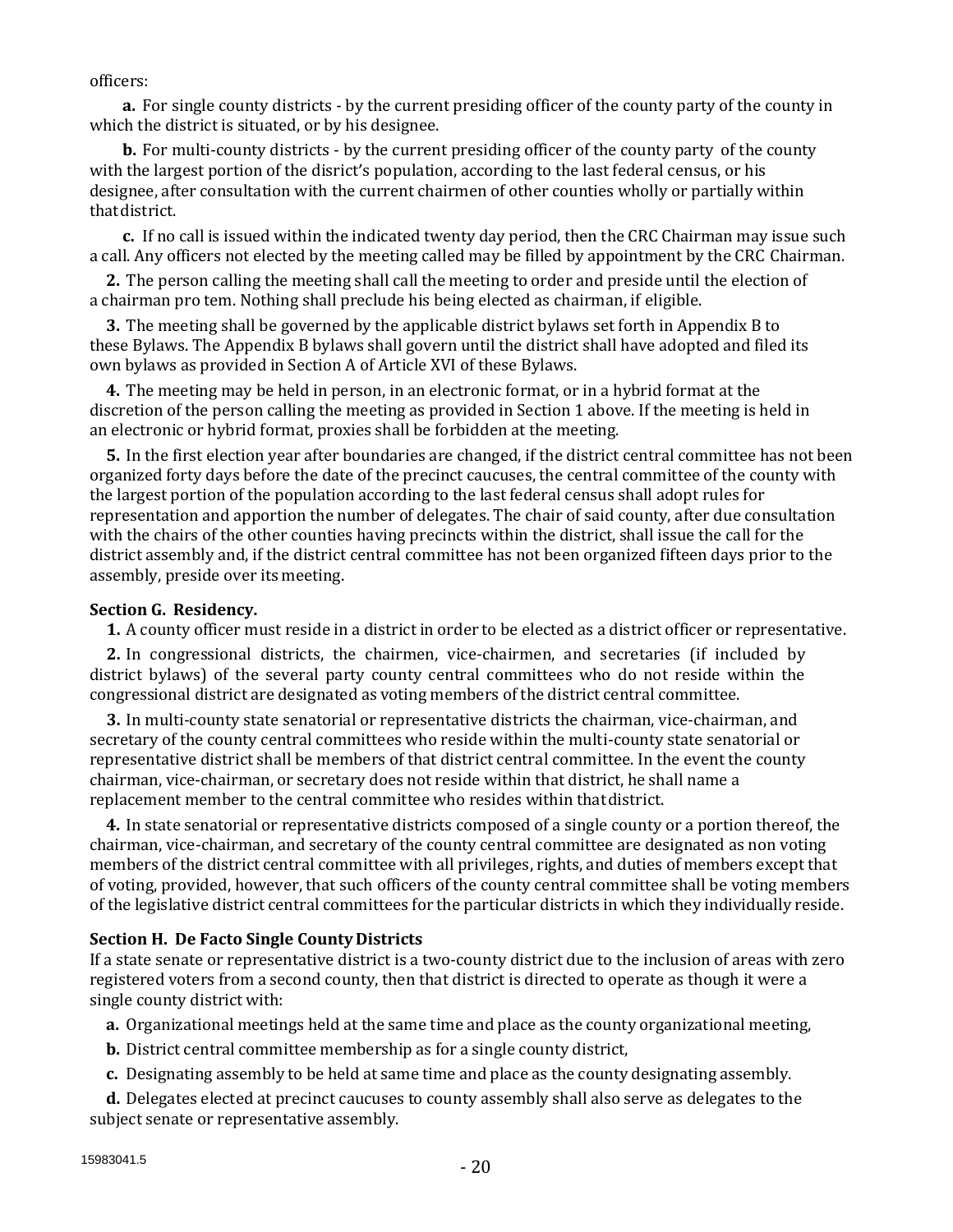officers:

**a.** For single county districts - by the current presiding officer of the county party of the county in which the district is situated, or by his designee.

**b.** For multi-county districts - by the current presiding officer of the county party of the county with the largest portion of the disrict's population, according to the last federal census, or his designee, after consultation with the current chairmen of other counties wholly or partially within that district.

**c.** If no call is issued within the indicated twenty day period, then the CRC Chairman may issue such a call. Any officers not elected by the meeting called may be filled by appointment by the CRC Chairman.

**2.** The person calling the meeting shall call the meeting to order and preside until the election of a chairman pro tem. Nothing shall preclude his being elected as chairman, if eligible.

**3.** The meeting shall be governed by the applicable district bylaws set forth in Appendix B to these Bylaws. The Appendix B bylaws shall govern until the district shall have adopted and filed its own bylaws as provided in Section A of Article XVI of these Bylaws.

**4.** The meeting may be held in person, in an electronic format, or in a hybrid format at the discretion of the person calling the meeting as provided in Section 1 above. If the meeting is held in an electronic or hybrid format, proxies shall be forbidden at the meeting.

**5.** In the first election year after boundaries are changed, if the district central committee has not been organized forty days before the date of the precinct caucuses, the central committee of the county with the largest portion of the population according to the last federal census shall adopt rules for representation and apportion the number of delegates. The chair of said county, after due consultation with the chairs of the other counties having precincts within the district, shall issue the call for the district assembly and, if the district central committee has not been organized fifteen days prior to the assembly, preside over its meeting.

**Section G. Residency.**

**1.** A county officer must reside in a district in order to be elected as a district officer or representative.

**2.** In congressional districts, the chairmen, vice-chairmen, and secretaries (if included by district bylaws) of the several party county central committees who do not reside within the congressional district are designated as voting members of the district central committee.

**3.** In multi-county state senatorial or representative districts the chairman, vice-chairman, and secretary of the county central committees who reside within the multi-county state senatorial or representative district shall be members of that district central committee. In the event the county chairman, vice-chairman, or secretary does not reside within that district, he shall name a replacement member to the central committee who resides within that district.

**4.** In state senatorial or representative districts composed of a single county or a portion thereof, the chairman, vice-chairman, and secretary of the county central committee are designated as non voting members of the district central committee with all privileges, rights, and duties of members except that of voting, provided, however, that such officers of the county central committee shall be voting members of the legislative district central committees for the particular districts in which they individually reside.

**Section H. De Facto Single County Districts**

If a state senate or representative district is a two-county district due to the inclusion of areas with zero registered voters from a second county, then that district is directed to operate as though it were a single county district with:

**a.** Organizational meetings held at the same time and place as the county organizational meeting,

**b.** District central committee membership as for a single county district,

**c.** Designating assembly to be held at same time and place as the county designating assembly.

**d.** Delegates elected at precinct caucuses to county assembly shall also serve as delegates to the subject senate or representative assembly.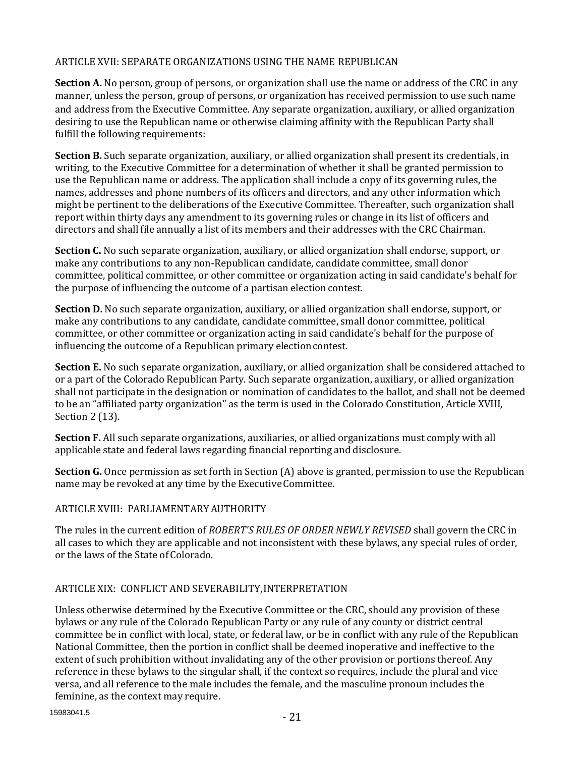## ARTICLE XVII: SEPARATE ORGANIZATIONS USING THE NAME REPUBLICAN

**Section A.** No person, group of persons, or organization shall use the name or address of the CRC in any manner, unless the person, group of persons, or organization has received permission to use such name and address from the Executive Committee. Any separate organization, auxiliary, or allied organization desiring to use the Republican name or otherwise claiming affinity with the Republican Party shall fulfill the following requirements:

**Section B.** Such separate organization, auxiliary, or allied organization shall present its credentials, in writing, to the Executive Committee for a determination of whether it shall be granted permission to use the Republican name or address. The application shall include a copy of its governing rules, the names, addresses and phone numbers of its officers and directors, and any other information which might be pertinent to the deliberations of the Executive Committee. Thereafter, such organization shall report within thirty days any amendment to its governing rules or change in its list of officers and directors and shall file annually a list of its members and their addresses with the CRC Chairman.

**Section C.** No such separate organization, auxiliary, or allied organization shall endorse, support, or make any contributions to any non-Republican candidate, candidate committee, small donor committee, political committee, or other committee or organization acting in said candidate's behalf for the purpose of influencing the outcome of a partisan election contest.

**Section D.** No such separate organization, auxiliary, or allied organization shall endorse, support, or make any contributions to any candidate, candidate committee, small donor committee, political committee, or other committee or organization acting in said candidate's behalf for the purpose of influencing the outcome of a Republican primary election contest.

**Section E.** No such separate organization, auxiliary, or allied organization shall be considered attached to or a part of the Colorado Republican Party. Such separate organization, auxiliary, or allied organization shall not participate in the designation or nomination of candidates to the ballot, and shall not be deemed to be an "affiliated party organization" as the term is used in the Colorado Constitution, Article XVIII, Section 2 (13).

**Section F.** All such separate organizations, auxiliaries, or allied organizations must comply with all applicable state and federal laws regarding financial reporting and disclosure.

**Section G.** Once permission as set forth in Section (A) above is granted, permission to use the Republican name may be revoked at any time by the Executive Committee.

## ARTICLE XVIII: PARLIAMENTARY AUTHORITY

The rules in the current edition of *ROBERT'S RULES OF ORDER NEWLY REVISED* shall govern the CRC in all cases to which they are applicable and not inconsistent with these bylaws, any special rules of order, or the laws of the State of Colorado.

## ARTICLE XIX: CONFLICT AND SEVERABILITY, INTERPRETATION

Unless otherwise determined by the Executive Committee or the CRC, should any provision of these bylaws or any rule of the Colorado Republican Party or any rule of any county or district central committee be in conflict with local, state, or federal law, or be in conflict with any rule of the Republican National Committee, then the portion in conflict shall be deemed inoperative and ineffective to the extent of such prohibition without invalidating any of the other provision or portions thereof. Any reference in these bylaws to the singular shall, if the context so requires, include the plural and vice versa, and all reference to the male includes the female, and the masculine pronoun includes the feminine, as the context may require.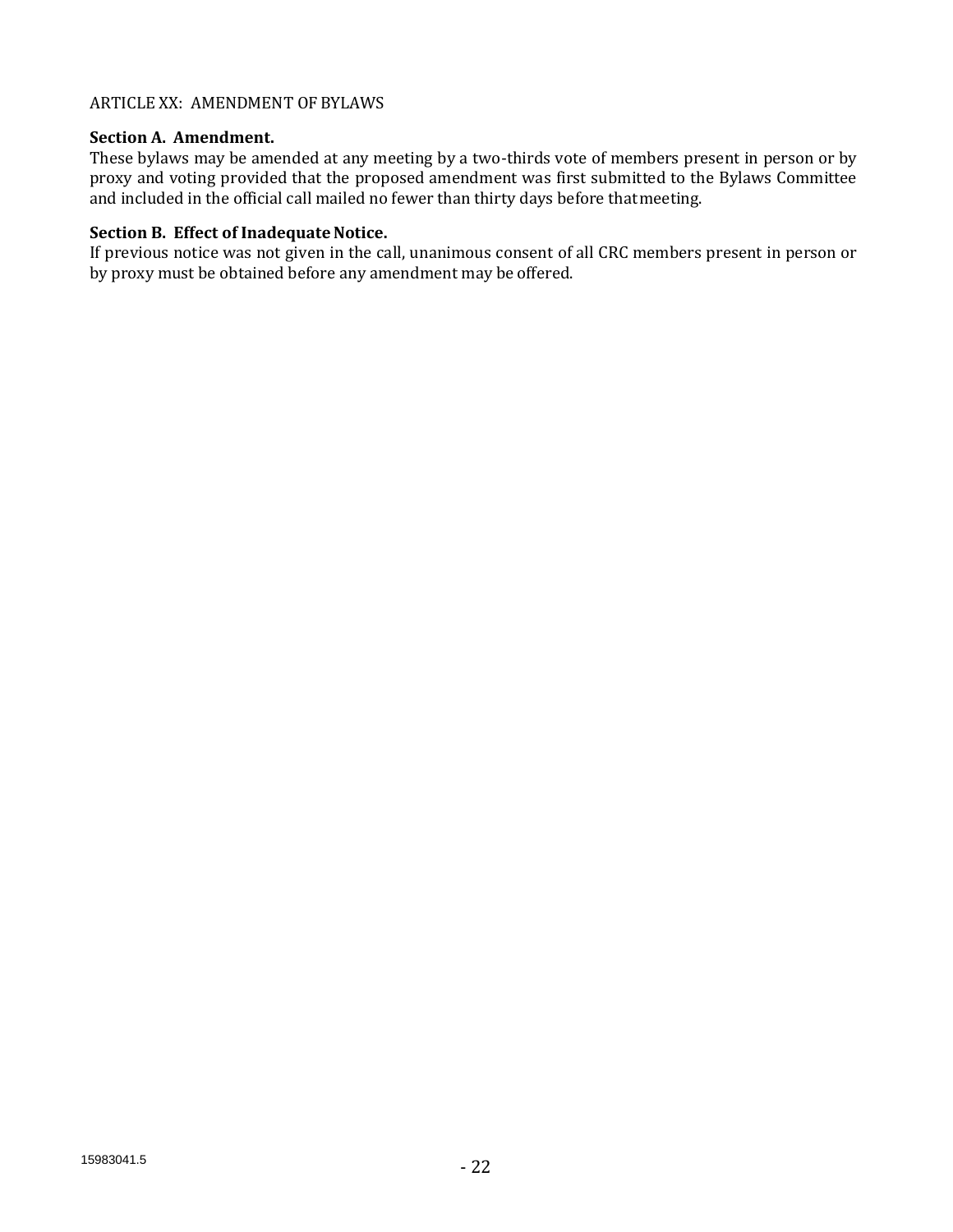## ARTICLE XX: AMENDMENT OF BYLAWS

**Section A. Amendment.**
These bylaws may be amended at any meeting by a two-thirds vote of members present in person or by proxy and voting provided that the proposed amendment was first submitted to the Bylaws Committee and included in the official call mailed no fewer than thirty days before that meeting.

**Section B. Effect of Inadequate Notice.**
If previous notice was not given in the call, unanimous consent of all CRC members present in person or by proxy must be obtained before any amendment may be offered.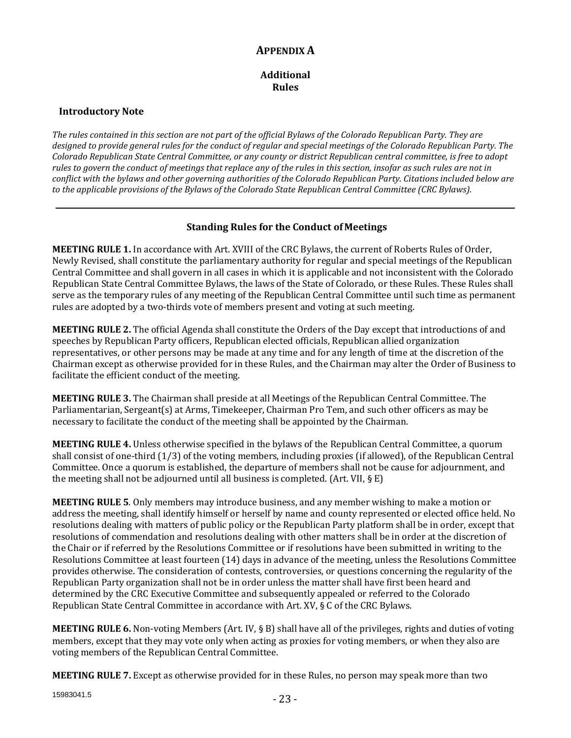# APPENDIX A

## Additional Rules

### Introductory Note

*The rules contained in this section are not part of the official Bylaws of the Colorado Republican Party. They are designed to provide general rules for the conduct of regular and special meetings of the Colorado Republican Party. The Colorado Republican State Central Committee, or any county or district Republican central committee, is free to adopt rules to govern the conduct of meetings that replace any of the rules in this section, insofar as such rules are not in conflict with the bylaws and other governing authorities of the Colorado Republican Party. Citations included below are to the applicable provisions of the Bylaws of the Colorado State Republican Central Committee (CRC Bylaws).*

---

### Standing Rules for the Conduct of Meetings

**MEETING RULE 1.** In accordance with Art. XVIII of the CRC Bylaws, the current of Roberts Rules of Order, Newly Revised, shall constitute the parliamentary authority for regular and special meetings of the Republican Central Committee and shall govern in all cases in which it is applicable and not inconsistent with the Colorado Republican State Central Committee Bylaws, the laws of the State of Colorado, or these Rules. These Rules shall serve as the temporary rules of any meeting of the Republican Central Committee until such time as permanent rules are adopted by a two-thirds vote of members present and voting at such meeting.

**MEETING RULE 2.** The official Agenda shall constitute the Orders of the Day except that introductions of and speeches by Republican Party officers, Republican elected officials, Republican allied organization representatives, or other persons may be made at any time and for any length of time at the discretion of the Chairman except as otherwise provided for in these Rules, and the Chairman may alter the Order of Business to facilitate the efficient conduct of the meeting.

**MEETING RULE 3.** The Chairman shall preside at all Meetings of the Republican Central Committee. The Parliamentarian, Sergeant(s) at Arms, Timekeeper, Chairman Pro Tem, and such other officers as may be necessary to facilitate the conduct of the meeting shall be appointed by the Chairman.

**MEETING RULE 4.** Unless otherwise specified in the bylaws of the Republican Central Committee, a quorum shall consist of one-third (1/3) of the voting members, including proxies (if allowed), of the Republican Central Committee. Once a quorum is established, the departure of members shall not be cause for adjournment, and the meeting shall not be adjourned until all business is completed. (Art. VII, § E)

**MEETING RULE 5**. Only members may introduce business, and any member wishing to make a motion or address the meeting, shall identify himself or herself by name and county represented or elected office held. No resolutions dealing with matters of public policy or the Republican Party platform shall be in order, except that resolutions of commendation and resolutions dealing with other matters shall be in order at the discretion of the Chair or if referred by the Resolutions Committee or if resolutions have been submitted in writing to the Resolutions Committee at least fourteen (14) days in advance of the meeting, unless the Resolutions Committee provides otherwise. The consideration of contests, controversies, or questions concerning the regularity of the Republican Party organization shall not be in order unless the matter shall have first been heard and determined by the CRC Executive Committee and subsequently appealed or referred to the Colorado Republican State Central Committee in accordance with Art. XV, § C of the CRC Bylaws.

**MEETING RULE 6.** Non-voting Members (Art. IV, § B) shall have all of the privileges, rights and duties of voting members, except that they may vote only when acting as proxies for voting members, or when they also are voting members of the Republican Central Committee.

**MEETING RULE 7.** Except as otherwise provided for in these Rules, no person may speak more than two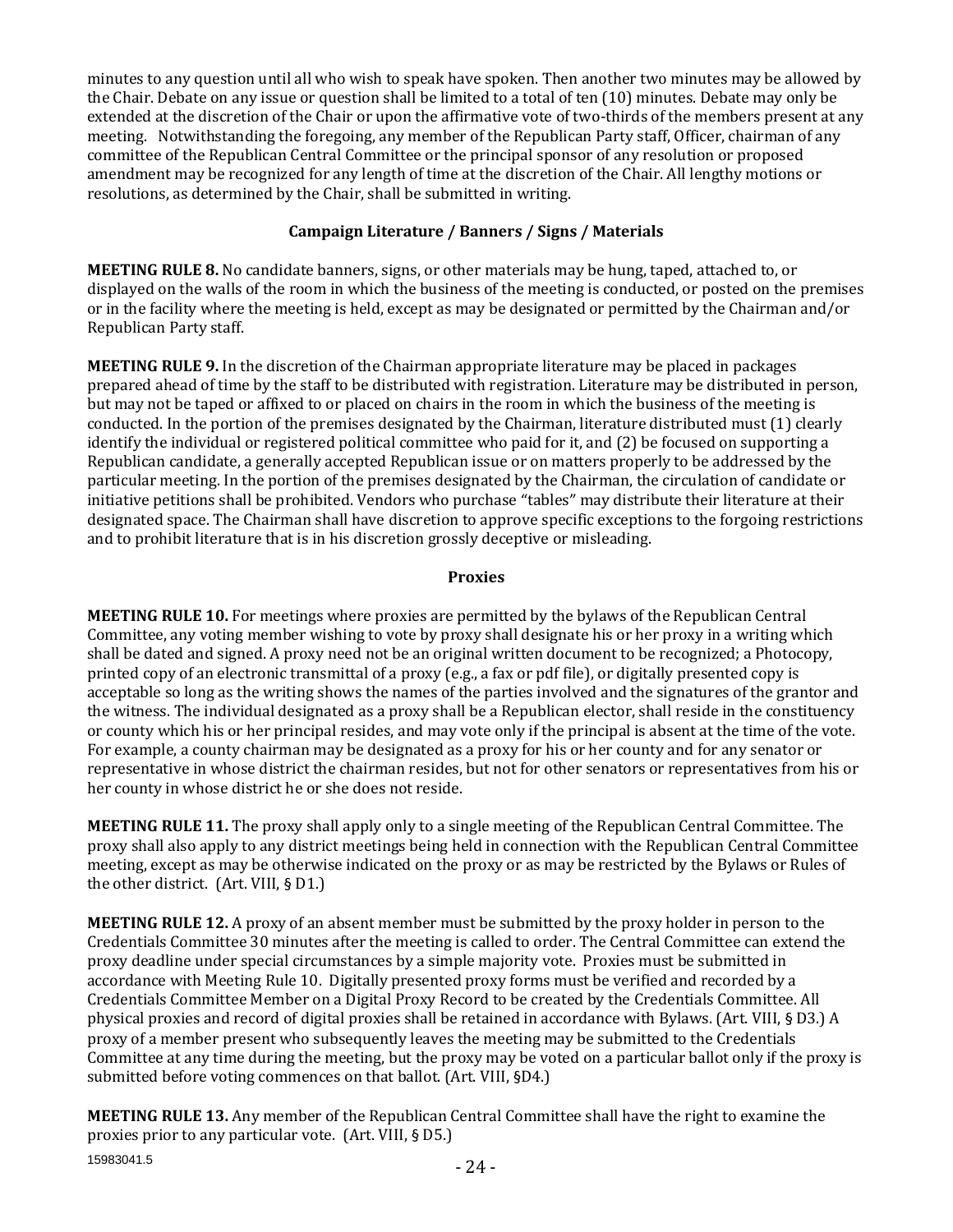minutes to any question until all who wish to speak have spoken. Then another two minutes may be allowed by the Chair. Debate on any issue or question shall be limited to a total of ten (10) minutes. Debate may only be extended at the discretion of the Chair or upon the affirmative vote of two-thirds of the members present at any meeting. Notwithstanding the foregoing, any member of the Republican Party staff, Officer, chairman of any committee of the Republican Central Committee or the principal sponsor of any resolution or proposed amendment may be recognized for any length of time at the discretion of the Chair. All lengthy motions or resolutions, as determined by the Chair, shall be submitted in writing.

### Campaign Literature / Banners / Signs / Materials

**MEETING RULE 8.** No candidate banners, signs, or other materials may be hung, taped, attached to, or displayed on the walls of the room in which the business of the meeting is conducted, or posted on the premises or in the facility where the meeting is held, except as may be designated or permitted by the Chairman and/or Republican Party staff.

**MEETING RULE 9.** In the discretion of the Chairman appropriate literature may be placed in packages prepared ahead of time by the staff to be distributed with registration. Literature may be distributed in person, but may not be taped or affixed to or placed on chairs in the room in which the business of the meeting is conducted. In the portion of the premises designated by the Chairman, literature distributed must (1) clearly identify the individual or registered political committee who paid for it, and (2) be focused on supporting a Republican candidate, a generally accepted Republican issue or on matters properly to be addressed by the particular meeting. In the portion of the premises designated by the Chairman, the circulation of candidate or initiative petitions shall be prohibited. Vendors who purchase "tables" may distribute their literature at their designated space. The Chairman shall have discretion to approve specific exceptions to the forgoing restrictions and to prohibit literature that is in his discretion grossly deceptive or misleading.

### Proxies

**MEETING RULE 10.** For meetings where proxies are permitted by the bylaws of the Republican Central Committee, any voting member wishing to vote by proxy shall designate his or her proxy in a writing which shall be dated and signed. A proxy need not be an original written document to be recognized; a Photocopy, printed copy of an electronic transmittal of a proxy (e.g., a fax or pdf file), or digitally presented copy is acceptable so long as the writing shows the names of the parties involved and the signatures of the grantor and the witness. The individual designated as a proxy shall be a Republican elector, shall reside in the constituency or county which his or her principal resides, and may vote only if the principal is absent at the time of the vote. For example, a county chairman may be designated as a proxy for his or her county and for any senator or representative in whose district the chairman resides, but not for other senators or representatives from his or her county in whose district he or she does not reside.

**MEETING RULE 11.** The proxy shall apply only to a single meeting of the Republican Central Committee. The proxy shall also apply to any district meetings being held in connection with the Republican Central Committee meeting, except as may be otherwise indicated on the proxy or as may be restricted by the Bylaws or Rules of the other district. (Art. VIII, § D1.)

**MEETING RULE 12.** A proxy of an absent member must be submitted by the proxy holder in person to the Credentials Committee 30 minutes after the meeting is called to order. The Central Committee can extend the proxy deadline under special circumstances by a simple majority vote. Proxies must be submitted in accordance with Meeting Rule 10. Digitally presented proxy forms must be verified and recorded by a Credentials Committee Member on a Digital Proxy Record to be created by the Credentials Committee. All physical proxies and record of digital proxies shall be retained in accordance with Bylaws. (Art. VIII, § D3.) A proxy of a member present who subsequently leaves the meeting may be submitted to the Credentials Committee at any time during the meeting, but the proxy may be voted on a particular ballot only if the proxy is submitted before voting commences on that ballot. (Art. VIII, §D4.)

**MEETING RULE 13.** Any member of the Republican Central Committee shall have the right to examine the proxies prior to any particular vote. (Art. VIII, § D5.)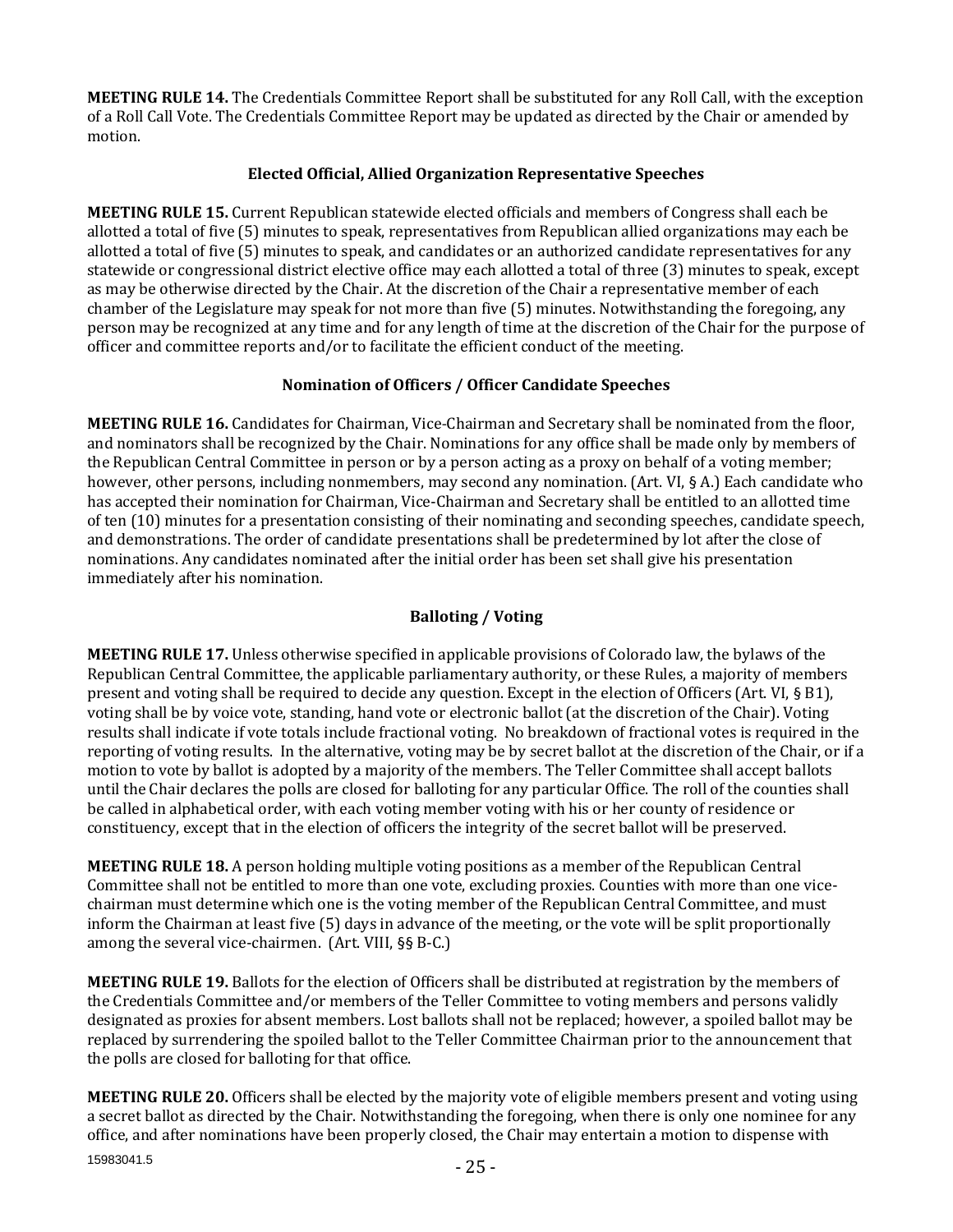**MEETING RULE 14.** The Credentials Committee Report shall be substituted for any Roll Call, with the exception of a Roll Call Vote. The Credentials Committee Report may be updated as directed by the Chair or amended by motion.

### Elected Official, Allied Organization Representative Speeches

**MEETING RULE 15.** Current Republican statewide elected officials and members of Congress shall each be allotted a total of five (5) minutes to speak, representatives from Republican allied organizations may each be allotted a total of five (5) minutes to speak, and candidates or an authorized candidate representatives for any statewide or congressional district elective office may each allotted a total of three (3) minutes to speak, except as may be otherwise directed by the Chair. At the discretion of the Chair a representative member of each chamber of the Legislature may speak for not more than five (5) minutes. Notwithstanding the foregoing, any person may be recognized at any time and for any length of time at the discretion of the Chair for the purpose of officer and committee reports and/or to facilitate the efficient conduct of the meeting.

### Nomination of Officers / Officer Candidate Speeches

**MEETING RULE 16.** Candidates for Chairman, Vice-Chairman and Secretary shall be nominated from the floor, and nominators shall be recognized by the Chair. Nominations for any office shall be made only by members of the Republican Central Committee in person or by a person acting as a proxy on behalf of a voting member; however, other persons, including nonmembers, may second any nomination. (Art. VI, § A.) Each candidate who has accepted their nomination for Chairman, Vice-Chairman and Secretary shall be entitled to an allotted time of ten (10) minutes for a presentation consisting of their nominating and seconding speeches, candidate speech, and demonstrations. The order of candidate presentations shall be predetermined by lot after the close of nominations. Any candidates nominated after the initial order has been set shall give his presentation immediately after his nomination.

### Balloting / Voting

**MEETING RULE 17.** Unless otherwise specified in applicable provisions of Colorado law, the bylaws of the Republican Central Committee, the applicable parliamentary authority, or these Rules, a majority of members present and voting shall be required to decide any question. Except in the election of Officers (Art. VI, § B1), voting shall be by voice vote, standing, hand vote or electronic ballot (at the discretion of the Chair). Voting results shall indicate if vote totals include fractional voting. No breakdown of fractional votes is required in the reporting of voting results. In the alternative, voting may be by secret ballot at the discretion of the Chair, or if a motion to vote by ballot is adopted by a majority of the members. The Teller Committee shall accept ballots until the Chair declares the polls are closed for balloting for any particular Office. The roll of the counties shall be called in alphabetical order, with each voting member voting with his or her county of residence or constituency, except that in the election of officers the integrity of the secret ballot will be preserved.

**MEETING RULE 18.** A person holding multiple voting positions as a member of the Republican Central Committee shall not be entitled to more than one vote, excluding proxies. Counties with more than one vice-chairman must determine which one is the voting member of the Republican Central Committee, and must inform the Chairman at least five (5) days in advance of the meeting, or the vote will be split proportionally among the several vice-chairmen. (Art. VIII, §§ B-C.)

**MEETING RULE 19.** Ballots for the election of Officers shall be distributed at registration by the members of the Credentials Committee and/or members of the Teller Committee to voting members and persons validly designated as proxies for absent members. Lost ballots shall not be replaced; however, a spoiled ballot may be replaced by surrendering the spoiled ballot to the Teller Committee Chairman prior to the announcement that the polls are closed for balloting for that office.

**MEETING RULE 20.** Officers shall be elected by the majority vote of eligible members present and voting using a secret ballot as directed by the Chair. Notwithstanding the foregoing, when there is only one nominee for any office, and after nominations have been properly closed, the Chair may entertain a motion to dispense with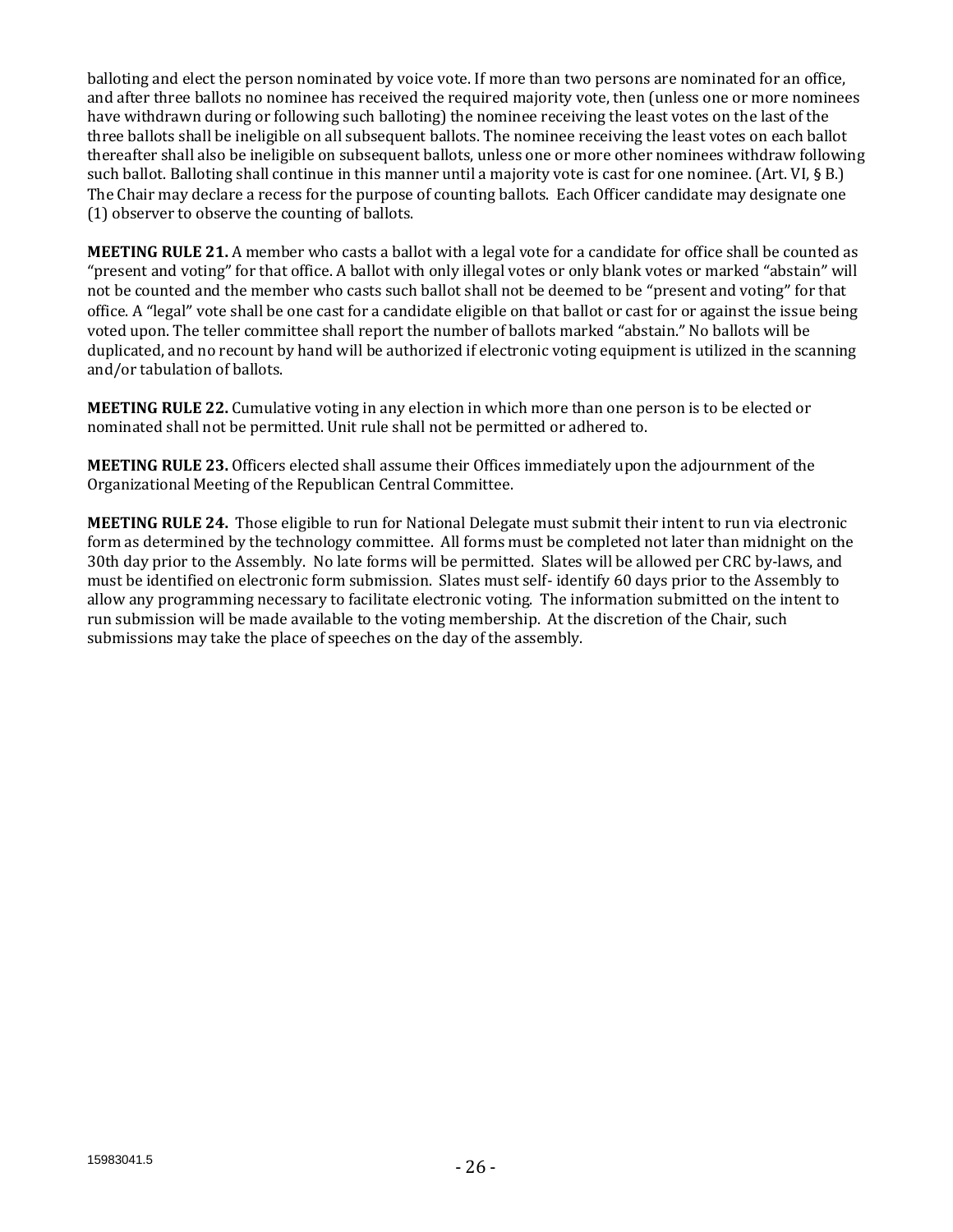balloting and elect the person nominated by voice vote. If more than two persons are nominated for an office, and after three ballots no nominee has received the required majority vote, then (unless one or more nominees have withdrawn during or following such balloting) the nominee receiving the least votes on the last of the three ballots shall be ineligible on all subsequent ballots. The nominee receiving the least votes on each ballot thereafter shall also be ineligible on subsequent ballots, unless one or more other nominees withdraw following such ballot. Balloting shall continue in this manner until a majority vote is cast for one nominee. (Art. VI, § B.) The Chair may declare a recess for the purpose of counting ballots. Each Officer candidate may designate one (1) observer to observe the counting of ballots.

**MEETING RULE 21.** A member who casts a ballot with a legal vote for a candidate for office shall be counted as "present and voting" for that office. A ballot with only illegal votes or only blank votes or marked "abstain" will not be counted and the member who casts such ballot shall not be deemed to be "present and voting" for that office. A "legal" vote shall be one cast for a candidate eligible on that ballot or cast for or against the issue being voted upon. The teller committee shall report the number of ballots marked "abstain." No ballots will be duplicated, and no recount by hand will be authorized if electronic voting equipment is utilized in the scanning and/or tabulation of ballots.

**MEETING RULE 22.** Cumulative voting in any election in which more than one person is to be elected or nominated shall not be permitted. Unit rule shall not be permitted or adhered to.

**MEETING RULE 23.** Officers elected shall assume their Offices immediately upon the adjournment of the Organizational Meeting of the Republican Central Committee.

**MEETING RULE 24.** Those eligible to run for National Delegate must submit their intent to run via electronic form as determined by the technology committee. All forms must be completed not later than midnight on the 30th day prior to the Assembly. No late forms will be permitted. Slates will be allowed per CRC by-laws, and must be identified on electronic form submission. Slates must self- identify 60 days prior to the Assembly to allow any programming necessary to facilitate electronic voting. The information submitted on the intent to run submission will be made available to the voting membership. At the discretion of the Chair, such submissions may take the place of speeches on the day of the assembly.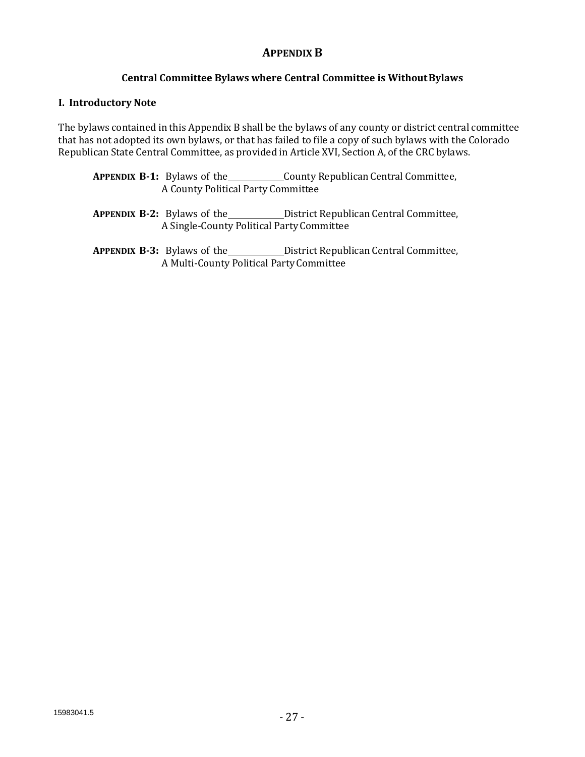# APPENDIX B

## Central Committee Bylaws where Central Committee is Without Bylaws

### I. Introductory Note

The bylaws contained in this Appendix B shall be the bylaws of any county or district central committee that has not adopted its own bylaws, or that has failed to file a copy of such bylaws with the Colorado Republican State Central Committee, as provided in Article XVI, Section A, of the CRC bylaws.

**APPENDIX B-1:** Bylaws of the \_\_\_\_\_\_\_\_\_\_\_\_ County Republican Central Committee, A County Political Party Committee

**APPENDIX B-2:** Bylaws of the \_\_\_\_\_\_\_\_\_\_\_\_ District Republican Central Committee, A Single-County Political Party Committee

**APPENDIX B-3:** Bylaws of the \_\_\_\_\_\_\_\_\_\_\_\_ District Republican Central Committee, A Multi-County Political Party Committee

15983041.5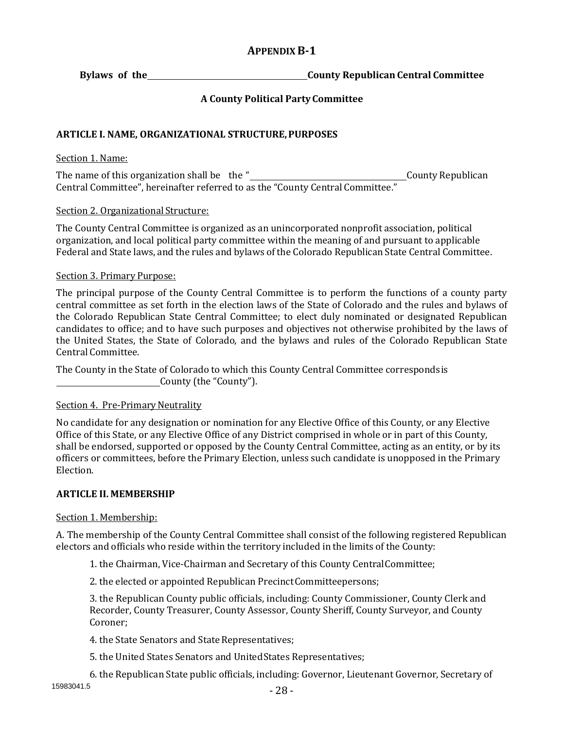# APPENDIX B-1

**Bylaws of the \_\_\_\_\_\_\_\_\_\_\_\_\_\_\_\_\_\_\_\_\_\_\_\_\_\_\_\_\_\_\_\_\_\_\_\_\_\_ County Republican Central Committee**

**A County Political Party Committee**

## ARTICLE I. NAME, ORGANIZATIONAL STRUCTURE, PURPOSES

Section 1. Name:

The name of this organization shall be the "\_\_\_\_\_\_\_\_\_\_\_\_\_\_\_\_\_\_\_\_\_\_\_\_\_\_\_\_\_\_\_\_\_\_\_\_\_\_ County Republican Central Committee", hereinafter referred to as the "County Central Committee."

Section 2. Organizational Structure:

The County Central Committee is organized as an unincorporated nonprofit association, political organization, and local political party committee within the meaning of and pursuant to applicable Federal and State laws, and the rules and bylaws of the Colorado Republican State Central Committee.

Section 3. Primary Purpose:

The principal purpose of the County Central Committee is to perform the functions of a county party central committee as set forth in the election laws of the State of Colorado and the rules and bylaws of the Colorado Republican State Central Committee; to elect duly nominated or designated Republican candidates to office; and to have such purposes and objectives not otherwise prohibited by the laws of the United States, the State of Colorado, and the bylaws and rules of the Colorado Republican State Central Committee.

The County in the State of Colorado to which this County Central Committee corresponds is \_\_\_\_\_\_\_\_\_\_\_\_\_\_\_\_\_\_\_\_\_\_\_\_\_\_ County (the "County").

Section 4. Pre-Primary Neutrality

No candidate for any designation or nomination for any Elective Office of this County, or any Elective Office of this State, or any Elective Office of any District comprised in whole or in part of this County, shall be endorsed, supported or opposed by the County Central Committee, acting as an entity, or by its officers or committees, before the Primary Election, unless such candidate is unopposed in the Primary Election.

## ARTICLE II. MEMBERSHIP

Section 1. Membership:

A. The membership of the County Central Committee shall consist of the following registered Republican electors and officials who reside within the territory included in the limits of the County:

1. the Chairman, Vice-Chairman and Secretary of this County Central Committee;
2. the elected or appointed Republican Precinct Committeepersons;
3. the Republican County public officials, including: County Commissioner, County Clerk and Recorder, County Treasurer, County Assessor, County Sheriff, County Surveyor, and County Coroner;
4. the State Senators and State Representatives;
5. the United States Senators and United States Representatives;
6. the Republican State public officials, including: Governor, Lieutenant Governor, Secretary of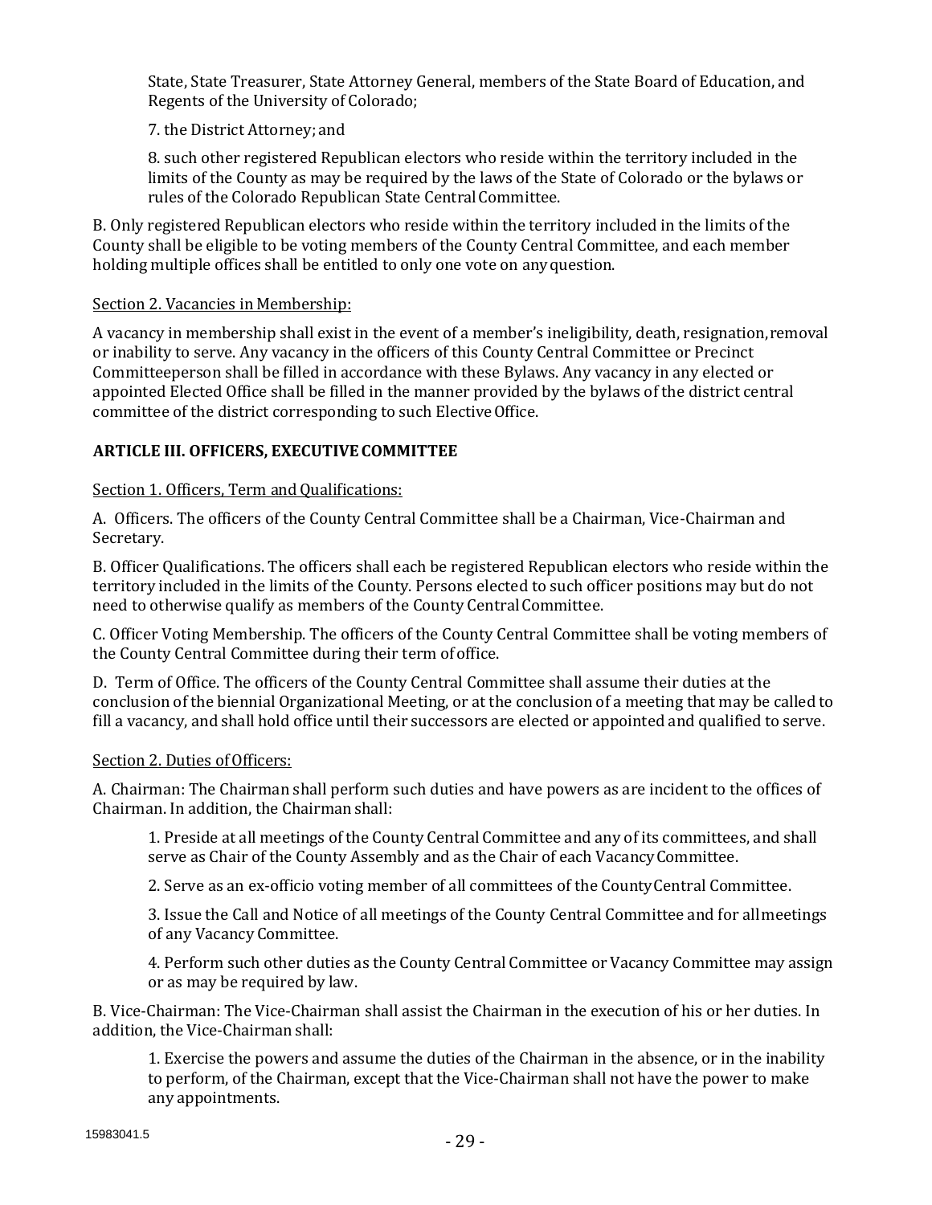State, State Treasurer, State Attorney General, members of the State Board of Education, and Regents of the University of Colorado;

7. the District Attorney; and

8. such other registered Republican electors who reside within the territory included in the limits of the County as may be required by the laws of the State of Colorado or the bylaws or rules of the Colorado Republican State Central Committee.

B. Only registered Republican electors who reside within the territory included in the limits of the County shall be eligible to be voting members of the County Central Committee, and each member holding multiple offices shall be entitled to only one vote on any question.

Section 2. Vacancies in Membership:

A vacancy in membership shall exist in the event of a member's ineligibility, death, resignation, removal or inability to serve. Any vacancy in the officers of this County Central Committee or Precinct Committeeperson shall be filled in accordance with these Bylaws. Any vacancy in any elected or appointed Elected Office shall be filled in the manner provided by the bylaws of the district central committee of the district corresponding to such Elective Office.

**ARTICLE III. OFFICERS, EXECUTIVE COMMITTEE**

Section 1. Officers, Term and Qualifications:

A. Officers. The officers of the County Central Committee shall be a Chairman, Vice-Chairman and Secretary.

B. Officer Qualifications. The officers shall each be registered Republican electors who reside within the territory included in the limits of the County. Persons elected to such officer positions may but do not need to otherwise qualify as members of the County Central Committee.

C. Officer Voting Membership. The officers of the County Central Committee shall be voting members of the County Central Committee during their term of office.

D. Term of Office. The officers of the County Central Committee shall assume their duties at the conclusion of the biennial Organizational Meeting, or at the conclusion of a meeting that may be called to fill a vacancy, and shall hold office until their successors are elected or appointed and qualified to serve.

Section 2. Duties of Officers:

A. Chairman: The Chairman shall perform such duties and have powers as are incident to the offices of Chairman. In addition, the Chairman shall:

1. Preside at all meetings of the County Central Committee and any of its committees, and shall serve as Chair of the County Assembly and as the Chair of each Vacancy Committee.

2. Serve as an ex-officio voting member of all committees of the County Central Committee.

3. Issue the Call and Notice of all meetings of the County Central Committee and for all meetings of any Vacancy Committee.

4. Perform such other duties as the County Central Committee or Vacancy Committee may assign or as may be required by law.

B. Vice-Chairman: The Vice-Chairman shall assist the Chairman in the execution of his or her duties. In addition, the Vice-Chairman shall:

1. Exercise the powers and assume the duties of the Chairman in the absence, or in the inability to perform, of the Chairman, except that the Vice-Chairman shall not have the power to make any appointments.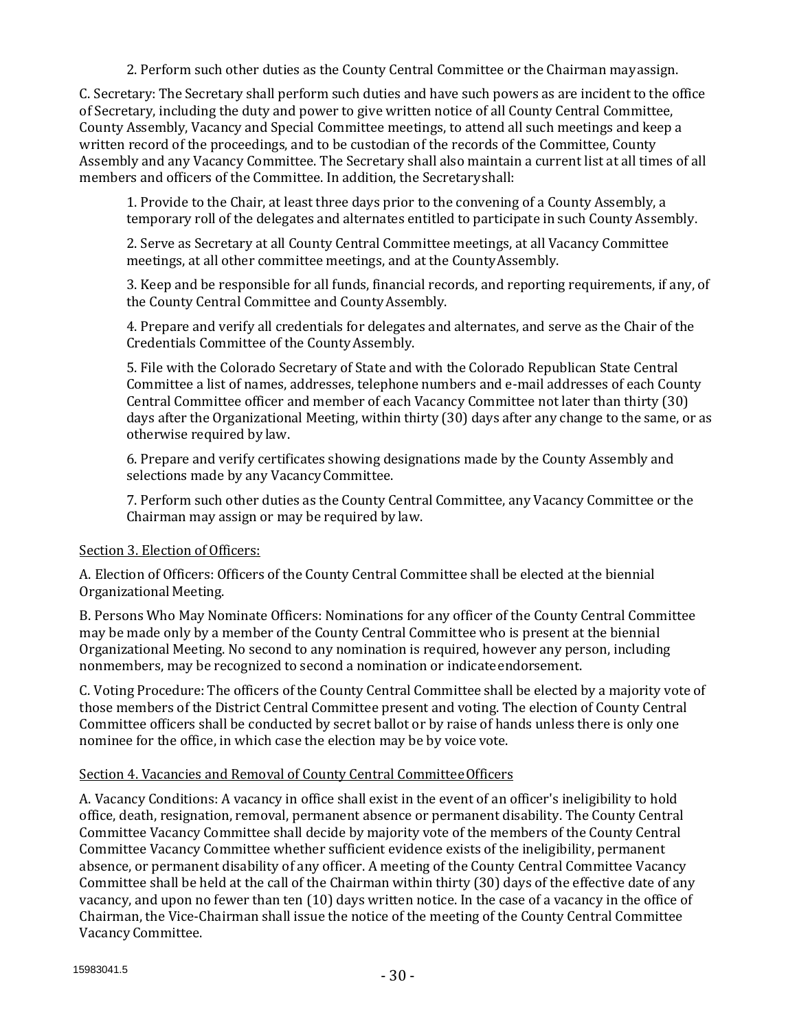2. Perform such other duties as the County Central Committee or the Chairman may assign.

C. Secretary: The Secretary shall perform such duties and have such powers as are incident to the office of Secretary, including the duty and power to give written notice of all County Central Committee, County Assembly, Vacancy and Special Committee meetings, to attend all such meetings and keep a written record of the proceedings, and to be custodian of the records of the Committee, County Assembly and any Vacancy Committee. The Secretary shall also maintain a current list at all times of all members and officers of the Committee. In addition, the Secretary shall:

1. Provide to the Chair, at least three days prior to the convening of a County Assembly, a temporary roll of the delegates and alternates entitled to participate in such County Assembly.

2. Serve as Secretary at all County Central Committee meetings, at all Vacancy Committee meetings, at all other committee meetings, and at the County Assembly.

3. Keep and be responsible for all funds, financial records, and reporting requirements, if any, of the County Central Committee and County Assembly.

4. Prepare and verify all credentials for delegates and alternates, and serve as the Chair of the Credentials Committee of the County Assembly.

5. File with the Colorado Secretary of State and with the Colorado Republican State Central Committee a list of names, addresses, telephone numbers and e-mail addresses of each County Central Committee officer and member of each Vacancy Committee not later than thirty (30) days after the Organizational Meeting, within thirty (30) days after any change to the same, or as otherwise required by law.

6. Prepare and verify certificates showing designations made by the County Assembly and selections made by any Vacancy Committee.

7. Perform such other duties as the County Central Committee, any Vacancy Committee or the Chairman may assign or may be required by law.

Section 3. Election of Officers:

A. Election of Officers: Officers of the County Central Committee shall be elected at the biennial Organizational Meeting.

B. Persons Who May Nominate Officers: Nominations for any officer of the County Central Committee may be made only by a member of the County Central Committee who is present at the biennial Organizational Meeting. No second to any nomination is required, however any person, including nonmembers, may be recognized to second a nomination or indicate endorsement.

C. Voting Procedure: The officers of the County Central Committee shall be elected by a majority vote of those members of the District Central Committee present and voting. The election of County Central Committee officers shall be conducted by secret ballot or by raise of hands unless there is only one nominee for the office, in which case the election may be by voice vote.

Section 4. Vacancies and Removal of County Central Committee Officers

A. Vacancy Conditions: A vacancy in office shall exist in the event of an officer's ineligibility to hold office, death, resignation, removal, permanent absence or permanent disability. The County Central Committee Vacancy Committee shall decide by majority vote of the members of the County Central Committee Vacancy Committee whether sufficient evidence exists of the ineligibility, permanent absence, or permanent disability of any officer. A meeting of the County Central Committee Vacancy Committee shall be held at the call of the Chairman within thirty (30) days of the effective date of any vacancy, and upon no fewer than ten (10) days written notice. In the case of a vacancy in the office of Chairman, the Vice-Chairman shall issue the notice of the meeting of the County Central Committee Vacancy Committee.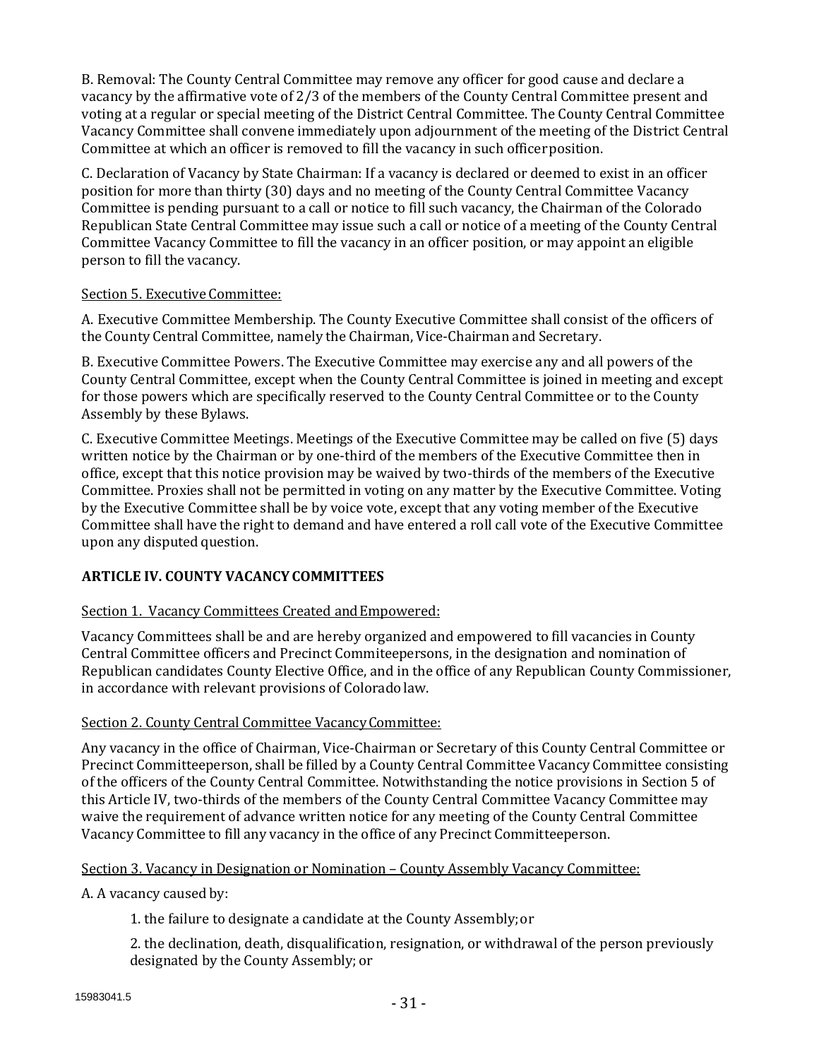B. Removal: The County Central Committee may remove any officer for good cause and declare a vacancy by the affirmative vote of 2/3 of the members of the County Central Committee present and voting at a regular or special meeting of the District Central Committee. The County Central Committee Vacancy Committee shall convene immediately upon adjournment of the meeting of the District Central Committee at which an officer is removed to fill the vacancy in such officer position.

C. Declaration of Vacancy by State Chairman: If a vacancy is declared or deemed to exist in an officer position for more than thirty (30) days and no meeting of the County Central Committee Vacancy Committee is pending pursuant to a call or notice to fill such vacancy, the Chairman of the Colorado Republican State Central Committee may issue such a call or notice of a meeting of the County Central Committee Vacancy Committee to fill the vacancy in an officer position, or may appoint an eligible person to fill the vacancy.

Section 5. Executive Committee:

A. Executive Committee Membership. The County Executive Committee shall consist of the officers of the County Central Committee, namely the Chairman, Vice-Chairman and Secretary.

B. Executive Committee Powers. The Executive Committee may exercise any and all powers of the County Central Committee, except when the County Central Committee is joined in meeting and except for those powers which are specifically reserved to the County Central Committee or to the County Assembly by these Bylaws.

C. Executive Committee Meetings. Meetings of the Executive Committee may be called on five (5) days written notice by the Chairman or by one-third of the members of the Executive Committee then in office, except that this notice provision may be waived by two-thirds of the members of the Executive Committee. Proxies shall not be permitted in voting on any matter by the Executive Committee. Voting by the Executive Committee shall be by voice vote, except that any voting member of the Executive Committee shall have the right to demand and have entered a roll call vote of the Executive Committee upon any disputed question.

## ARTICLE IV. COUNTY VACANCY COMMITTEES

Section 1. Vacancy Committees Created and Empowered:

Vacancy Committees shall be and are hereby organized and empowered to fill vacancies in County Central Committee officers and Precinct Commiteepersons, in the designation and nomination of Republican candidates County Elective Office, and in the office of any Republican County Commissioner, in accordance with relevant provisions of Colorado law.

Section 2. County Central Committee Vacancy Committee:

Any vacancy in the office of Chairman, Vice-Chairman or Secretary of this County Central Committee or Precinct Committeeperson, shall be filled by a County Central Committee Vacancy Committee consisting of the officers of the County Central Committee. Notwithstanding the notice provisions in Section 5 of this Article IV, two-thirds of the members of the County Central Committee Vacancy Committee may waive the requirement of advance written notice for any meeting of the County Central Committee Vacancy Committee to fill any vacancy in the office of any Precinct Committeeperson.

Section 3. Vacancy in Designation or Nomination – County Assembly Vacancy Committee:

A. A vacancy caused by:

1. the failure to designate a candidate at the County Assembly; or

2. the declination, death, disqualification, resignation, or withdrawal of the person previously designated by the County Assembly; or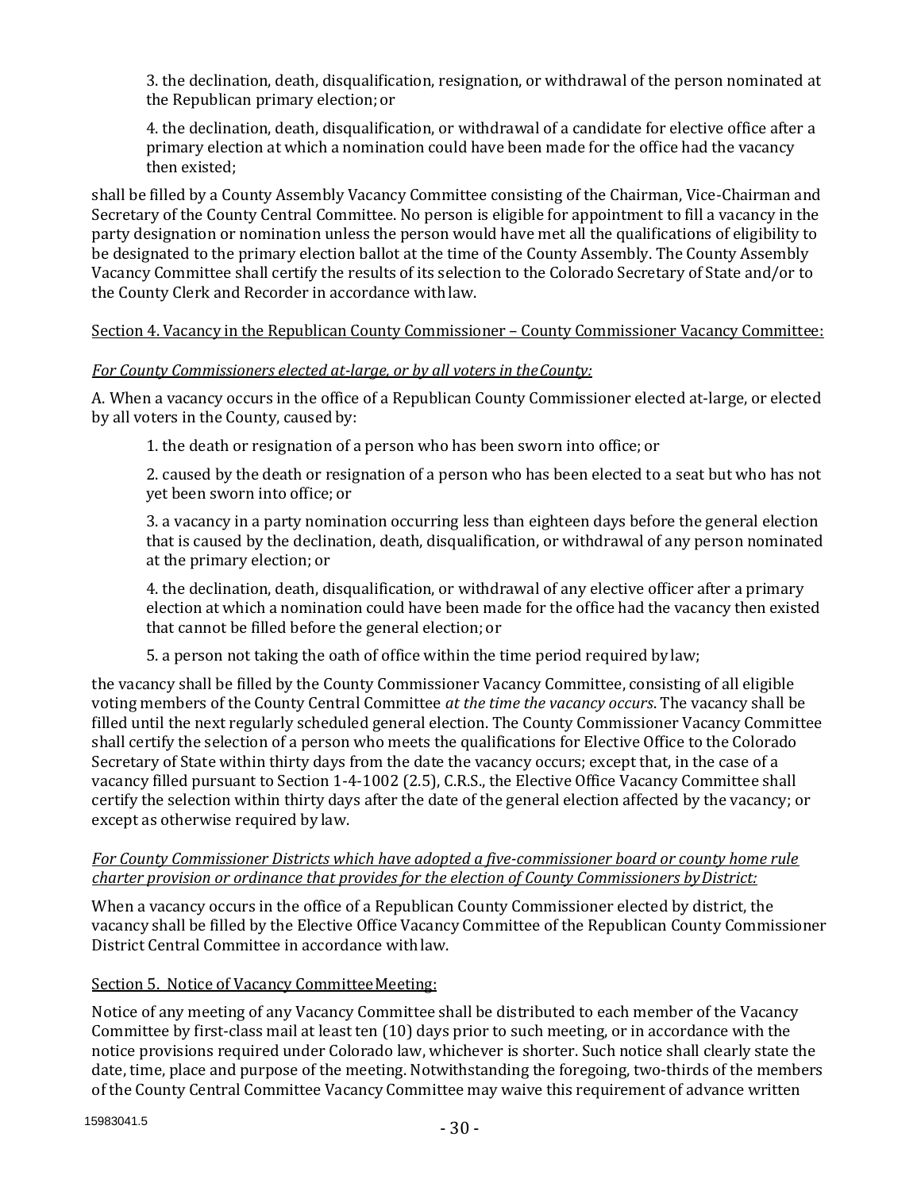3. the declination, death, disqualification, resignation, or withdrawal of the person nominated at the Republican primary election; or

4. the declination, death, disqualification, or withdrawal of a candidate for elective office after a primary election at which a nomination could have been made for the office had the vacancy then existed;

shall be filled by a County Assembly Vacancy Committee consisting of the Chairman, Vice-Chairman and Secretary of the County Central Committee. No person is eligible for appointment to fill a vacancy in the party designation or nomination unless the person would have met all the qualifications of eligibility to be designated to the primary election ballot at the time of the County Assembly. The County Assembly Vacancy Committee shall certify the results of its selection to the Colorado Secretary of State and/or to the County Clerk and Recorder in accordance with law.

<u>Section 4. Vacancy in the Republican County Commissioner – County Commissioner Vacancy Committee:</u>

*<u>For County Commissioners elected at-large, or by all voters in the County:</u>*

A. When a vacancy occurs in the office of a Republican County Commissioner elected at-large, or elected by all voters in the County, caused by:

1. the death or resignation of a person who has been sworn into office; or

2. caused by the death or resignation of a person who has been elected to a seat but who has not yet been sworn into office; or

3. a vacancy in a party nomination occurring less than eighteen days before the general election that is caused by the declination, death, disqualification, or withdrawal of any person nominated at the primary election; or

4. the declination, death, disqualification, or withdrawal of any elective officer after a primary election at which a nomination could have been made for the office had the vacancy then existed that cannot be filled before the general election; or

5. a person not taking the oath of office within the time period required by law;

the vacancy shall be filled by the County Commissioner Vacancy Committee, consisting of all eligible voting members of the County Central Committee *at the time the vacancy occurs*. The vacancy shall be filled until the next regularly scheduled general election. The County Commissioner Vacancy Committee shall certify the selection of a person who meets the qualifications for Elective Office to the Colorado Secretary of State within thirty days from the date the vacancy occurs; except that, in the case of a vacancy filled pursuant to Section 1-4-1002 (2.5), C.R.S., the Elective Office Vacancy Committee shall certify the selection within thirty days after the date of the general election affected by the vacancy; or except as otherwise required by law.

*<u>For County Commissioner Districts which have adopted a five-commissioner board or county home rule charter provision or ordinance that provides for the election of County Commissioners by District:</u>*

When a vacancy occurs in the office of a Republican County Commissioner elected by district, the vacancy shall be filled by the Elective Office Vacancy Committee of the Republican County Commissioner District Central Committee in accordance with law.

<u>Section 5. Notice of Vacancy Committee Meeting:</u>

Notice of any meeting of any Vacancy Committee shall be distributed to each member of the Vacancy Committee by first-class mail at least ten (10) days prior to such meeting, or in accordance with the notice provisions required under Colorado law, whichever is shorter. Such notice shall clearly state the date, time, place and purpose of the meeting. Notwithstanding the foregoing, two-thirds of the members of the County Central Committee Vacancy Committee may waive this requirement of advance written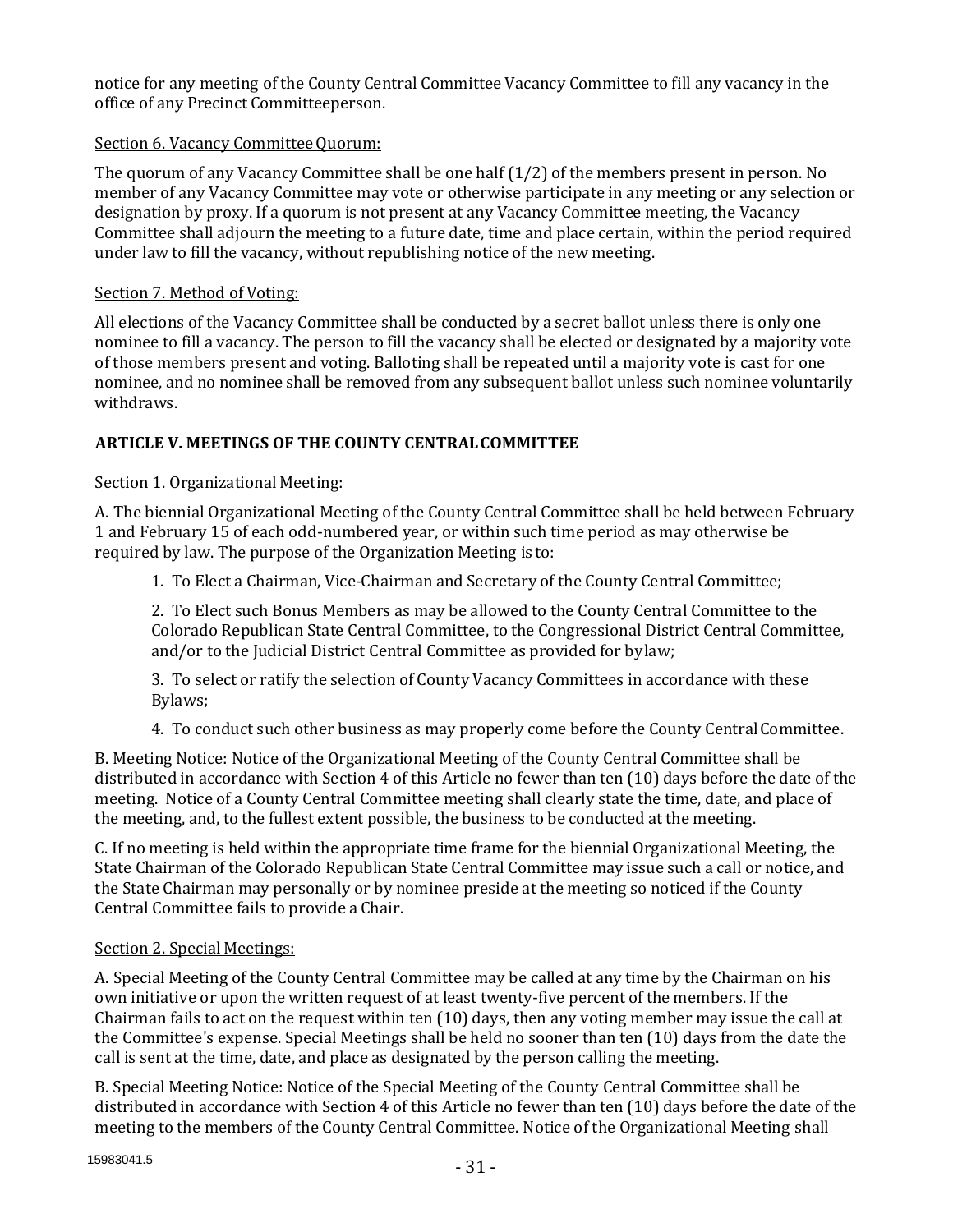notice for any meeting of the County Central Committee Vacancy Committee to fill any vacancy in the office of any Precinct Committeeperson.

Section 6. Vacancy Committee Quorum:

The quorum of any Vacancy Committee shall be one half (1/2) of the members present in person. No member of any Vacancy Committee may vote or otherwise participate in any meeting or any selection or designation by proxy. If a quorum is not present at any Vacancy Committee meeting, the Vacancy Committee shall adjourn the meeting to a future date, time and place certain, within the period required under law to fill the vacancy, without republishing notice of the new meeting.

Section 7. Method of Voting:

All elections of the Vacancy Committee shall be conducted by a secret ballot unless there is only one nominee to fill a vacancy. The person to fill the vacancy shall be elected or designated by a majority vote of those members present and voting. Balloting shall be repeated until a majority vote is cast for one nominee, and no nominee shall be removed from any subsequent ballot unless such nominee voluntarily withdraws.

## ARTICLE V. MEETINGS OF THE COUNTY CENTRAL COMMITTEE

Section 1. Organizational Meeting:

A. The biennial Organizational Meeting of the County Central Committee shall be held between February 1 and February 15 of each odd-numbered year, or within such time period as may otherwise be required by law. The purpose of the Organization Meeting is to:

1. To Elect a Chairman, Vice-Chairman and Secretary of the County Central Committee;

2. To Elect such Bonus Members as may be allowed to the County Central Committee to the Colorado Republican State Central Committee, to the Congressional District Central Committee, and/or to the Judicial District Central Committee as provided for bylaw;

3. To select or ratify the selection of County Vacancy Committees in accordance with these Bylaws;

4. To conduct such other business as may properly come before the County Central Committee.

B. Meeting Notice: Notice of the Organizational Meeting of the County Central Committee shall be distributed in accordance with Section 4 of this Article no fewer than ten (10) days before the date of the meeting. Notice of a County Central Committee meeting shall clearly state the time, date, and place of the meeting, and, to the fullest extent possible, the business to be conducted at the meeting.

C. If no meeting is held within the appropriate time frame for the biennial Organizational Meeting, the State Chairman of the Colorado Republican State Central Committee may issue such a call or notice, and the State Chairman may personally or by nominee preside at the meeting so noticed if the County Central Committee fails to provide a Chair.

Section 2. Special Meetings:

A. Special Meeting of the County Central Committee may be called at any time by the Chairman on his own initiative or upon the written request of at least twenty-five percent of the members. If the Chairman fails to act on the request within ten (10) days, then any voting member may issue the call at the Committee's expense. Special Meetings shall be held no sooner than ten (10) days from the date the call is sent at the time, date, and place as designated by the person calling the meeting.

B. Special Meeting Notice: Notice of the Special Meeting of the County Central Committee shall be distributed in accordance with Section 4 of this Article no fewer than ten (10) days before the date of the meeting to the members of the County Central Committee. Notice of the Organizational Meeting shall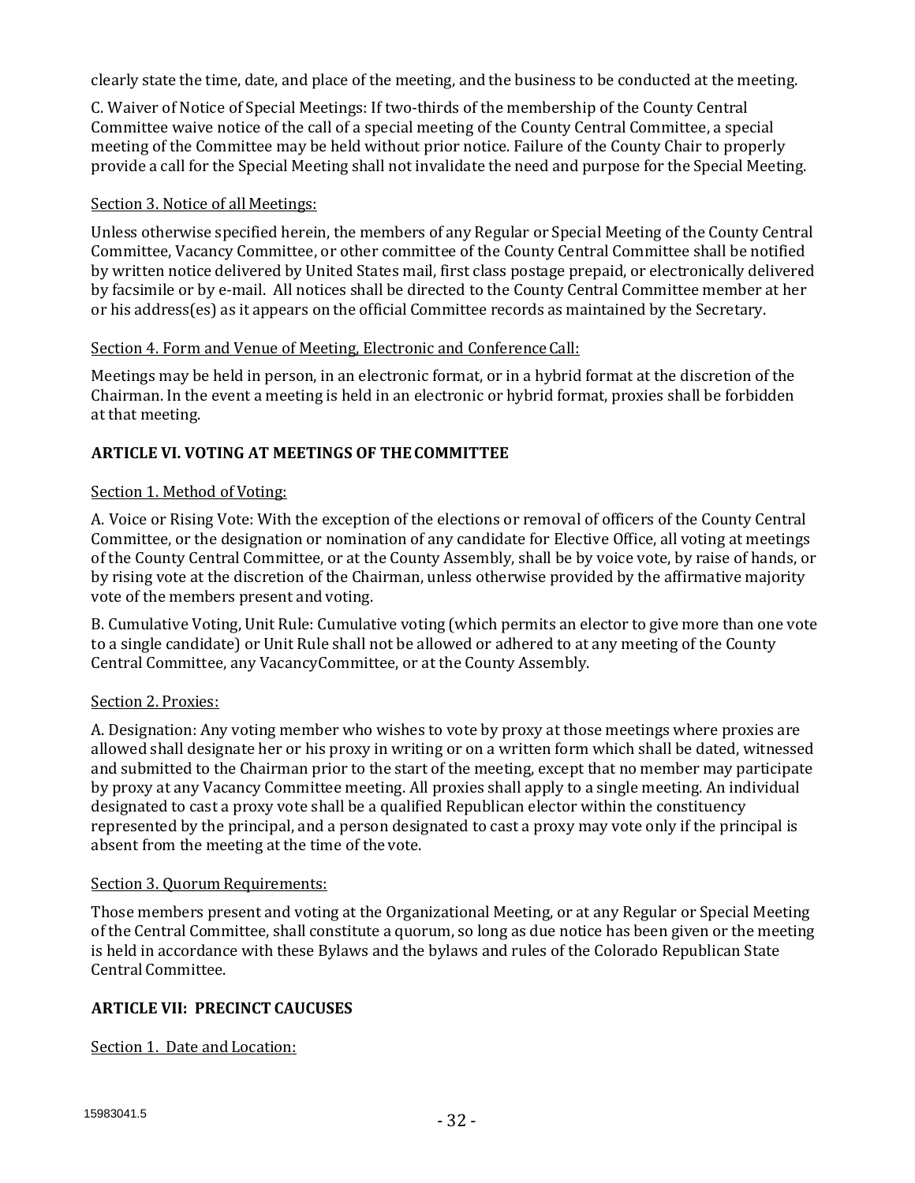clearly state the time, date, and place of the meeting, and the business to be conducted at the meeting.

C. Waiver of Notice of Special Meetings: If two-thirds of the membership of the County Central Committee waive notice of the call of a special meeting of the County Central Committee, a special meeting of the Committee may be held without prior notice. Failure of the County Chair to properly provide a call for the Special Meeting shall not invalidate the need and purpose for the Special Meeting.

Section 3. Notice of all Meetings:

Unless otherwise specified herein, the members of any Regular or Special Meeting of the County Central Committee, Vacancy Committee, or other committee of the County Central Committee shall be notified by written notice delivered by United States mail, first class postage prepaid, or electronically delivered by facsimile or by e-mail. All notices shall be directed to the County Central Committee member at her or his address(es) as it appears on the official Committee records as maintained by the Secretary.

Section 4. Form and Venue of Meeting, Electronic and Conference Call:

Meetings may be held in person, in an electronic format, or in a hybrid format at the discretion of the Chairman. In the event a meeting is held in an electronic or hybrid format, proxies shall be forbidden at that meeting.

## ARTICLE VI. VOTING AT MEETINGS OF THE COMMITTEE

Section 1. Method of Voting:

A. Voice or Rising Vote: With the exception of the elections or removal of officers of the County Central Committee, or the designation or nomination of any candidate for Elective Office, all voting at meetings of the County Central Committee, or at the County Assembly, shall be by voice vote, by raise of hands, or by rising vote at the discretion of the Chairman, unless otherwise provided by the affirmative majority vote of the members present and voting.

B. Cumulative Voting, Unit Rule: Cumulative voting (which permits an elector to give more than one vote to a single candidate) or Unit Rule shall not be allowed or adhered to at any meeting of the County Central Committee, any VacancyCommittee, or at the County Assembly.

Section 2. Proxies:

A. Designation: Any voting member who wishes to vote by proxy at those meetings where proxies are allowed shall designate her or his proxy in writing or on a written form which shall be dated, witnessed and submitted to the Chairman prior to the start of the meeting, except that no member may participate by proxy at any Vacancy Committee meeting. All proxies shall apply to a single meeting. An individual designated to cast a proxy vote shall be a qualified Republican elector within the constituency represented by the principal, and a person designated to cast a proxy may vote only if the principal is absent from the meeting at the time of the vote.

Section 3. Quorum Requirements:

Those members present and voting at the Organizational Meeting, or at any Regular or Special Meeting of the Central Committee, shall constitute a quorum, so long as due notice has been given or the meeting is held in accordance with these Bylaws and the bylaws and rules of the Colorado Republican State Central Committee.

## ARTICLE VII: PRECINCT CAUCUSES

Section 1. Date and Location: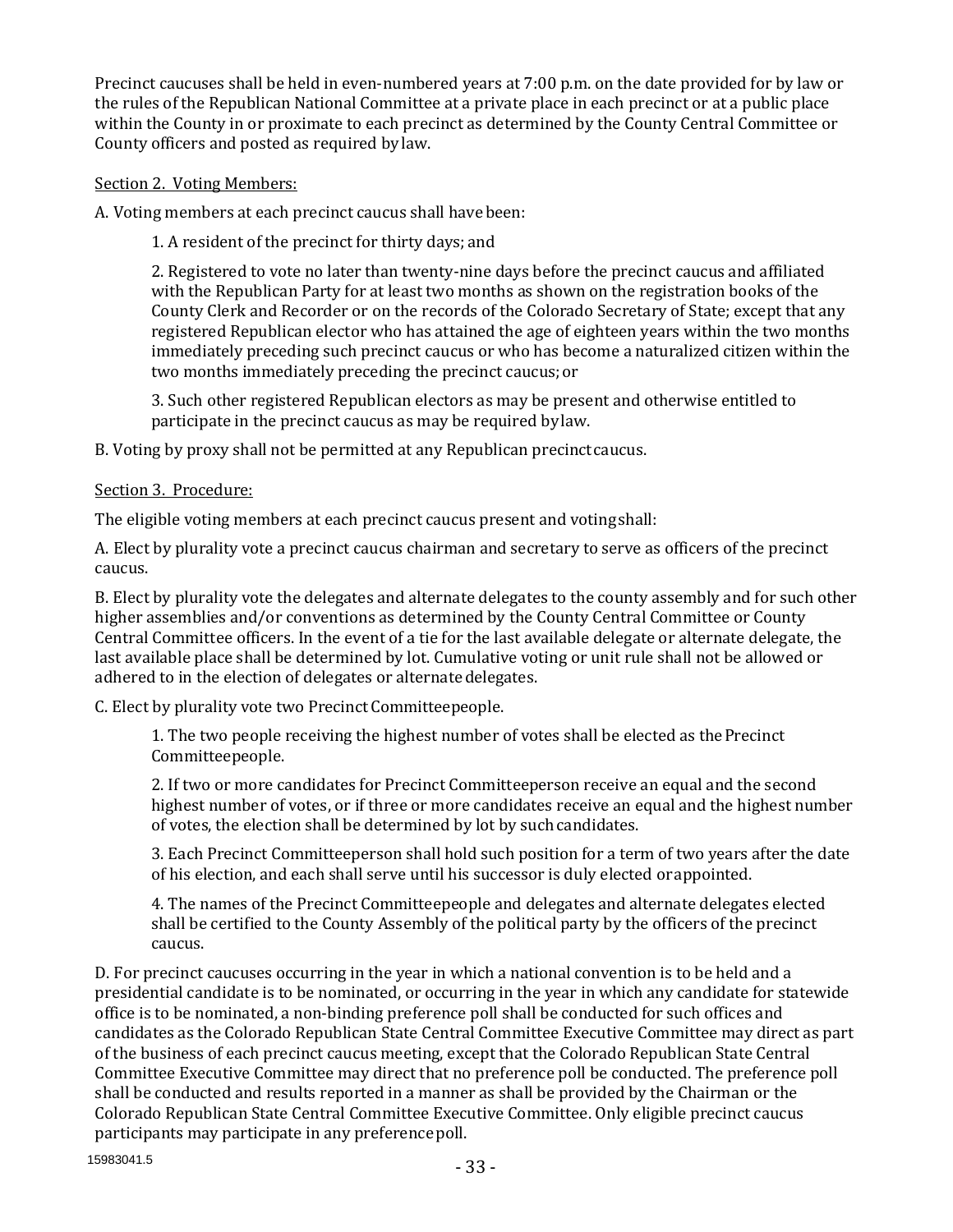Precinct caucuses shall be held in even-numbered years at 7:00 p.m. on the date provided for by law or the rules of the Republican National Committee at a private place in each precinct or at a public place within the County in or proximate to each precinct as determined by the County Central Committee or County officers and posted as required by law.

Section 2. Voting Members:

A. Voting members at each precinct caucus shall have been:

1. A resident of the precinct for thirty days; and

2. Registered to vote no later than twenty-nine days before the precinct caucus and affiliated with the Republican Party for at least two months as shown on the registration books of the County Clerk and Recorder or on the records of the Colorado Secretary of State; except that any registered Republican elector who has attained the age of eighteen years within the two months immediately preceding such precinct caucus or who has become a naturalized citizen within the two months immediately preceding the precinct caucus; or

3. Such other registered Republican electors as may be present and otherwise entitled to participate in the precinct caucus as may be required by law.

B. Voting by proxy shall not be permitted at any Republican precinct caucus.

Section 3. Procedure:

The eligible voting members at each precinct caucus present and voting shall:

A. Elect by plurality vote a precinct caucus chairman and secretary to serve as officers of the precinct caucus.

B. Elect by plurality vote the delegates and alternate delegates to the county assembly and for such other higher assemblies and/or conventions as determined by the County Central Committee or County Central Committee officers. In the event of a tie for the last available delegate or alternate delegate, the last available place shall be determined by lot. Cumulative voting or unit rule shall not be allowed or adhered to in the election of delegates or alternate delegates.

C. Elect by plurality vote two Precinct Committeepeople.

1. The two people receiving the highest number of votes shall be elected as the Precinct Committeepeople.

2. If two or more candidates for Precinct Committeeperson receive an equal and the second highest number of votes, or if three or more candidates receive an equal and the highest number of votes, the election shall be determined by lot by such candidates.

3. Each Precinct Committeeperson shall hold such position for a term of two years after the date of his election, and each shall serve until his successor is duly elected or appointed.

4. The names of the Precinct Committeepeople and delegates and alternate delegates elected shall be certified to the County Assembly of the political party by the officers of the precinct caucus.

D. For precinct caucuses occurring in the year in which a national convention is to be held and a presidential candidate is to be nominated, or occurring in the year in which any candidate for statewide office is to be nominated, a non-binding preference poll shall be conducted for such offices and candidates as the Colorado Republican State Central Committee Executive Committee may direct as part of the business of each precinct caucus meeting, except that the Colorado Republican State Central Committee Executive Committee may direct that no preference poll be conducted. The preference poll shall be conducted and results reported in a manner as shall be provided by the Chairman or the Colorado Republican State Central Committee Executive Committee. Only eligible precinct caucus participants may participate in any preference poll.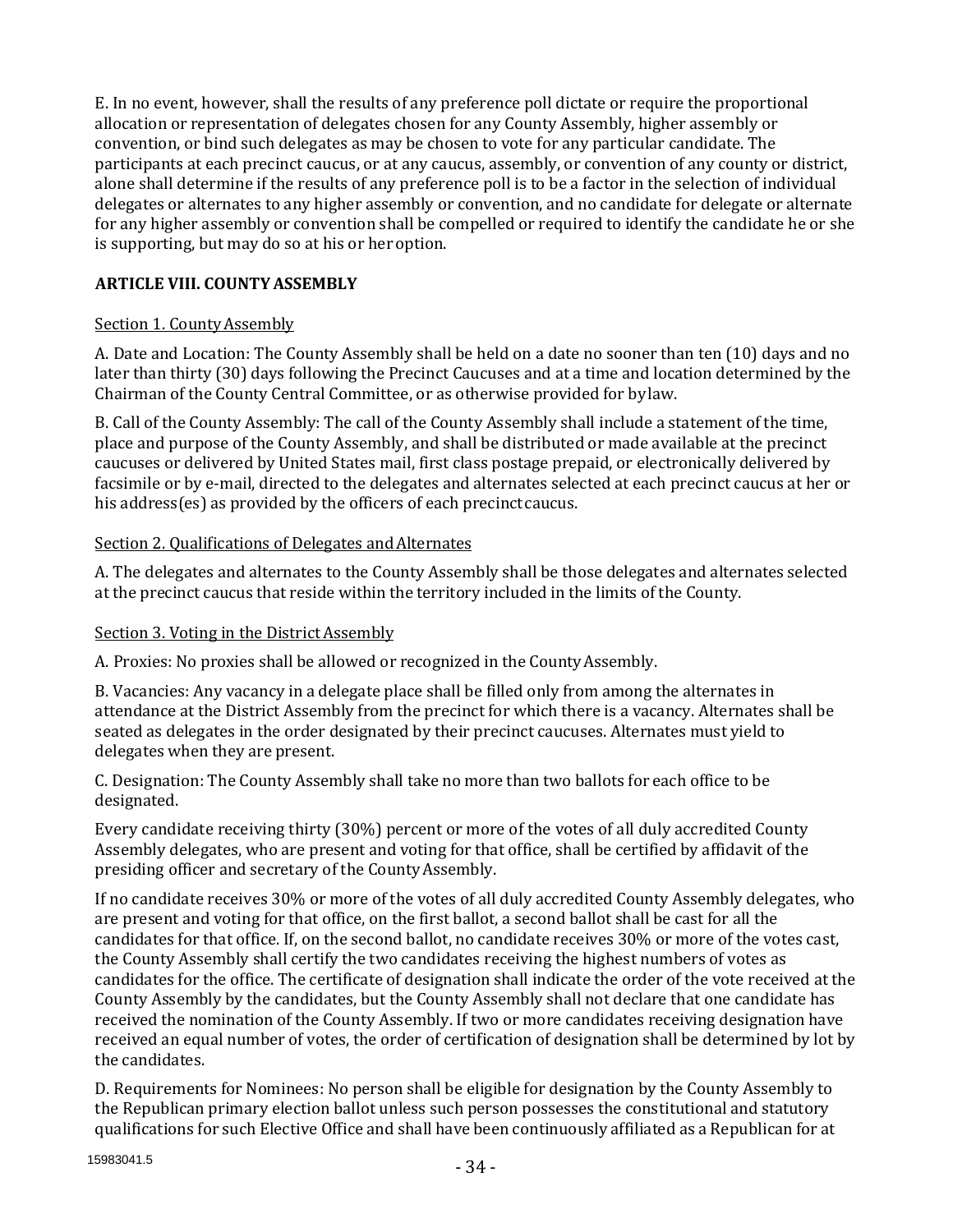E. In no event, however, shall the results of any preference poll dictate or require the proportional allocation or representation of delegates chosen for any County Assembly, higher assembly or convention, or bind such delegates as may be chosen to vote for any particular candidate. The participants at each precinct caucus, or at any caucus, assembly, or convention of any county or district, alone shall determine if the results of any preference poll is to be a factor in the selection of individual delegates or alternates to any higher assembly or convention, and no candidate for delegate or alternate for any higher assembly or convention shall be compelled or required to identify the candidate he or she is supporting, but may do so at his or her option.

## ARTICLE VIII. COUNTY ASSEMBLY

### Section 1. County Assembly

A. Date and Location: The County Assembly shall be held on a date no sooner than ten (10) days and no later than thirty (30) days following the Precinct Caucuses and at a time and location determined by the Chairman of the County Central Committee, or as otherwise provided for bylaw.

B. Call of the County Assembly: The call of the County Assembly shall include a statement of the time, place and purpose of the County Assembly, and shall be distributed or made available at the precinct caucuses or delivered by United States mail, first class postage prepaid, or electronically delivered by facsimile or by e-mail, directed to the delegates and alternates selected at each precinct caucus at her or his address(es) as provided by the officers of each precinct caucus.

### Section 2. Qualifications of Delegates and Alternates

A. The delegates and alternates to the County Assembly shall be those delegates and alternates selected at the precinct caucus that reside within the territory included in the limits of the County.

### Section 3. Voting in the District Assembly

A. Proxies: No proxies shall be allowed or recognized in the County Assembly.

B. Vacancies: Any vacancy in a delegate place shall be filled only from among the alternates in attendance at the District Assembly from the precinct for which there is a vacancy. Alternates shall be seated as delegates in the order designated by their precinct caucuses. Alternates must yield to delegates when they are present.

C. Designation: The County Assembly shall take no more than two ballots for each office to be designated.

Every candidate receiving thirty (30%) percent or more of the votes of all duly accredited County Assembly delegates, who are present and voting for that office, shall be certified by affidavit of the presiding officer and secretary of the County Assembly.

If no candidate receives 30% or more of the votes of all duly accredited County Assembly delegates, who are present and voting for that office, on the first ballot, a second ballot shall be cast for all the candidates for that office. If, on the second ballot, no candidate receives 30% or more of the votes cast, the County Assembly shall certify the two candidates receiving the highest numbers of votes as candidates for the office. The certificate of designation shall indicate the order of the vote received at the County Assembly by the candidates, but the County Assembly shall not declare that one candidate has received the nomination of the County Assembly. If two or more candidates receiving designation have received an equal number of votes, the order of certification of designation shall be determined by lot by the candidates.

D. Requirements for Nominees: No person shall be eligible for designation by the County Assembly to the Republican primary election ballot unless such person possesses the constitutional and statutory qualifications for such Elective Office and shall have been continuously affiliated as a Republican for at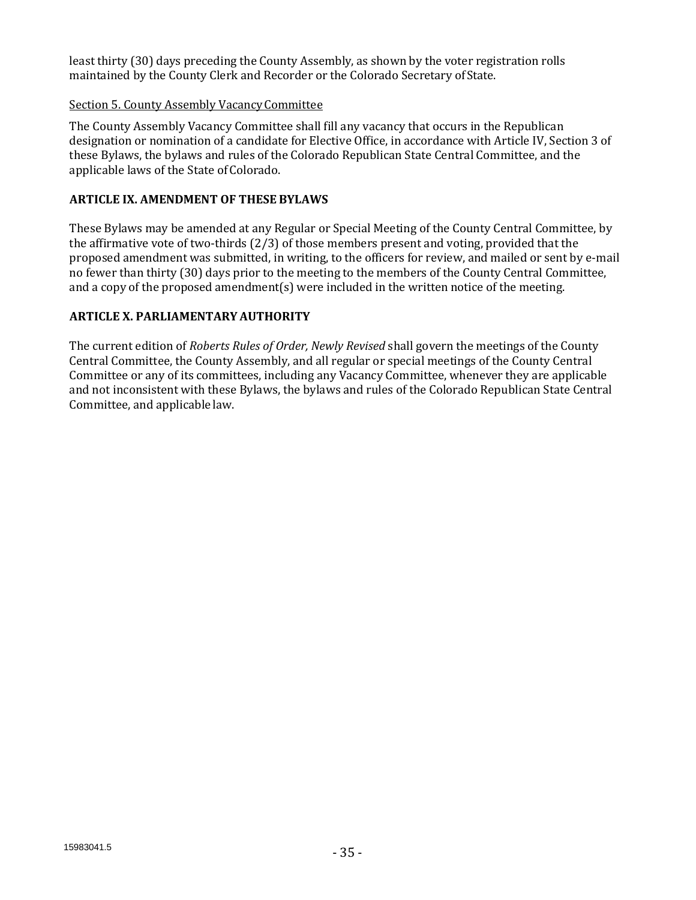least thirty (30) days preceding the County Assembly, as shown by the voter registration rolls maintained by the County Clerk and Recorder or the Colorado Secretary of State.

Section 5. County Assembly Vacancy Committee

The County Assembly Vacancy Committee shall fill any vacancy that occurs in the Republican designation or nomination of a candidate for Elective Office, in accordance with Article IV, Section 3 of these Bylaws, the bylaws and rules of the Colorado Republican State Central Committee, and the applicable laws of the State of Colorado.

## ARTICLE IX. AMENDMENT OF THESE BYLAWS

These Bylaws may be amended at any Regular or Special Meeting of the County Central Committee, by the affirmative vote of two-thirds (2/3) of those members present and voting, provided that the proposed amendment was submitted, in writing, to the officers for review, and mailed or sent by e-mail no fewer than thirty (30) days prior to the meeting to the members of the County Central Committee, and a copy of the proposed amendment(s) were included in the written notice of the meeting.

## ARTICLE X. PARLIAMENTARY AUTHORITY

The current edition of *Roberts Rules of Order, Newly Revised* shall govern the meetings of the County Central Committee, the County Assembly, and all regular or special meetings of the County Central Committee or any of its committees, including any Vacancy Committee, whenever they are applicable and not inconsistent with these Bylaws, the bylaws and rules of the Colorado Republican State Central Committee, and applicable law.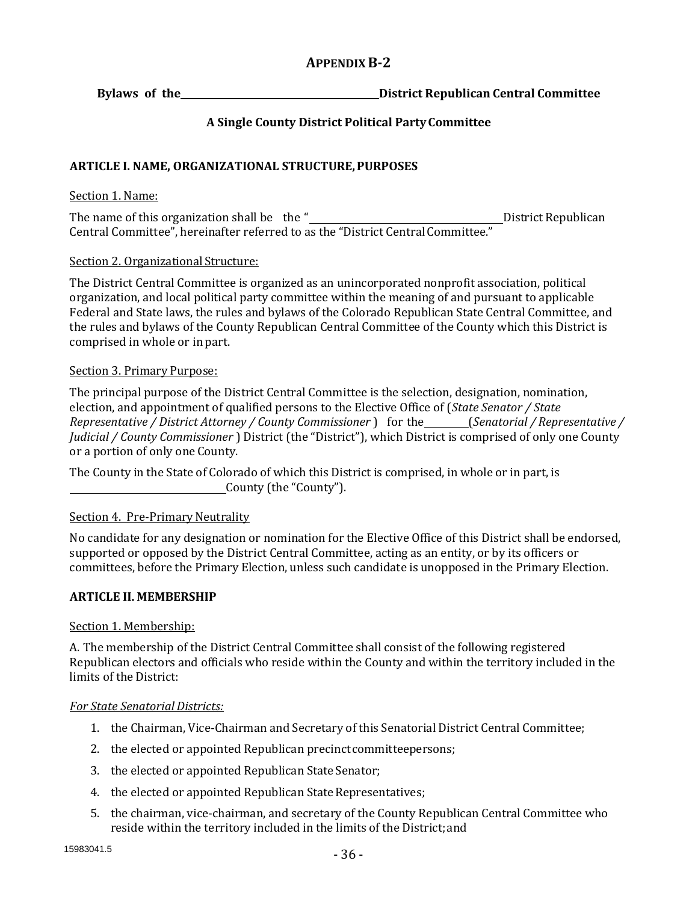## APPENDIX B-2

**Bylaws of the \_\_\_\_\_\_\_\_\_\_\_\_\_\_\_\_\_\_\_\_\_\_\_\_\_\_\_\_\_\_\_\_\_\_\_\_ District Republican Central Committee**

**A Single County District Political Party Committee**

### ARTICLE I. NAME, ORGANIZATIONAL STRUCTURE, PURPOSES

Section 1. Name:

The name of this organization shall be the "\_\_\_\_\_\_\_\_\_\_\_\_\_\_\_\_\_\_\_\_\_\_\_\_\_\_\_\_\_\_\_\_\_\_\_\_ District Republican Central Committee", hereinafter referred to as the "District Central Committee."

Section 2. Organizational Structure:

The District Central Committee is organized as an unincorporated nonprofit association, political organization, and local political party committee within the meaning of and pursuant to applicable Federal and State laws, the rules and bylaws of the Colorado Republican State Central Committee, and the rules and bylaws of the County Republican Central Committee of the County which this District is comprised in whole or in part.

Section 3. Primary Purpose:

The principal purpose of the District Central Committee is the selection, designation, nomination, election, and appointment of qualified persons to the Elective Office of (*State Senator / State Representative / District Attorney / County Commissioner* ) for the \_\_\_\_\_\_\_\_\_ (*Senatorial / Representative / Judicial / County Commissioner* ) District (the "District"), which District is comprised of only one County or a portion of only one County.

The County in the State of Colorado of which this District is comprised, in whole or in part, is \_\_\_\_\_\_\_\_\_\_\_\_\_\_\_\_\_\_\_\_\_\_\_\_\_\_\_\_\_\_ County (the "County").

Section 4. Pre-Primary Neutrality

No candidate for any designation or nomination for the Elective Office of this District shall be endorsed, supported or opposed by the District Central Committee, acting as an entity, or by its officers or committees, before the Primary Election, unless such candidate is unopposed in the Primary Election.

### ARTICLE II. MEMBERSHIP

Section 1. Membership:

A. The membership of the District Central Committee shall consist of the following registered Republican electors and officials who reside within the County and within the territory included in the limits of the District:

*For State Senatorial Districts:*

1. the Chairman, Vice-Chairman and Secretary of this Senatorial District Central Committee;
2. the elected or appointed Republican precinct committeepersons;
3. the elected or appointed Republican State Senator;
4. the elected or appointed Republican State Representatives;
5. the chairman, vice-chairman, and secretary of the County Republican Central Committee who reside within the territory included in the limits of the District; and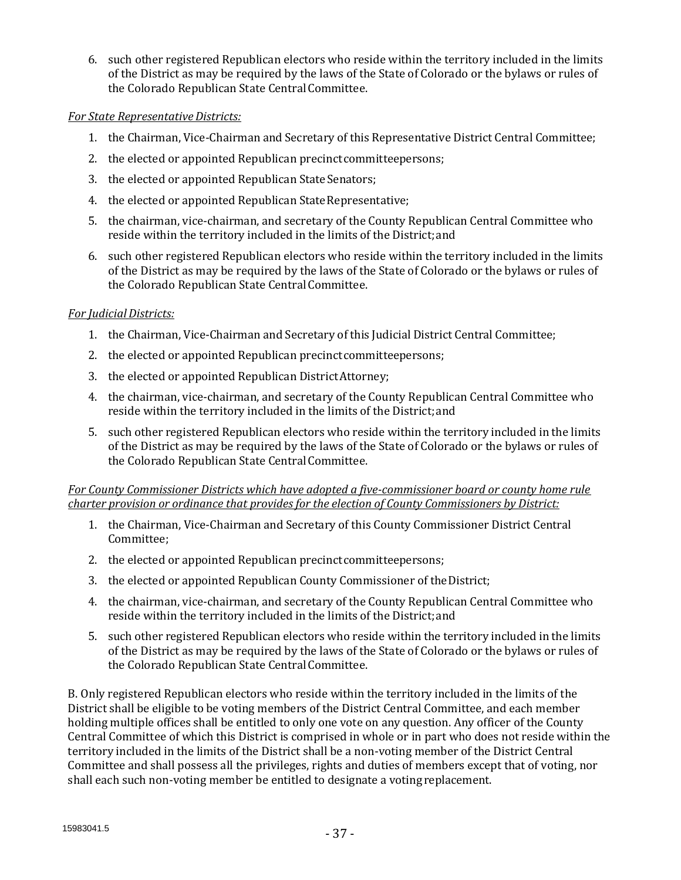6. such other registered Republican electors who reside within the territory included in the limits of the District as may be required by the laws of the State of Colorado or the bylaws or rules of the Colorado Republican State Central Committee.

*For State Representative Districts:*

1. the Chairman, Vice-Chairman and Secretary of this Representative District Central Committee;
2. the elected or appointed Republican precinct committeepersons;
3. the elected or appointed Republican State Senators;
4. the elected or appointed Republican State Representative;
5. the chairman, vice-chairman, and secretary of the County Republican Central Committee who reside within the territory included in the limits of the District; and
6. such other registered Republican electors who reside within the territory included in the limits of the District as may be required by the laws of the State of Colorado or the bylaws or rules of the Colorado Republican State Central Committee.

*For Judicial Districts:*

1. the Chairman, Vice-Chairman and Secretary of this Judicial District Central Committee;
2. the elected or appointed Republican precinct committeepersons;
3. the elected or appointed Republican District Attorney;
4. the chairman, vice-chairman, and secretary of the County Republican Central Committee who reside within the territory included in the limits of the District; and
5. such other registered Republican electors who reside within the territory included in the limits of the District as may be required by the laws of the State of Colorado or the bylaws or rules of the Colorado Republican State Central Committee.

*For County Commissioner Districts which have adopted a five-commissioner board or county home rule charter provision or ordinance that provides for the election of County Commissioners by District:*

1. the Chairman, Vice-Chairman and Secretary of this County Commissioner District Central Committee;
2. the elected or appointed Republican precinct committeepersons;
3. the elected or appointed Republican County Commissioner of the District;
4. the chairman, vice-chairman, and secretary of the County Republican Central Committee who reside within the territory included in the limits of the District; and
5. such other registered Republican electors who reside within the territory included in the limits of the District as may be required by the laws of the State of Colorado or the bylaws or rules of the Colorado Republican State Central Committee.

B. Only registered Republican electors who reside within the territory included in the limits of the District shall be eligible to be voting members of the District Central Committee, and each member holding multiple offices shall be entitled to only one vote on any question. Any officer of the County Central Committee of which this District is comprised in whole or in part who does not reside within the territory included in the limits of the District shall be a non-voting member of the District Central Committee and shall possess all the privileges, rights and duties of members except that of voting, nor shall each such non-voting member be entitled to designate a voting replacement.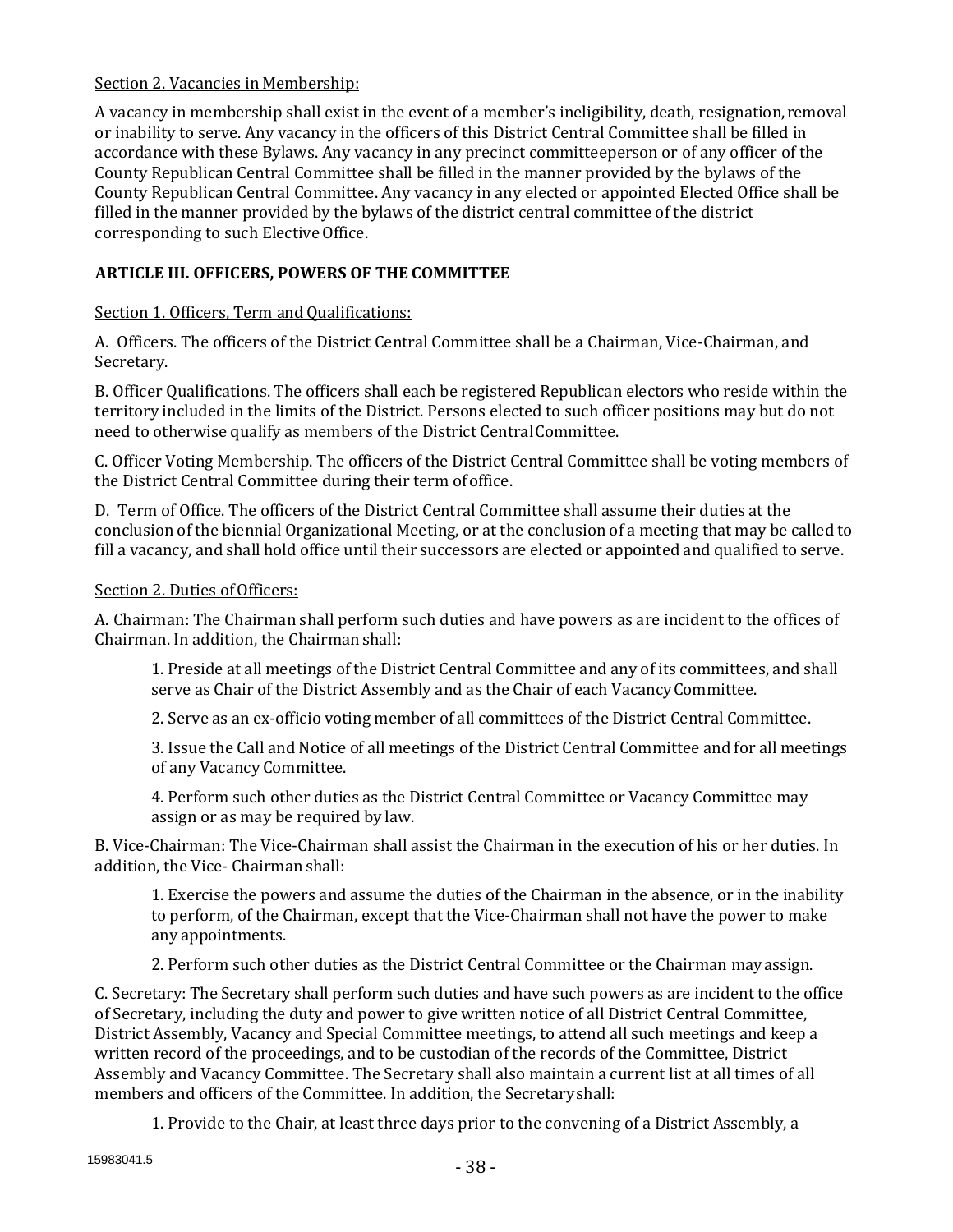Section 2. Vacancies in Membership:

A vacancy in membership shall exist in the event of a member's ineligibility, death, resignation, removal or inability to serve. Any vacancy in the officers of this District Central Committee shall be filled in accordance with these Bylaws. Any vacancy in any precinct committeeperson or of any officer of the County Republican Central Committee shall be filled in the manner provided by the bylaws of the County Republican Central Committee. Any vacancy in any elected or appointed Elected Office shall be filled in the manner provided by the bylaws of the district central committee of the district corresponding to such Elective Office.

## ARTICLE III. OFFICERS, POWERS OF THE COMMITTEE

Section 1. Officers, Term and Qualifications:

A. Officers. The officers of the District Central Committee shall be a Chairman, Vice-Chairman, and Secretary.

B. Officer Qualifications. The officers shall each be registered Republican electors who reside within the territory included in the limits of the District. Persons elected to such officer positions may but do not need to otherwise qualify as members of the District Central Committee.

C. Officer Voting Membership. The officers of the District Central Committee shall be voting members of the District Central Committee during their term of office.

D. Term of Office. The officers of the District Central Committee shall assume their duties at the conclusion of the biennial Organizational Meeting, or at the conclusion of a meeting that may be called to fill a vacancy, and shall hold office until their successors are elected or appointed and qualified to serve.

Section 2. Duties of Officers:

A. Chairman: The Chairman shall perform such duties and have powers as are incident to the offices of Chairman. In addition, the Chairman shall:

1. Preside at all meetings of the District Central Committee and any of its committees, and shall serve as Chair of the District Assembly and as the Chair of each Vacancy Committee.

2. Serve as an ex-officio voting member of all committees of the District Central Committee.

3. Issue the Call and Notice of all meetings of the District Central Committee and for all meetings of any Vacancy Committee.

4. Perform such other duties as the District Central Committee or Vacancy Committee may assign or as may be required by law.

B. Vice-Chairman: The Vice-Chairman shall assist the Chairman in the execution of his or her duties. In addition, the Vice- Chairman shall:

1. Exercise the powers and assume the duties of the Chairman in the absence, or in the inability to perform, of the Chairman, except that the Vice-Chairman shall not have the power to make any appointments.

2. Perform such other duties as the District Central Committee or the Chairman may assign.

C. Secretary: The Secretary shall perform such duties and have such powers as are incident to the office of Secretary, including the duty and power to give written notice of all District Central Committee, District Assembly, Vacancy and Special Committee meetings, to attend all such meetings and keep a written record of the proceedings, and to be custodian of the records of the Committee, District Assembly and Vacancy Committee. The Secretary shall also maintain a current list at all times of all members and officers of the Committee. In addition, the Secretary shall:

1. Provide to the Chair, at least three days prior to the convening of a District Assembly, a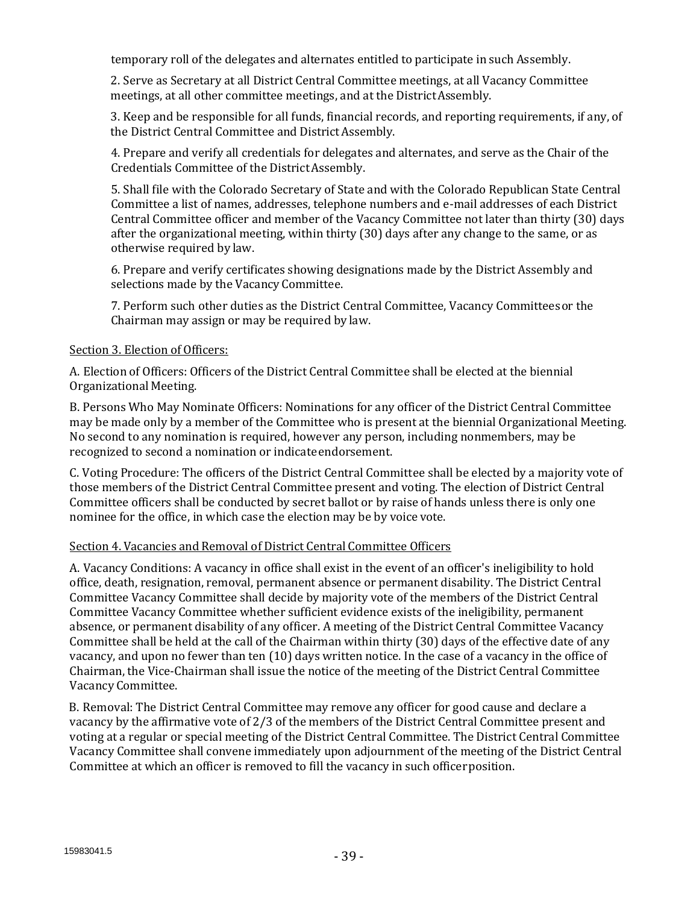temporary roll of the delegates and alternates entitled to participate in such Assembly.

2. Serve as Secretary at all District Central Committee meetings, at all Vacancy Committee meetings, at all other committee meetings, and at the District Assembly.

3. Keep and be responsible for all funds, financial records, and reporting requirements, if any, of the District Central Committee and District Assembly.

4. Prepare and verify all credentials for delegates and alternates, and serve as the Chair of the Credentials Committee of the District Assembly.

5. Shall file with the Colorado Secretary of State and with the Colorado Republican State Central Committee a list of names, addresses, telephone numbers and e-mail addresses of each District Central Committee officer and member of the Vacancy Committee not later than thirty (30) days after the organizational meeting, within thirty (30) days after any change to the same, or as otherwise required by law.

6. Prepare and verify certificates showing designations made by the District Assembly and selections made by the Vacancy Committee.

7. Perform such other duties as the District Central Committee, Vacancy Committees or the Chairman may assign or may be required by law.

Section 3. Election of Officers:

A. Election of Officers: Officers of the District Central Committee shall be elected at the biennial Organizational Meeting.

B. Persons Who May Nominate Officers: Nominations for any officer of the District Central Committee may be made only by a member of the Committee who is present at the biennial Organizational Meeting. No second to any nomination is required, however any person, including nonmembers, may be recognized to second a nomination or indicate endorsement.

C. Voting Procedure: The officers of the District Central Committee shall be elected by a majority vote of those members of the District Central Committee present and voting. The election of District Central Committee officers shall be conducted by secret ballot or by raise of hands unless there is only one nominee for the office, in which case the election may be by voice vote.

Section 4. Vacancies and Removal of District Central Committee Officers

A. Vacancy Conditions: A vacancy in office shall exist in the event of an officer's ineligibility to hold office, death, resignation, removal, permanent absence or permanent disability. The District Central Committee Vacancy Committee shall decide by majority vote of the members of the District Central Committee Vacancy Committee whether sufficient evidence exists of the ineligibility, permanent absence, or permanent disability of any officer. A meeting of the District Central Committee Vacancy Committee shall be held at the call of the Chairman within thirty (30) days of the effective date of any vacancy, and upon no fewer than ten (10) days written notice. In the case of a vacancy in the office of Chairman, the Vice-Chairman shall issue the notice of the meeting of the District Central Committee Vacancy Committee.

B. Removal: The District Central Committee may remove any officer for good cause and declare a vacancy by the affirmative vote of 2/3 of the members of the District Central Committee present and voting at a regular or special meeting of the District Central Committee. The District Central Committee Vacancy Committee shall convene immediately upon adjournment of the meeting of the District Central Committee at which an officer is removed to fill the vacancy in such officer position.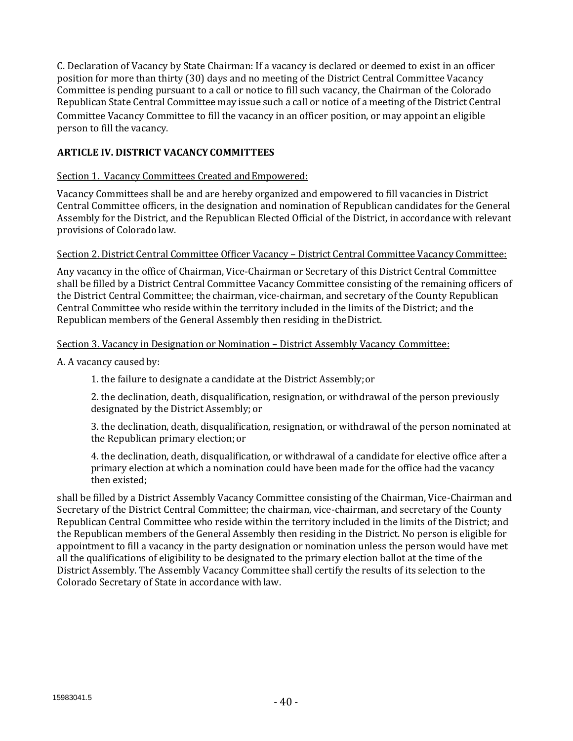C. Declaration of Vacancy by State Chairman: If a vacancy is declared or deemed to exist in an officer position for more than thirty (30) days and no meeting of the District Central Committee Vacancy Committee is pending pursuant to a call or notice to fill such vacancy, the Chairman of the Colorado Republican State Central Committee may issue such a call or notice of a meeting of the District Central Committee Vacancy Committee to fill the vacancy in an officer position, or may appoint an eligible person to fill the vacancy.

## ARTICLE IV. DISTRICT VACANCY COMMITTEES

Section 1. Vacancy Committees Created and Empowered:

Vacancy Committees shall be and are hereby organized and empowered to fill vacancies in District Central Committee officers, in the designation and nomination of Republican candidates for the General Assembly for the District, and the Republican Elected Official of the District, in accordance with relevant provisions of Colorado law.

Section 2. District Central Committee Officer Vacancy – District Central Committee Vacancy Committee:

Any vacancy in the office of Chairman, Vice-Chairman or Secretary of this District Central Committee shall be filled by a District Central Committee Vacancy Committee consisting of the remaining officers of the District Central Committee; the chairman, vice-chairman, and secretary of the County Republican Central Committee who reside within the territory included in the limits of the District; and the Republican members of the General Assembly then residing in the District.

Section 3. Vacancy in Designation or Nomination – District Assembly Vacancy Committee:

A. A vacancy caused by:

1. the failure to designate a candidate at the District Assembly; or

2. the declination, death, disqualification, resignation, or withdrawal of the person previously designated by the District Assembly; or

3. the declination, death, disqualification, resignation, or withdrawal of the person nominated at the Republican primary election; or

4. the declination, death, disqualification, or withdrawal of a candidate for elective office after a primary election at which a nomination could have been made for the office had the vacancy then existed;

shall be filled by a District Assembly Vacancy Committee consisting of the Chairman, Vice-Chairman and Secretary of the District Central Committee; the chairman, vice-chairman, and secretary of the County Republican Central Committee who reside within the territory included in the limits of the District; and the Republican members of the General Assembly then residing in the District. No person is eligible for appointment to fill a vacancy in the party designation or nomination unless the person would have met all the qualifications of eligibility to be designated to the primary election ballot at the time of the District Assembly. The Assembly Vacancy Committee shall certify the results of its selection to the Colorado Secretary of State in accordance with law.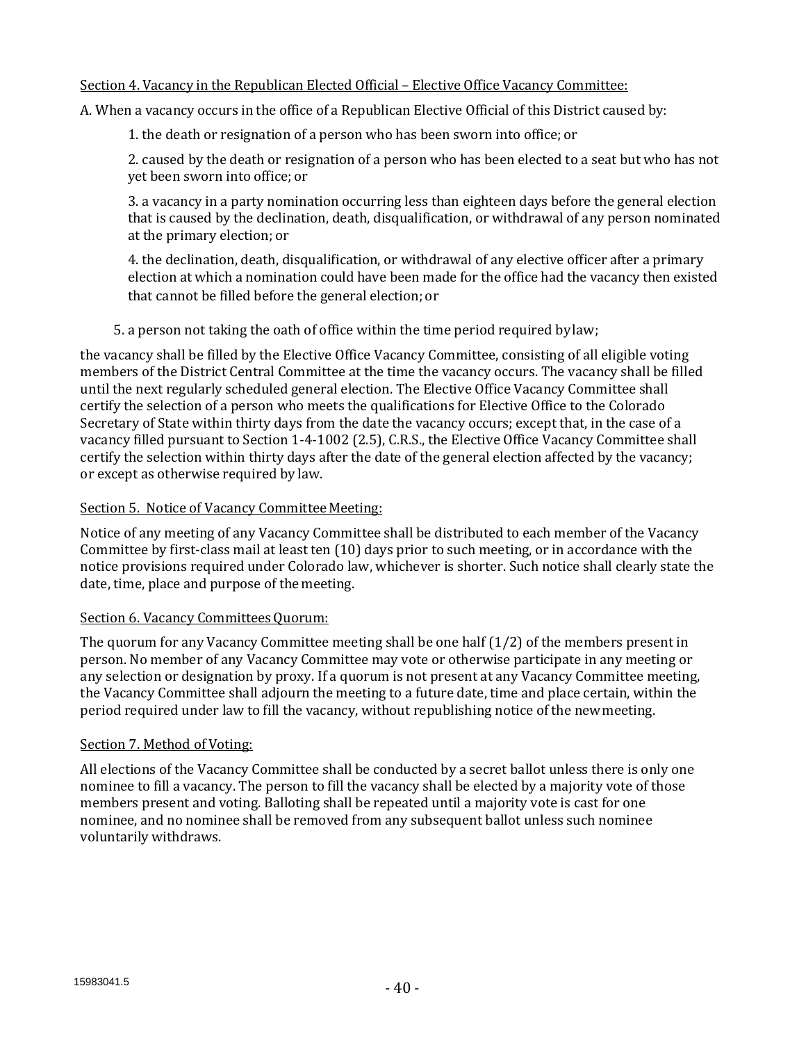<u>Section 4. Vacancy in the Republican Elected Official – Elective Office Vacancy Committee:</u>

A. When a vacancy occurs in the office of a Republican Elective Official of this District caused by:

1. the death or resignation of a person who has been sworn into office; or

2. caused by the death or resignation of a person who has been elected to a seat but who has not yet been sworn into office; or

3. a vacancy in a party nomination occurring less than eighteen days before the general election that is caused by the declination, death, disqualification, or withdrawal of any person nominated at the primary election; or

4. the declination, death, disqualification, or withdrawal of any elective officer after a primary election at which a nomination could have been made for the office had the vacancy then existed that cannot be filled before the general election; or

5. a person not taking the oath of office within the time period required by law;

the vacancy shall be filled by the Elective Office Vacancy Committee, consisting of all eligible voting members of the District Central Committee at the time the vacancy occurs. The vacancy shall be filled until the next regularly scheduled general election. The Elective Office Vacancy Committee shall certify the selection of a person who meets the qualifications for Elective Office to the Colorado Secretary of State within thirty days from the date the vacancy occurs; except that, in the case of a vacancy filled pursuant to Section 1-4-1002 (2.5), C.R.S., the Elective Office Vacancy Committee shall certify the selection within thirty days after the date of the general election affected by the vacancy; or except as otherwise required by law.

<u>Section 5. Notice of Vacancy Committee Meeting:</u>

Notice of any meeting of any Vacancy Committee shall be distributed to each member of the Vacancy Committee by first-class mail at least ten (10) days prior to such meeting, or in accordance with the notice provisions required under Colorado law, whichever is shorter. Such notice shall clearly state the date, time, place and purpose of the meeting.

<u>Section 6. Vacancy Committees Quorum:</u>

The quorum for any Vacancy Committee meeting shall be one half (1/2) of the members present in person. No member of any Vacancy Committee may vote or otherwise participate in any meeting or any selection or designation by proxy. If a quorum is not present at any Vacancy Committee meeting, the Vacancy Committee shall adjourn the meeting to a future date, time and place certain, within the period required under law to fill the vacancy, without republishing notice of the new meeting.

<u>Section 7. Method of Voting:</u>

All elections of the Vacancy Committee shall be conducted by a secret ballot unless there is only one nominee to fill a vacancy. The person to fill the vacancy shall be elected by a majority vote of those members present and voting. Balloting shall be repeated until a majority vote is cast for one nominee, and no nominee shall be removed from any subsequent ballot unless such nominee voluntarily withdraws.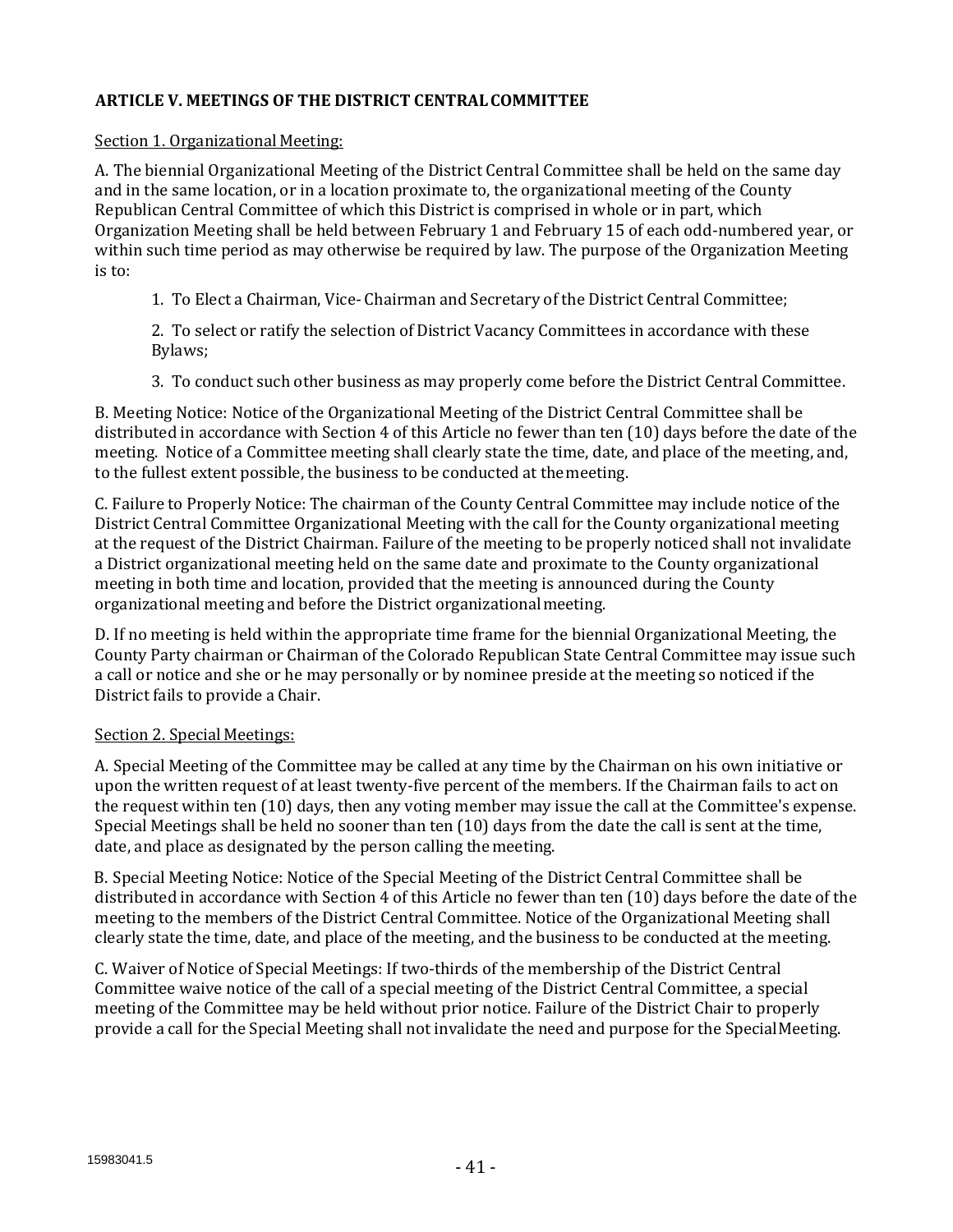**ARTICLE V. MEETINGS OF THE DISTRICT CENTRAL COMMITTEE**

Section 1. Organizational Meeting:

A. The biennial Organizational Meeting of the District Central Committee shall be held on the same day and in the same location, or in a location proximate to, the organizational meeting of the County Republican Central Committee of which this District is comprised in whole or in part, which Organization Meeting shall be held between February 1 and February 15 of each odd-numbered year, or within such time period as may otherwise be required by law. The purpose of the Organization Meeting is to:

1. To Elect a Chairman, Vice- Chairman and Secretary of the District Central Committee;

2. To select or ratify the selection of District Vacancy Committees in accordance with these Bylaws;

3. To conduct such other business as may properly come before the District Central Committee.

B. Meeting Notice: Notice of the Organizational Meeting of the District Central Committee shall be distributed in accordance with Section 4 of this Article no fewer than ten (10) days before the date of the meeting. Notice of a Committee meeting shall clearly state the time, date, and place of the meeting, and, to the fullest extent possible, the business to be conducted at the meeting.

C. Failure to Properly Notice: The chairman of the County Central Committee may include notice of the District Central Committee Organizational Meeting with the call for the County organizational meeting at the request of the District Chairman. Failure of the meeting to be properly noticed shall not invalidate a District organizational meeting held on the same date and proximate to the County organizational meeting in both time and location, provided that the meeting is announced during the County organizational meeting and before the District organizational meeting.

D. If no meeting is held within the appropriate time frame for the biennial Organizational Meeting, the County Party chairman or Chairman of the Colorado Republican State Central Committee may issue such a call or notice and she or he may personally or by nominee preside at the meeting so noticed if the District fails to provide a Chair.

Section 2. Special Meetings:

A. Special Meeting of the Committee may be called at any time by the Chairman on his own initiative or upon the written request of at least twenty-five percent of the members. If the Chairman fails to act on the request within ten (10) days, then any voting member may issue the call at the Committee's expense. Special Meetings shall be held no sooner than ten (10) days from the date the call is sent at the time, date, and place as designated by the person calling the meeting.

B. Special Meeting Notice: Notice of the Special Meeting of the District Central Committee shall be distributed in accordance with Section 4 of this Article no fewer than ten (10) days before the date of the meeting to the members of the District Central Committee. Notice of the Organizational Meeting shall clearly state the time, date, and place of the meeting, and the business to be conducted at the meeting.

C. Waiver of Notice of Special Meetings: If two-thirds of the membership of the District Central Committee waive notice of the call of a special meeting of the District Central Committee, a special meeting of the Committee may be held without prior notice. Failure of the District Chair to properly provide a call for the Special Meeting shall not invalidate the need and purpose for the Special Meeting.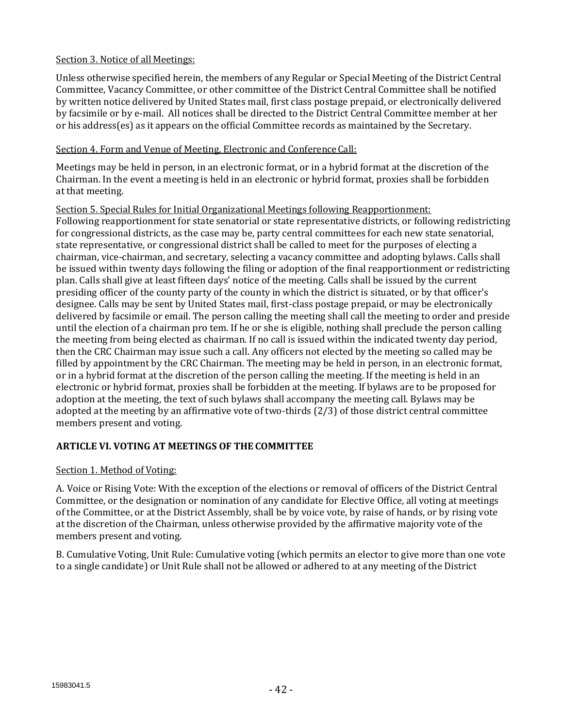Section 3. Notice of all Meetings:

Unless otherwise specified herein, the members of any Regular or Special Meeting of the District Central Committee, Vacancy Committee, or other committee of the District Central Committee shall be notified by written notice delivered by United States mail, first class postage prepaid, or electronically delivered by facsimile or by e-mail. All notices shall be directed to the District Central Committee member at her or his address(es) as it appears on the official Committee records as maintained by the Secretary.

Section 4. Form and Venue of Meeting, Electronic and Conference Call:

Meetings may be held in person, in an electronic format, or in a hybrid format at the discretion of the Chairman. In the event a meeting is held in an electronic or hybrid format, proxies shall be forbidden at that meeting.

Section 5. Special Rules for Initial Organizational Meetings following Reapportionment:
Following reapportionment for state senatorial or state representative districts, or following redistricting for congressional districts, as the case may be, party central committees for each new state senatorial, state representative, or congressional district shall be called to meet for the purposes of electing a chairman, vice-chairman, and secretary, selecting a vacancy committee and adopting bylaws. Calls shall be issued within twenty days following the filing or adoption of the final reapportionment or redistricting plan. Calls shall give at least fifteen days' notice of the meeting. Calls shall be issued by the current presiding officer of the county party of the county in which the district is situated, or by that officer's designee. Calls may be sent by United States mail, first-class postage prepaid, or may be electronically delivered by facsimile or email. The person calling the meeting shall call the meeting to order and preside until the election of a chairman pro tem. If he or she is eligible, nothing shall preclude the person calling the meeting from being elected as chairman. If no call is issued within the indicated twenty day period, then the CRC Chairman may issue such a call. Any officers not elected by the meeting so called may be filled by appointment by the CRC Chairman. The meeting may be held in person, in an electronic format, or in a hybrid format at the discretion of the person calling the meeting. If the meeting is held in an electronic or hybrid format, proxies shall be forbidden at the meeting. If bylaws are to be proposed for adoption at the meeting, the text of such bylaws shall accompany the meeting call. Bylaws may be adopted at the meeting by an affirmative vote of two-thirds (2/3) of those district central committee members present and voting.

## ARTICLE VI. VOTING AT MEETINGS OF THE COMMITTEE

Section 1. Method of Voting:

A. Voice or Rising Vote: With the exception of the elections or removal of officers of the District Central Committee, or the designation or nomination of any candidate for Elective Office, all voting at meetings of the Committee, or at the District Assembly, shall be by voice vote, by raise of hands, or by rising vote at the discretion of the Chairman, unless otherwise provided by the affirmative majority vote of the members present and voting.

B. Cumulative Voting, Unit Rule: Cumulative voting (which permits an elector to give more than one vote to a single candidate) or Unit Rule shall not be allowed or adhered to at any meeting of the District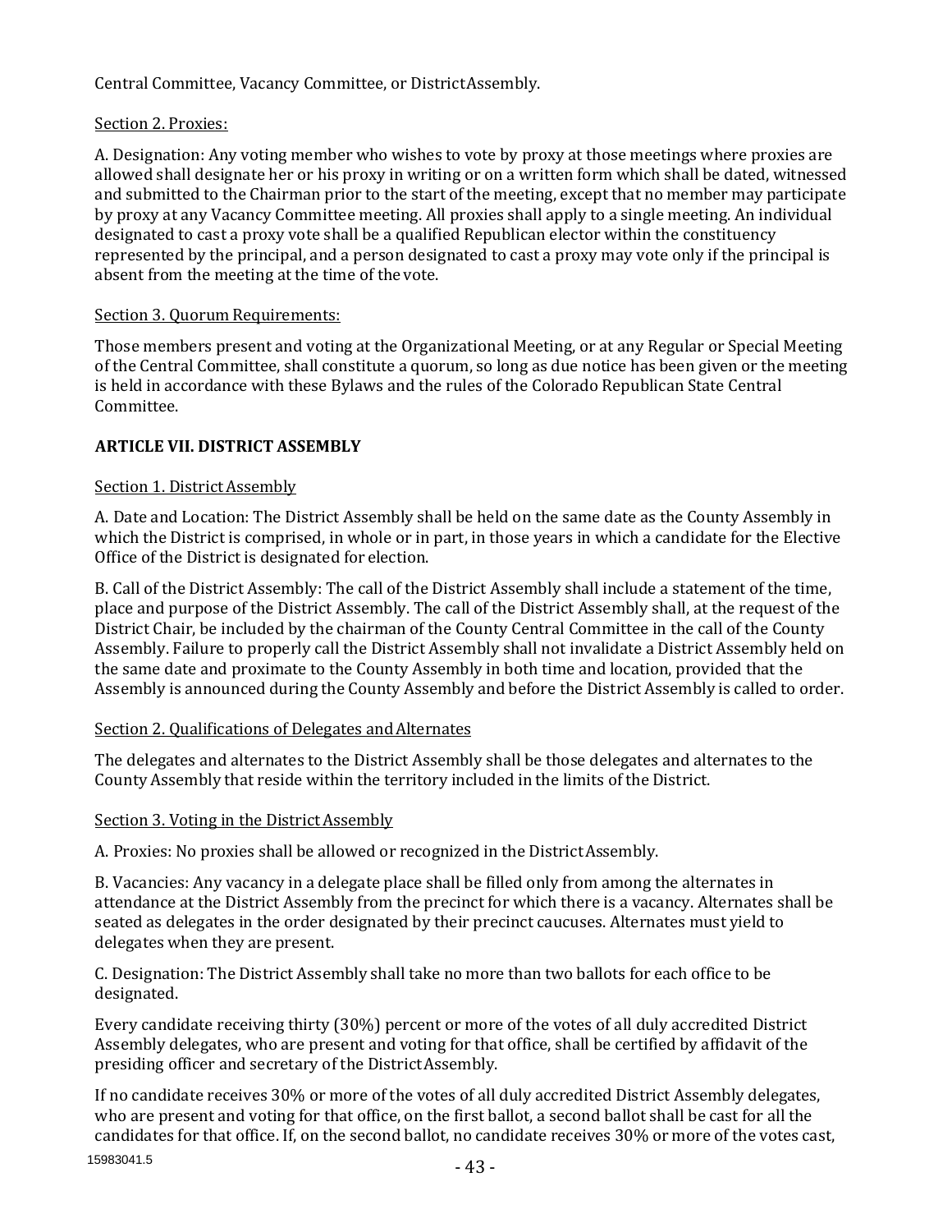Central Committee, Vacancy Committee, or District Assembly.

Section 2. Proxies:

A. Designation: Any voting member who wishes to vote by proxy at those meetings where proxies are allowed shall designate her or his proxy in writing or on a written form which shall be dated, witnessed and submitted to the Chairman prior to the start of the meeting, except that no member may participate by proxy at any Vacancy Committee meeting. All proxies shall apply to a single meeting. An individual designated to cast a proxy vote shall be a qualified Republican elector within the constituency represented by the principal, and a person designated to cast a proxy may vote only if the principal is absent from the meeting at the time of the vote.

Section 3. Quorum Requirements:

Those members present and voting at the Organizational Meeting, or at any Regular or Special Meeting of the Central Committee, shall constitute a quorum, so long as due notice has been given or the meeting is held in accordance with these Bylaws and the rules of the Colorado Republican State Central Committee.

**ARTICLE VII. DISTRICT ASSEMBLY**

Section 1. District Assembly

A. Date and Location: The District Assembly shall be held on the same date as the County Assembly in which the District is comprised, in whole or in part, in those years in which a candidate for the Elective Office of the District is designated for election.

B. Call of the District Assembly: The call of the District Assembly shall include a statement of the time, place and purpose of the District Assembly. The call of the District Assembly shall, at the request of the District Chair, be included by the chairman of the County Central Committee in the call of the County Assembly. Failure to properly call the District Assembly shall not invalidate a District Assembly held on the same date and proximate to the County Assembly in both time and location, provided that the Assembly is announced during the County Assembly and before the District Assembly is called to order.

Section 2. Qualifications of Delegates and Alternates

The delegates and alternates to the District Assembly shall be those delegates and alternates to the County Assembly that reside within the territory included in the limits of the District.

Section 3. Voting in the District Assembly

A. Proxies: No proxies shall be allowed or recognized in the District Assembly.

B. Vacancies: Any vacancy in a delegate place shall be filled only from among the alternates in attendance at the District Assembly from the precinct for which there is a vacancy. Alternates shall be seated as delegates in the order designated by their precinct caucuses. Alternates must yield to delegates when they are present.

C. Designation: The District Assembly shall take no more than two ballots for each office to be designated.

Every candidate receiving thirty (30%) percent or more of the votes of all duly accredited District Assembly delegates, who are present and voting for that office, shall be certified by affidavit of the presiding officer and secretary of the District Assembly.

If no candidate receives 30% or more of the votes of all duly accredited District Assembly delegates, who are present and voting for that office, on the first ballot, a second ballot shall be cast for all the candidates for that office. If, on the second ballot, no candidate receives 30% or more of the votes cast,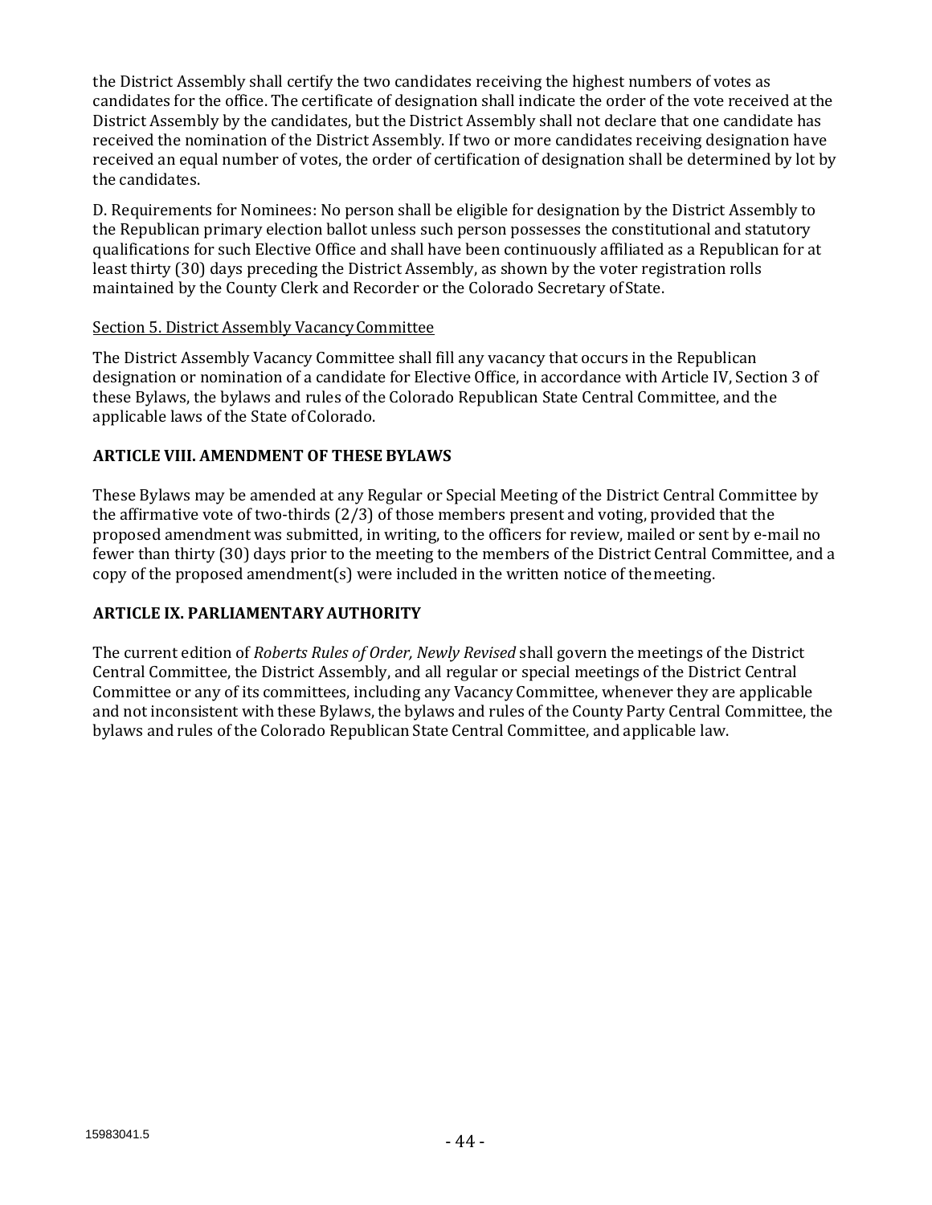the District Assembly shall certify the two candidates receiving the highest numbers of votes as candidates for the office. The certificate of designation shall indicate the order of the vote received at the District Assembly by the candidates, but the District Assembly shall not declare that one candidate has received the nomination of the District Assembly. If two or more candidates receiving designation have received an equal number of votes, the order of certification of designation shall be determined by lot by the candidates.

D. Requirements for Nominees: No person shall be eligible for designation by the District Assembly to the Republican primary election ballot unless such person possesses the constitutional and statutory qualifications for such Elective Office and shall have been continuously affiliated as a Republican for at least thirty (30) days preceding the District Assembly, as shown by the voter registration rolls maintained by the County Clerk and Recorder or the Colorado Secretary of State.

Section 5. District Assembly Vacancy Committee

The District Assembly Vacancy Committee shall fill any vacancy that occurs in the Republican designation or nomination of a candidate for Elective Office, in accordance with Article IV, Section 3 of these Bylaws, the bylaws and rules of the Colorado Republican State Central Committee, and the applicable laws of the State of Colorado.

## ARTICLE VIII. AMENDMENT OF THESE BYLAWS

These Bylaws may be amended at any Regular or Special Meeting of the District Central Committee by the affirmative vote of two-thirds (2/3) of those members present and voting, provided that the proposed amendment was submitted, in writing, to the officers for review, mailed or sent by e-mail no fewer than thirty (30) days prior to the meeting to the members of the District Central Committee, and a copy of the proposed amendment(s) were included in the written notice of the meeting.

## ARTICLE IX. PARLIAMENTARY AUTHORITY

The current edition of *Roberts Rules of Order, Newly Revised* shall govern the meetings of the District Central Committee, the District Assembly, and all regular or special meetings of the District Central Committee or any of its committees, including any Vacancy Committee, whenever they are applicable and not inconsistent with these Bylaws, the bylaws and rules of the County Party Central Committee, the bylaws and rules of the Colorado Republican State Central Committee, and applicable law.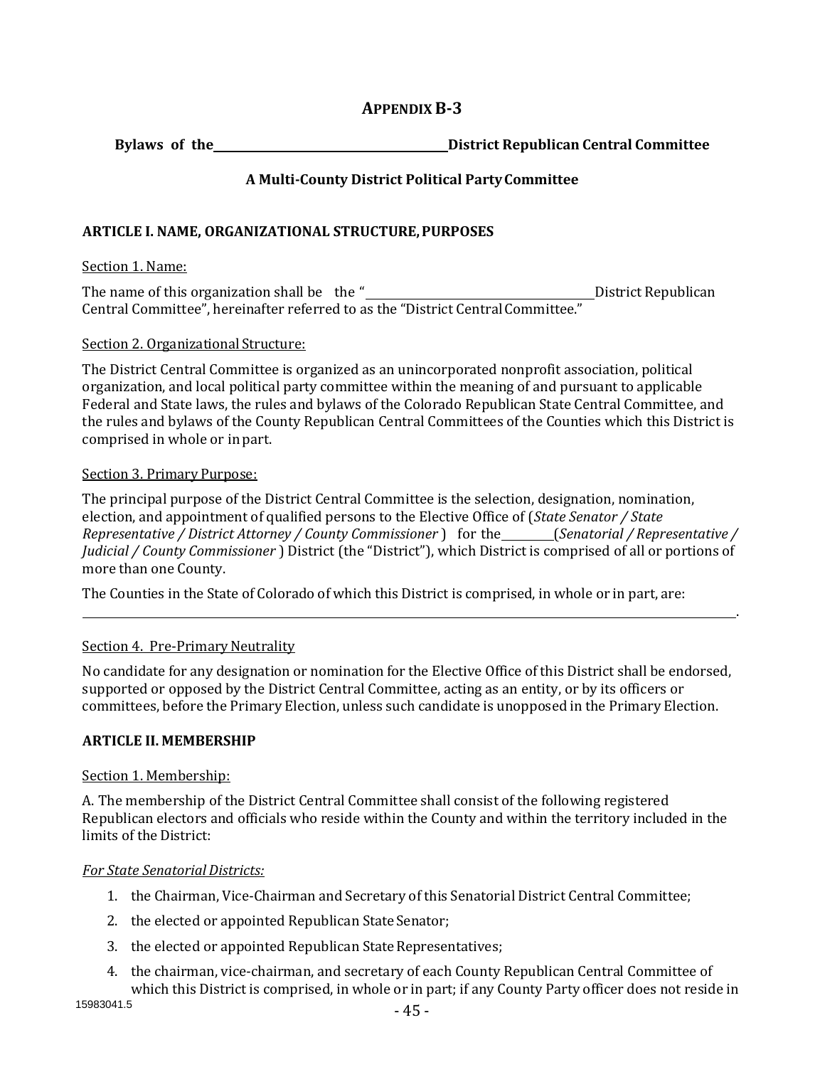# APPENDIX B-3

**Bylaws of the ______________________________ District Republican Central Committee**

**A Multi-County District Political Party Committee**

## ARTICLE I. NAME, ORGANIZATIONAL STRUCTURE, PURPOSES

Section 1. Name:

The name of this organization shall be the "______________________________ District Republican Central Committee", hereinafter referred to as the "District Central Committee."

Section 2. Organizational Structure:

The District Central Committee is organized as an unincorporated nonprofit association, political organization, and local political party committee within the meaning of and pursuant to applicable Federal and State laws, the rules and bylaws of the Colorado Republican State Central Committee, and the rules and bylaws of the County Republican Central Committees of the Counties which this District is comprised in whole or in part.

Section 3. Primary Purpose:

The principal purpose of the District Central Committee is the selection, designation, nomination, election, and appointment of qualified persons to the Elective Office of (*State Senator / State Representative / District Attorney / County Commissioner* ) for the ________ (*Senatorial / Representative / Judicial / County Commissioner* ) District (the "District"), which District is comprised of all or portions of more than one County.

The Counties in the State of Colorado of which this District is comprised, in whole or in part, are: ______________________________________________________________________.

Section 4. Pre-Primary Neutrality

No candidate for any designation or nomination for the Elective Office of this District shall be endorsed, supported or opposed by the District Central Committee, acting as an entity, or by its officers or committees, before the Primary Election, unless such candidate is unopposed in the Primary Election.

## ARTICLE II. MEMBERSHIP

Section 1. Membership:

A. The membership of the District Central Committee shall consist of the following registered Republican electors and officials who reside within the County and within the territory included in the limits of the District:

*For State Senatorial Districts:*

1. the Chairman, Vice-Chairman and Secretary of this Senatorial District Central Committee;
2. the elected or appointed Republican State Senator;
3. the elected or appointed Republican State Representatives;
4. the chairman, vice-chairman, and secretary of each County Republican Central Committee of which this District is comprised, in whole or in part; if any County Party officer does not reside in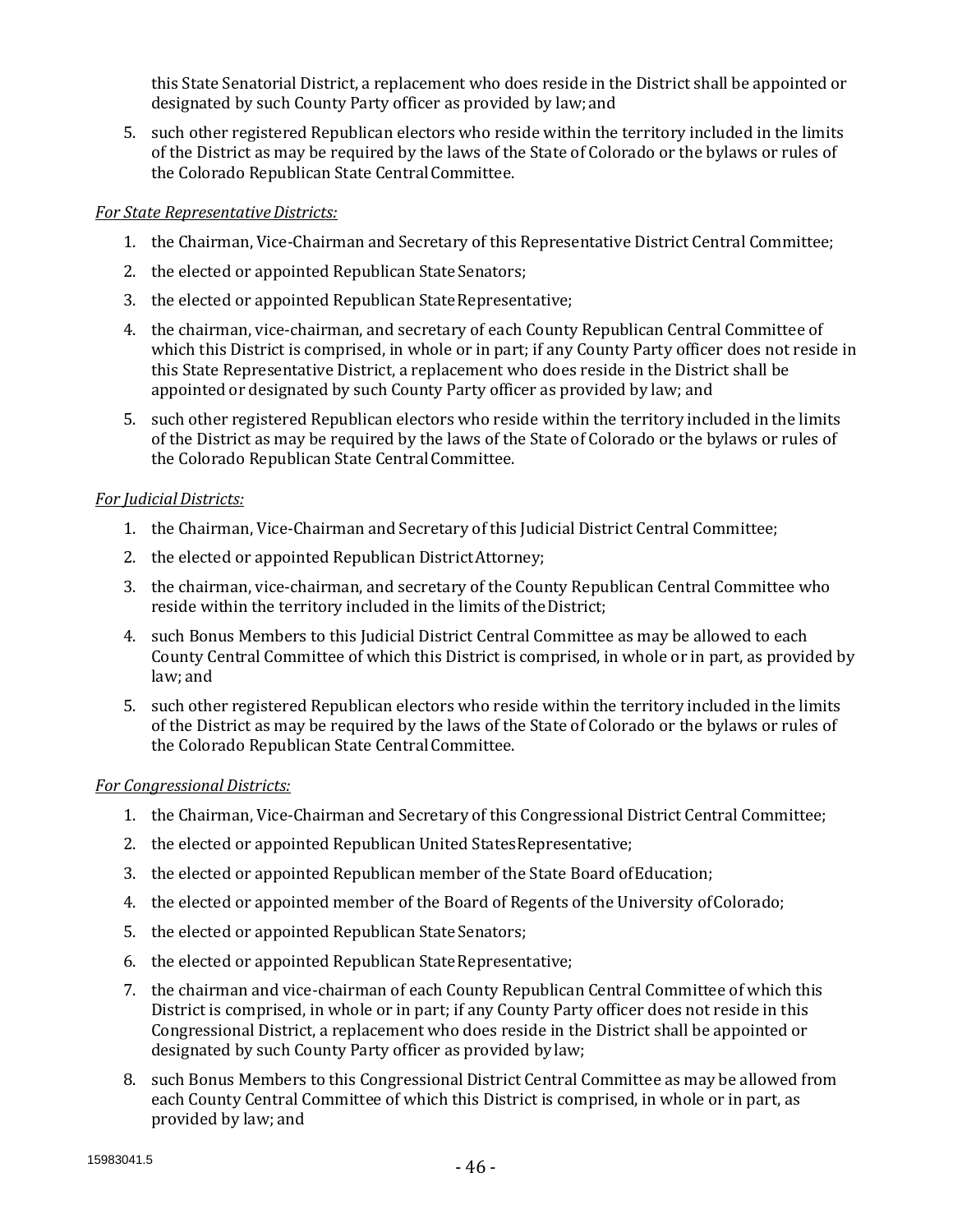this State Senatorial District, a replacement who does reside in the District shall be appointed or designated by such County Party officer as provided by law; and

5. such other registered Republican electors who reside within the territory included in the limits of the District as may be required by the laws of the State of Colorado or the bylaws or rules of the Colorado Republican State Central Committee.

*For State Representative Districts:*

1. the Chairman, Vice-Chairman and Secretary of this Representative District Central Committee;
2. the elected or appointed Republican State Senators;
3. the elected or appointed Republican State Representative;
4. the chairman, vice-chairman, and secretary of each County Republican Central Committee of which this District is comprised, in whole or in part; if any County Party officer does not reside in this State Representative District, a replacement who does reside in the District shall be appointed or designated by such County Party officer as provided by law; and
5. such other registered Republican electors who reside within the territory included in the limits of the District as may be required by the laws of the State of Colorado or the bylaws or rules of the Colorado Republican State Central Committee.

*For Judicial Districts:*

1. the Chairman, Vice-Chairman and Secretary of this Judicial District Central Committee;
2. the elected or appointed Republican District Attorney;
3. the chairman, vice-chairman, and secretary of the County Republican Central Committee who reside within the territory included in the limits of the District;
4. such Bonus Members to this Judicial District Central Committee as may be allowed to each County Central Committee of which this District is comprised, in whole or in part, as provided by law; and
5. such other registered Republican electors who reside within the territory included in the limits of the District as may be required by the laws of the State of Colorado or the bylaws or rules of the Colorado Republican State Central Committee.

*For Congressional Districts:*

1. the Chairman, Vice-Chairman and Secretary of this Congressional District Central Committee;
2. the elected or appointed Republican United States Representative;
3. the elected or appointed Republican member of the State Board of Education;
4. the elected or appointed member of the Board of Regents of the University of Colorado;
5. the elected or appointed Republican State Senators;
6. the elected or appointed Republican State Representative;
7. the chairman and vice-chairman of each County Republican Central Committee of which this District is comprised, in whole or in part; if any County Party officer does not reside in this Congressional District, a replacement who does reside in the District shall be appointed or designated by such County Party officer as provided by law;
8. such Bonus Members to this Congressional District Central Committee as may be allowed from each County Central Committee of which this District is comprised, in whole or in part, as provided by law; and

15983041.5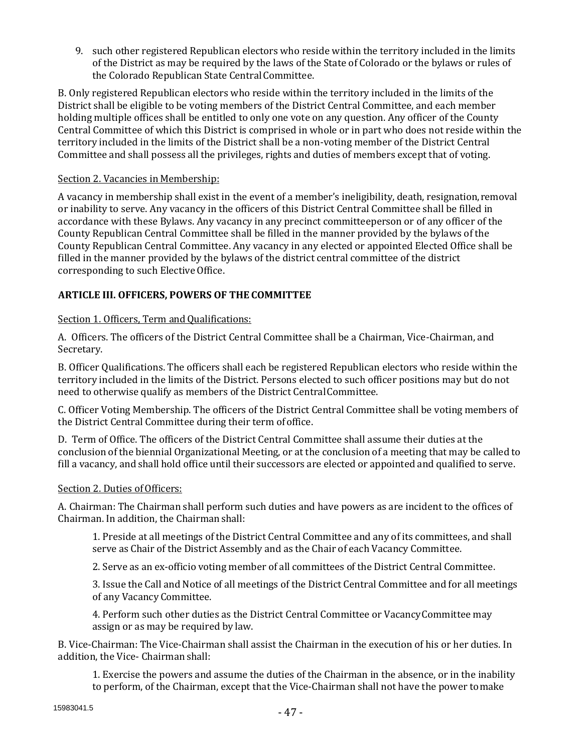9. such other registered Republican electors who reside within the territory included in the limits of the District as may be required by the laws of the State of Colorado or the bylaws or rules of the Colorado Republican State Central Committee.

B. Only registered Republican electors who reside within the territory included in the limits of the District shall be eligible to be voting members of the District Central Committee, and each member holding multiple offices shall be entitled to only one vote on any question. Any officer of the County Central Committee of which this District is comprised in whole or in part who does not reside within the territory included in the limits of the District shall be a non-voting member of the District Central Committee and shall possess all the privileges, rights and duties of members except that of voting.

Section 2. Vacancies in Membership:

A vacancy in membership shall exist in the event of a member's ineligibility, death, resignation, removal or inability to serve. Any vacancy in the officers of this District Central Committee shall be filled in accordance with these Bylaws. Any vacancy in any precinct committeeperson or of any officer of the County Republican Central Committee shall be filled in the manner provided by the bylaws of the County Republican Central Committee. Any vacancy in any elected or appointed Elected Office shall be filled in the manner provided by the bylaws of the district central committee of the district corresponding to such Elective Office.

**ARTICLE III. OFFICERS, POWERS OF THE COMMITTEE**

Section 1. Officers, Term and Qualifications:

A. Officers. The officers of the District Central Committee shall be a Chairman, Vice-Chairman, and Secretary.

B. Officer Qualifications. The officers shall each be registered Republican electors who reside within the territory included in the limits of the District. Persons elected to such officer positions may but do not need to otherwise qualify as members of the District Central Committee.

C. Officer Voting Membership. The officers of the District Central Committee shall be voting members of the District Central Committee during their term of office.

D. Term of Office. The officers of the District Central Committee shall assume their duties at the conclusion of the biennial Organizational Meeting, or at the conclusion of a meeting that may be called to fill a vacancy, and shall hold office until their successors are elected or appointed and qualified to serve.

Section 2. Duties of Officers:

A. Chairman: The Chairman shall perform such duties and have powers as are incident to the offices of Chairman. In addition, the Chairman shall:

1. Preside at all meetings of the District Central Committee and any of its committees, and shall serve as Chair of the District Assembly and as the Chair of each Vacancy Committee.

2. Serve as an ex-officio voting member of all committees of the District Central Committee.

3. Issue the Call and Notice of all meetings of the District Central Committee and for all meetings of any Vacancy Committee.

4. Perform such other duties as the District Central Committee or Vacancy Committee may assign or as may be required by law.

B. Vice-Chairman: The Vice-Chairman shall assist the Chairman in the execution of his or her duties. In addition, the Vice- Chairman shall:

1. Exercise the powers and assume the duties of the Chairman in the absence, or in the inability to perform, of the Chairman, except that the Vice-Chairman shall not have the power to make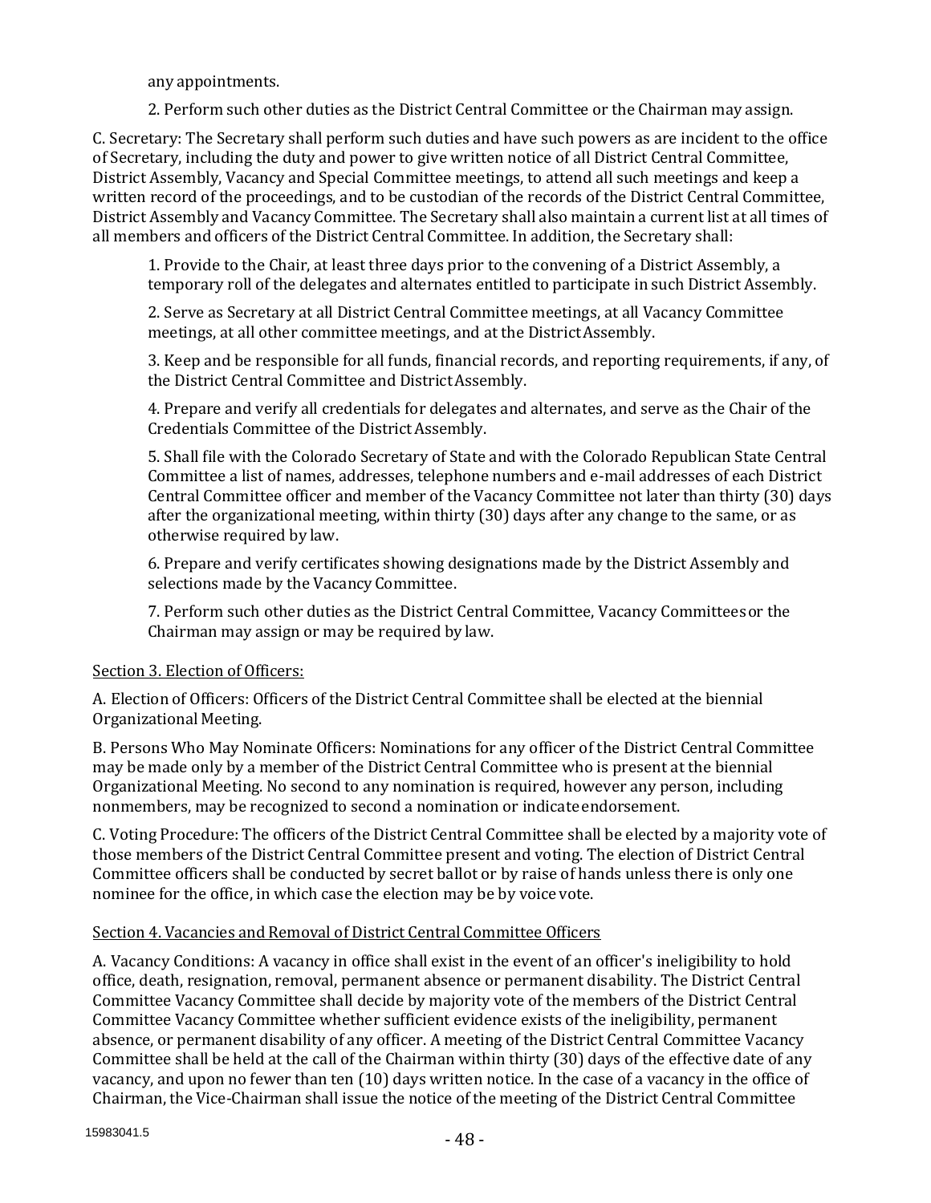any appointments.

2. Perform such other duties as the District Central Committee or the Chairman may assign.

C. Secretary: The Secretary shall perform such duties and have such powers as are incident to the office of Secretary, including the duty and power to give written notice of all District Central Committee, District Assembly, Vacancy and Special Committee meetings, to attend all such meetings and keep a written record of the proceedings, and to be custodian of the records of the District Central Committee, District Assembly and Vacancy Committee. The Secretary shall also maintain a current list at all times of all members and officers of the District Central Committee. In addition, the Secretary shall:

1. Provide to the Chair, at least three days prior to the convening of a District Assembly, a temporary roll of the delegates and alternates entitled to participate in such District Assembly.

2. Serve as Secretary at all District Central Committee meetings, at all Vacancy Committee meetings, at all other committee meetings, and at the District Assembly.

3. Keep and be responsible for all funds, financial records, and reporting requirements, if any, of the District Central Committee and District Assembly.

4. Prepare and verify all credentials for delegates and alternates, and serve as the Chair of the Credentials Committee of the District Assembly.

5. Shall file with the Colorado Secretary of State and with the Colorado Republican State Central Committee a list of names, addresses, telephone numbers and e-mail addresses of each District Central Committee officer and member of the Vacancy Committee not later than thirty (30) days after the organizational meeting, within thirty (30) days after any change to the same, or as otherwise required by law.

6. Prepare and verify certificates showing designations made by the District Assembly and selections made by the Vacancy Committee.

7. Perform such other duties as the District Central Committee, Vacancy Committees or the Chairman may assign or may be required by law.

Section 3. Election of Officers:

A. Election of Officers: Officers of the District Central Committee shall be elected at the biennial Organizational Meeting.

B. Persons Who May Nominate Officers: Nominations for any officer of the District Central Committee may be made only by a member of the District Central Committee who is present at the biennial Organizational Meeting. No second to any nomination is required, however any person, including nonmembers, may be recognized to second a nomination or indicate endorsement.

C. Voting Procedure: The officers of the District Central Committee shall be elected by a majority vote of those members of the District Central Committee present and voting. The election of District Central Committee officers shall be conducted by secret ballot or by raise of hands unless there is only one nominee for the office, in which case the election may be by voice vote.

Section 4. Vacancies and Removal of District Central Committee Officers

A. Vacancy Conditions: A vacancy in office shall exist in the event of an officer's ineligibility to hold office, death, resignation, removal, permanent absence or permanent disability. The District Central Committee Vacancy Committee shall decide by majority vote of the members of the District Central Committee Vacancy Committee whether sufficient evidence exists of the ineligibility, permanent absence, or permanent disability of any officer. A meeting of the District Central Committee Vacancy Committee shall be held at the call of the Chairman within thirty (30) days of the effective date of any vacancy, and upon no fewer than ten (10) days written notice. In the case of a vacancy in the office of Chairman, the Vice-Chairman shall issue the notice of the meeting of the District Central Committee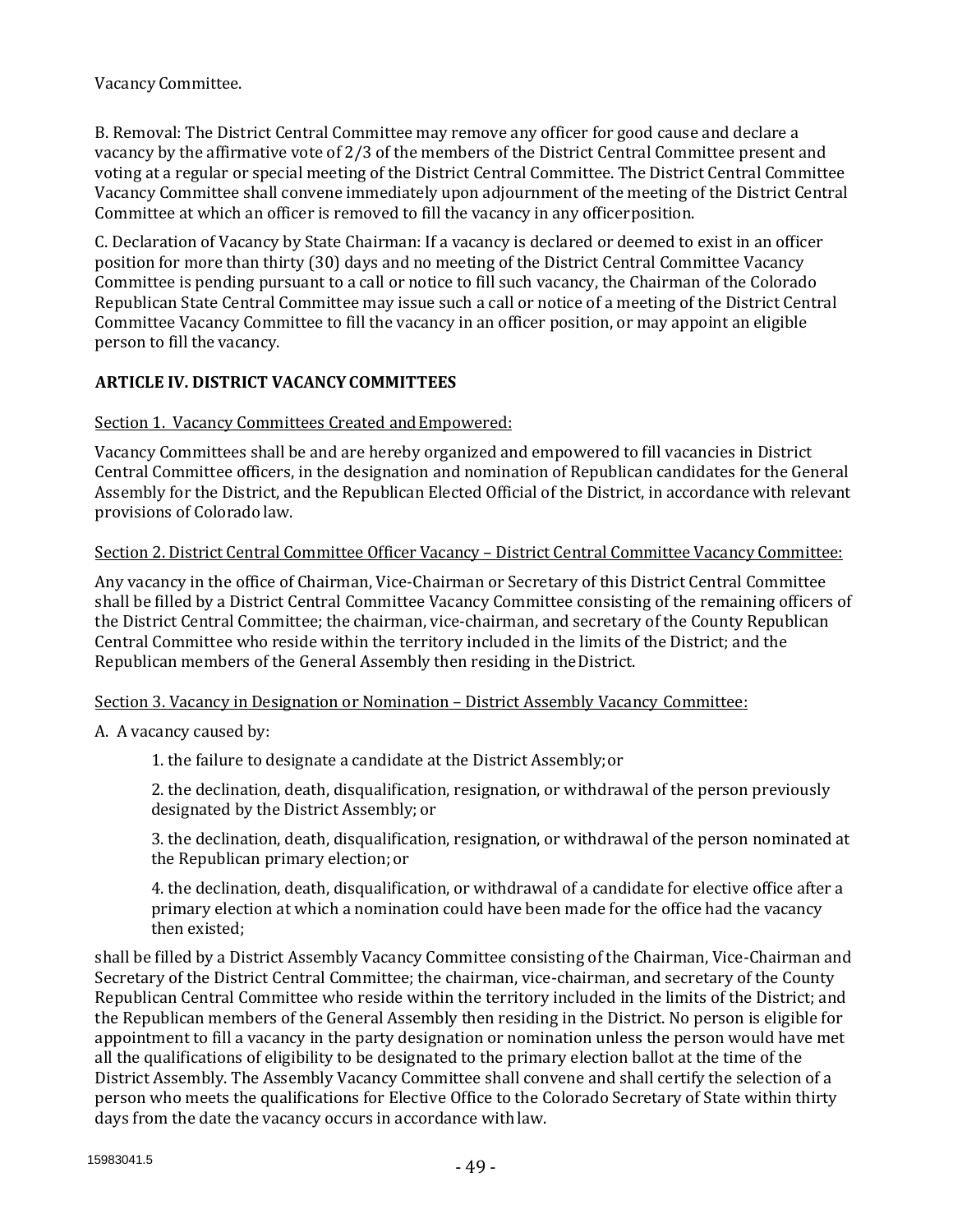Vacancy Committee.

B. Removal: The District Central Committee may remove any officer for good cause and declare a vacancy by the affirmative vote of 2/3 of the members of the District Central Committee present and voting at a regular or special meeting of the District Central Committee. The District Central Committee Vacancy Committee shall convene immediately upon adjournment of the meeting of the District Central Committee at which an officer is removed to fill the vacancy in any officer position.

C. Declaration of Vacancy by State Chairman: If a vacancy is declared or deemed to exist in an officer position for more than thirty (30) days and no meeting of the District Central Committee Vacancy Committee is pending pursuant to a call or notice to fill such vacancy, the Chairman of the Colorado Republican State Central Committee may issue such a call or notice of a meeting of the District Central Committee Vacancy Committee to fill the vacancy in an officer position, or may appoint an eligible person to fill the vacancy.

**ARTICLE IV. DISTRICT VACANCY COMMITTEES**

<u>Section 1. Vacancy Committees Created and Empowered:</u>

Vacancy Committees shall be and are hereby organized and empowered to fill vacancies in District Central Committee officers, in the designation and nomination of Republican candidates for the General Assembly for the District, and the Republican Elected Official of the District, in accordance with relevant provisions of Colorado law.

<u>Section 2. District Central Committee Officer Vacancy – District Central Committee Vacancy Committee:</u>

Any vacancy in the office of Chairman, Vice-Chairman or Secretary of this District Central Committee shall be filled by a District Central Committee Vacancy Committee consisting of the remaining officers of the District Central Committee; the chairman, vice-chairman, and secretary of the County Republican Central Committee who reside within the territory included in the limits of the District; and the Republican members of the General Assembly then residing in the District.

<u>Section 3. Vacancy in Designation or Nomination – District Assembly Vacancy Committee:</u>

A. A vacancy caused by:

1. the failure to designate a candidate at the District Assembly; or

2. the declination, death, disqualification, resignation, or withdrawal of the person previously designated by the District Assembly; or

3. the declination, death, disqualification, resignation, or withdrawal of the person nominated at the Republican primary election; or

4. the declination, death, disqualification, or withdrawal of a candidate for elective office after a primary election at which a nomination could have been made for the office had the vacancy then existed;

shall be filled by a District Assembly Vacancy Committee consisting of the Chairman, Vice-Chairman and Secretary of the District Central Committee; the chairman, vice-chairman, and secretary of the County Republican Central Committee who reside within the territory included in the limits of the District; and the Republican members of the General Assembly then residing in the District. No person is eligible for appointment to fill a vacancy in the party designation or nomination unless the person would have met all the qualifications of eligibility to be designated to the primary election ballot at the time of the District Assembly. The Assembly Vacancy Committee shall convene and shall certify the selection of a person who meets the qualifications for Elective Office to the Colorado Secretary of State within thirty days from the date the vacancy occurs in accordance with law.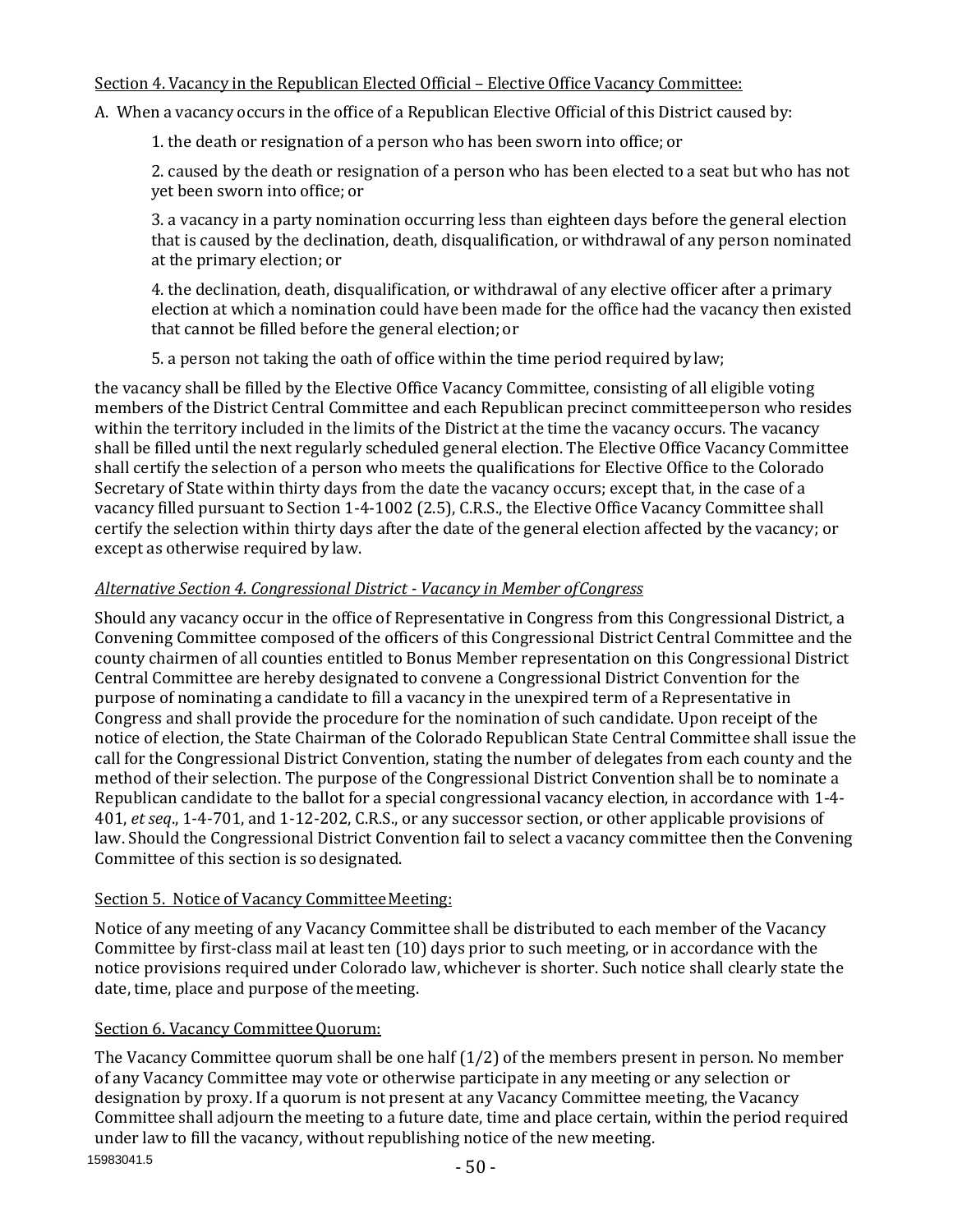Section 4. Vacancy in the Republican Elected Official – Elective Office Vacancy Committee:

A. When a vacancy occurs in the office of a Republican Elective Official of this District caused by:

1. the death or resignation of a person who has been sworn into office; or

2. caused by the death or resignation of a person who has been elected to a seat but who has not yet been sworn into office; or

3. a vacancy in a party nomination occurring less than eighteen days before the general election that is caused by the declination, death, disqualification, or withdrawal of any person nominated at the primary election; or

4. the declination, death, disqualification, or withdrawal of any elective officer after a primary election at which a nomination could have been made for the office had the vacancy then existed that cannot be filled before the general election; or

5. a person not taking the oath of office within the time period required by law;

the vacancy shall be filled by the Elective Office Vacancy Committee, consisting of all eligible voting members of the District Central Committee and each Republican precinct committeeperson who resides within the territory included in the limits of the District at the time the vacancy occurs. The vacancy shall be filled until the next regularly scheduled general election. The Elective Office Vacancy Committee shall certify the selection of a person who meets the qualifications for Elective Office to the Colorado Secretary of State within thirty days from the date the vacancy occurs; except that, in the case of a vacancy filled pursuant to Section 1-4-1002 (2.5), C.R.S., the Elective Office Vacancy Committee shall certify the selection within thirty days after the date of the general election affected by the vacancy; or except as otherwise required by law.

*Alternative Section 4. Congressional District - Vacancy in Member of Congress*

Should any vacancy occur in the office of Representative in Congress from this Congressional District, a Convening Committee composed of the officers of this Congressional District Central Committee and the county chairmen of all counties entitled to Bonus Member representation on this Congressional District Central Committee are hereby designated to convene a Congressional District Convention for the purpose of nominating a candidate to fill a vacancy in the unexpired term of a Representative in Congress and shall provide the procedure for the nomination of such candidate. Upon receipt of the notice of election, the State Chairman of the Colorado Republican State Central Committee shall issue the call for the Congressional District Convention, stating the number of delegates from each county and the method of their selection. The purpose of the Congressional District Convention shall be to nominate a Republican candidate to the ballot for a special congressional vacancy election, in accordance with 1-4-401, *et seq*., 1-4-701, and 1-12-202, C.R.S., or any successor section, or other applicable provisions of law. Should the Congressional District Convention fail to select a vacancy committee then the Convening Committee of this section is so designated.

Section 5. Notice of Vacancy Committee Meeting:

Notice of any meeting of any Vacancy Committee shall be distributed to each member of the Vacancy Committee by first-class mail at least ten (10) days prior to such meeting, or in accordance with the notice provisions required under Colorado law, whichever is shorter. Such notice shall clearly state the date, time, place and purpose of the meeting.

Section 6. Vacancy Committee Quorum:

The Vacancy Committee quorum shall be one half (1/2) of the members present in person. No member of any Vacancy Committee may vote or otherwise participate in any meeting or any selection or designation by proxy. If a quorum is not present at any Vacancy Committee meeting, the Vacancy Committee shall adjourn the meeting to a future date, time and place certain, within the period required under law to fill the vacancy, without republishing notice of the new meeting.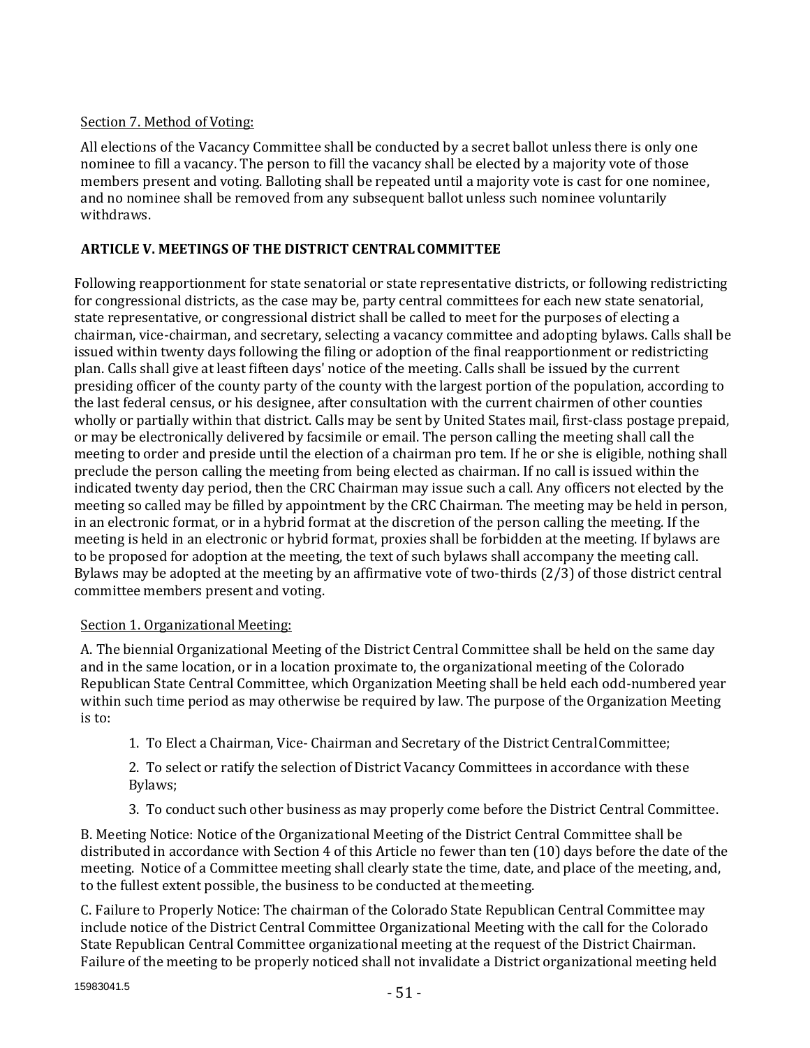Section 7. Method of Voting:

All elections of the Vacancy Committee shall be conducted by a secret ballot unless there is only one nominee to fill a vacancy. The person to fill the vacancy shall be elected by a majority vote of those members present and voting. Balloting shall be repeated until a majority vote is cast for one nominee, and no nominee shall be removed from any subsequent ballot unless such nominee voluntarily withdraws.

## ARTICLE V. MEETINGS OF THE DISTRICT CENTRAL COMMITTEE

Following reapportionment for state senatorial or state representative districts, or following redistricting for congressional districts, as the case may be, party central committees for each new state senatorial, state representative, or congressional district shall be called to meet for the purposes of electing a chairman, vice-chairman, and secretary, selecting a vacancy committee and adopting bylaws. Calls shall be issued within twenty days following the filing or adoption of the final reapportionment or redistricting plan. Calls shall give at least fifteen days' notice of the meeting. Calls shall be issued by the current presiding officer of the county party of the county with the largest portion of the population, according to the last federal census, or his designee, after consultation with the current chairmen of other counties wholly or partially within that district. Calls may be sent by United States mail, first-class postage prepaid, or may be electronically delivered by facsimile or email. The person calling the meeting shall call the meeting to order and preside until the election of a chairman pro tem. If he or she is eligible, nothing shall preclude the person calling the meeting from being elected as chairman. If no call is issued within the indicated twenty day period, then the CRC Chairman may issue such a call. Any officers not elected by the meeting so called may be filled by appointment by the CRC Chairman. The meeting may be held in person, in an electronic format, or in a hybrid format at the discretion of the person calling the meeting. If the meeting is held in an electronic or hybrid format, proxies shall be forbidden at the meeting. If bylaws are to be proposed for adoption at the meeting, the text of such bylaws shall accompany the meeting call. Bylaws may be adopted at the meeting by an affirmative vote of two-thirds (2/3) of those district central committee members present and voting.

Section 1. Organizational Meeting:

A. The biennial Organizational Meeting of the District Central Committee shall be held on the same day and in the same location, or in a location proximate to, the organizational meeting of the Colorado Republican State Central Committee, which Organization Meeting shall be held each odd-numbered year within such time period as may otherwise be required by law. The purpose of the Organization Meeting is to:

1. To Elect a Chairman, Vice- Chairman and Secretary of the District Central Committee;

2. To select or ratify the selection of District Vacancy Committees in accordance with these Bylaws;

3. To conduct such other business as may properly come before the District Central Committee.

B. Meeting Notice: Notice of the Organizational Meeting of the District Central Committee shall be distributed in accordance with Section 4 of this Article no fewer than ten (10) days before the date of the meeting. Notice of a Committee meeting shall clearly state the time, date, and place of the meeting, and, to the fullest extent possible, the business to be conducted at the meeting.

C. Failure to Properly Notice: The chairman of the Colorado State Republican Central Committee may include notice of the District Central Committee Organizational Meeting with the call for the Colorado State Republican Central Committee organizational meeting at the request of the District Chairman. Failure of the meeting to be properly noticed shall not invalidate a District organizational meeting held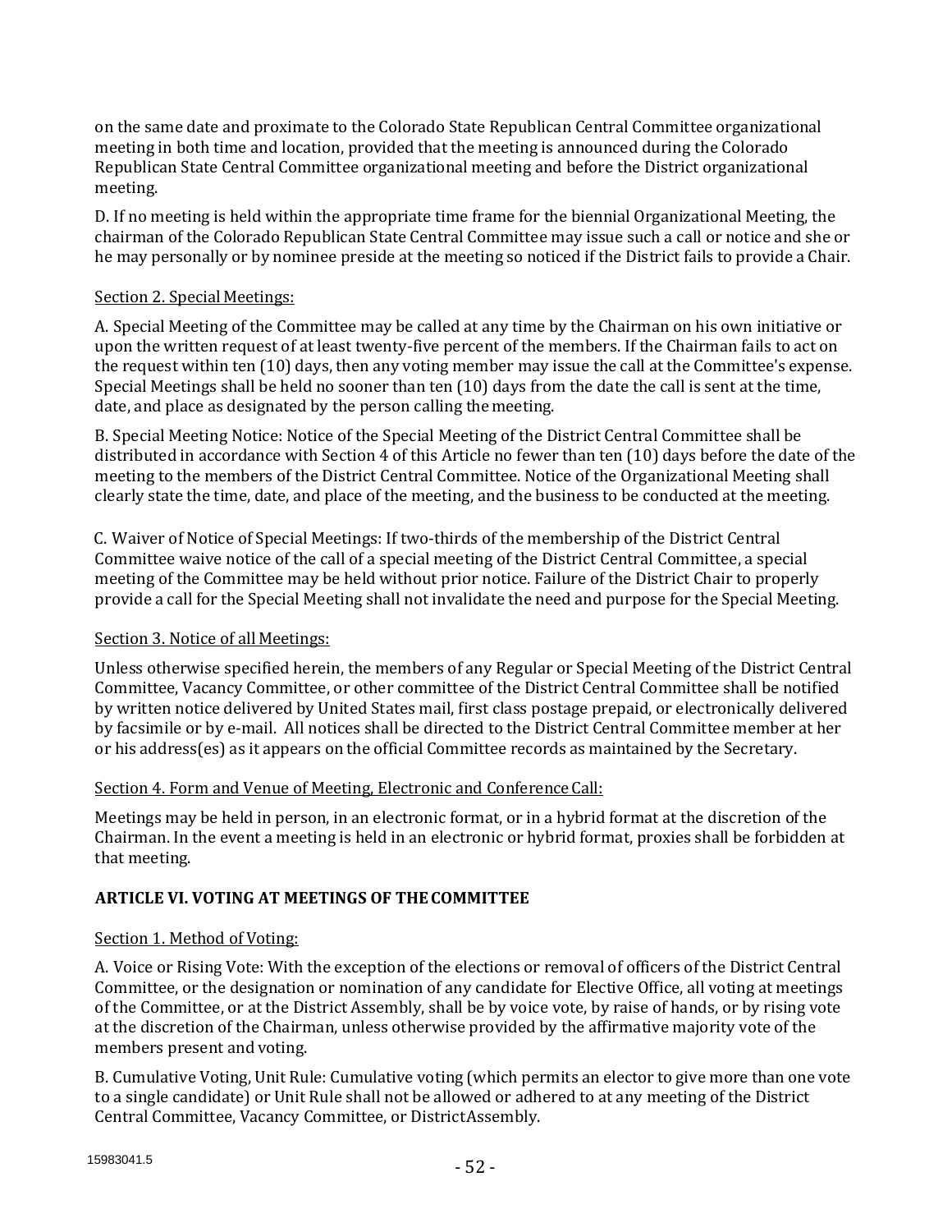on the same date and proximate to the Colorado State Republican Central Committee organizational meeting in both time and location, provided that the meeting is announced during the Colorado Republican State Central Committee organizational meeting and before the District organizational meeting.

D. If no meeting is held within the appropriate time frame for the biennial Organizational Meeting, the chairman of the Colorado Republican State Central Committee may issue such a call or notice and she or he may personally or by nominee preside at the meeting so noticed if the District fails to provide a Chair.

Section 2. Special Meetings:

A. Special Meeting of the Committee may be called at any time by the Chairman on his own initiative or upon the written request of at least twenty-five percent of the members. If the Chairman fails to act on the request within ten (10) days, then any voting member may issue the call at the Committee's expense. Special Meetings shall be held no sooner than ten (10) days from the date the call is sent at the time, date, and place as designated by the person calling the meeting.

B. Special Meeting Notice: Notice of the Special Meeting of the District Central Committee shall be distributed in accordance with Section 4 of this Article no fewer than ten (10) days before the date of the meeting to the members of the District Central Committee. Notice of the Organizational Meeting shall clearly state the time, date, and place of the meeting, and the business to be conducted at the meeting.

C. Waiver of Notice of Special Meetings: If two-thirds of the membership of the District Central Committee waive notice of the call of a special meeting of the District Central Committee, a special meeting of the Committee may be held without prior notice. Failure of the District Chair to properly provide a call for the Special Meeting shall not invalidate the need and purpose for the Special Meeting.

Section 3. Notice of all Meetings:

Unless otherwise specified herein, the members of any Regular or Special Meeting of the District Central Committee, Vacancy Committee, or other committee of the District Central Committee shall be notified by written notice delivered by United States mail, first class postage prepaid, or electronically delivered by facsimile or by e-mail. All notices shall be directed to the District Central Committee member at her or his address(es) as it appears on the official Committee records as maintained by the Secretary.

Section 4. Form and Venue of Meeting, Electronic and Conference Call:

Meetings may be held in person, in an electronic format, or in a hybrid format at the discretion of the Chairman. In the event a meeting is held in an electronic or hybrid format, proxies shall be forbidden at that meeting.

## ARTICLE VI. VOTING AT MEETINGS OF THE COMMITTEE

Section 1. Method of Voting:

A. Voice or Rising Vote: With the exception of the elections or removal of officers of the District Central Committee, or the designation or nomination of any candidate for Elective Office, all voting at meetings of the Committee, or at the District Assembly, shall be by voice vote, by raise of hands, or by rising vote at the discretion of the Chairman, unless otherwise provided by the affirmative majority vote of the members present and voting.

B. Cumulative Voting, Unit Rule: Cumulative voting (which permits an elector to give more than one vote to a single candidate) or Unit Rule shall not be allowed or adhered to at any meeting of the District Central Committee, Vacancy Committee, or District Assembly.

15983041.5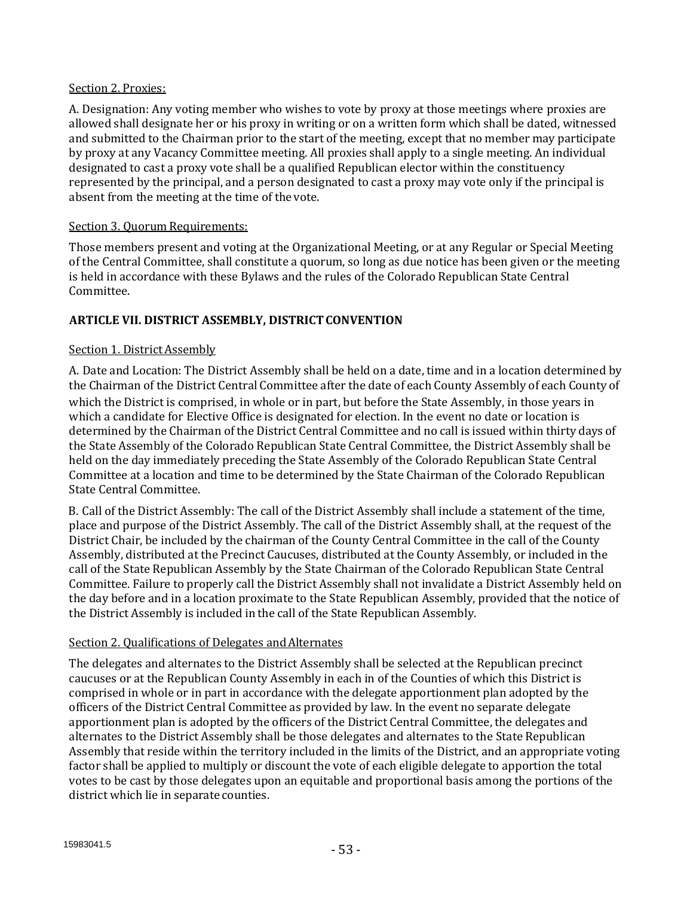Section 2. Proxies:

A. Designation: Any voting member who wishes to vote by proxy at those meetings where proxies are allowed shall designate her or his proxy in writing or on a written form which shall be dated, witnessed and submitted to the Chairman prior to the start of the meeting, except that no member may participate by proxy at any Vacancy Committee meeting. All proxies shall apply to a single meeting. An individual designated to cast a proxy vote shall be a qualified Republican elector within the constituency represented by the principal, and a person designated to cast a proxy may vote only if the principal is absent from the meeting at the time of the vote.

Section 3. Quorum Requirements:

Those members present and voting at the Organizational Meeting, or at any Regular or Special Meeting of the Central Committee, shall constitute a quorum, so long as due notice has been given or the meeting is held in accordance with these Bylaws and the rules of the Colorado Republican State Central Committee.

## ARTICLE VII. DISTRICT ASSEMBLY, DISTRICT CONVENTION

Section 1. District Assembly

A. Date and Location: The District Assembly shall be held on a date, time and in a location determined by the Chairman of the District Central Committee after the date of each County Assembly of each County of which the District is comprised, in whole or in part, but before the State Assembly, in those years in which a candidate for Elective Office is designated for election. In the event no date or location is determined by the Chairman of the District Central Committee and no call is issued within thirty days of the State Assembly of the Colorado Republican State Central Committee, the District Assembly shall be held on the day immediately preceding the State Assembly of the Colorado Republican State Central Committee at a location and time to be determined by the State Chairman of the Colorado Republican State Central Committee.

B. Call of the District Assembly: The call of the District Assembly shall include a statement of the time, place and purpose of the District Assembly. The call of the District Assembly shall, at the request of the District Chair, be included by the chairman of the County Central Committee in the call of the County Assembly, distributed at the Precinct Caucuses, distributed at the County Assembly, or included in the call of the State Republican Assembly by the State Chairman of the Colorado Republican State Central Committee. Failure to properly call the District Assembly shall not invalidate a District Assembly held on the day before and in a location proximate to the State Republican Assembly, provided that the notice of the District Assembly is included in the call of the State Republican Assembly.

Section 2. Qualifications of Delegates and Alternates

The delegates and alternates to the District Assembly shall be selected at the Republican precinct caucuses or at the Republican County Assembly in each in of the Counties of which this District is comprised in whole or in part in accordance with the delegate apportionment plan adopted by the officers of the District Central Committee as provided by law. In the event no separate delegate apportionment plan is adopted by the officers of the District Central Committee, the delegates and alternates to the District Assembly shall be those delegates and alternates to the State Republican Assembly that reside within the territory included in the limits of the District, and an appropriate voting factor shall be applied to multiply or discount the vote of each eligible delegate to apportion the total votes to be cast by those delegates upon an equitable and proportional basis among the portions of the district which lie in separate counties.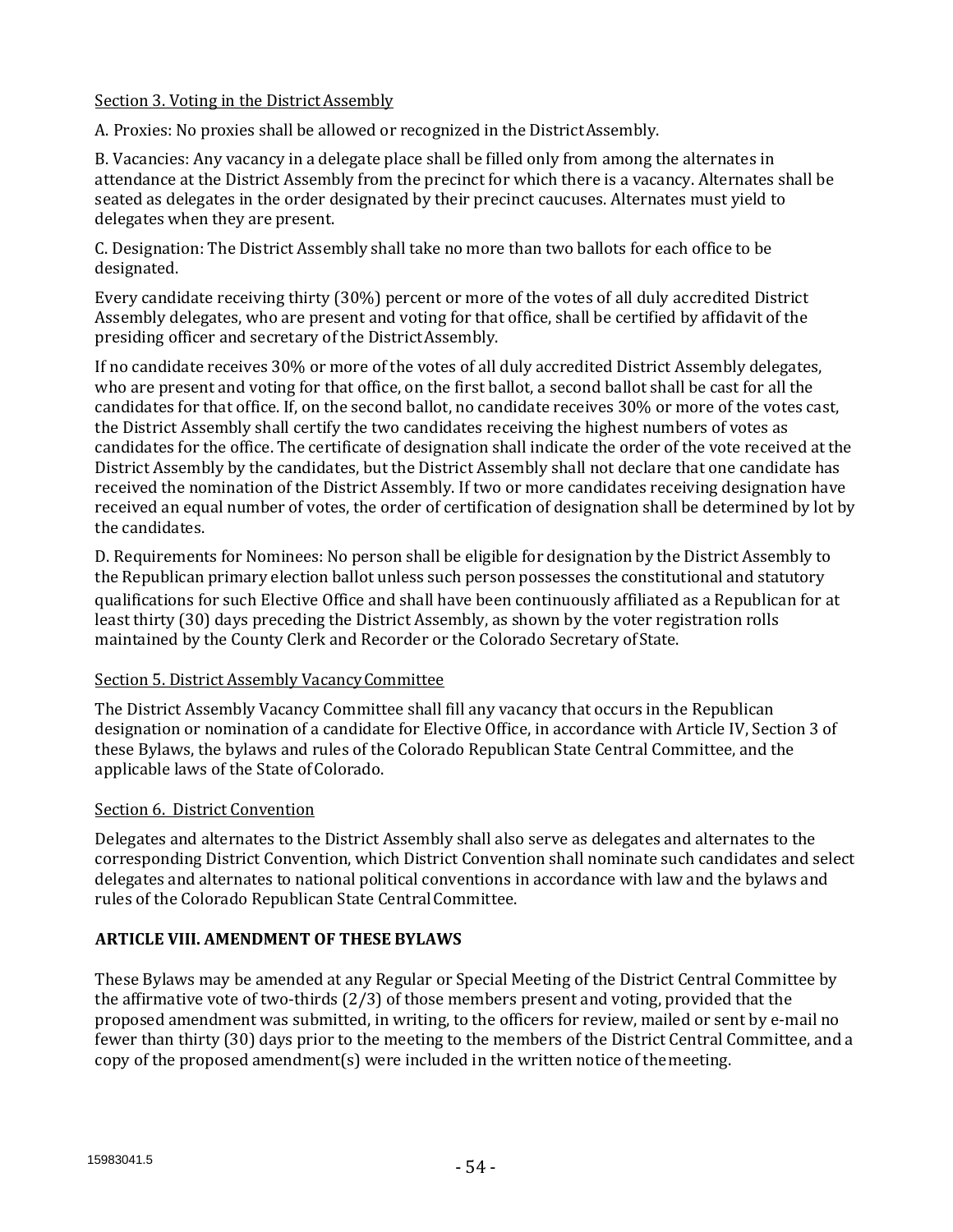Section 3. Voting in the District Assembly

A. Proxies: No proxies shall be allowed or recognized in the District Assembly.

B. Vacancies: Any vacancy in a delegate place shall be filled only from among the alternates in attendance at the District Assembly from the precinct for which there is a vacancy. Alternates shall be seated as delegates in the order designated by their precinct caucuses. Alternates must yield to delegates when they are present.

C. Designation: The District Assembly shall take no more than two ballots for each office to be designated.

Every candidate receiving thirty (30%) percent or more of the votes of all duly accredited District Assembly delegates, who are present and voting for that office, shall be certified by affidavit of the presiding officer and secretary of the District Assembly.

If no candidate receives 30% or more of the votes of all duly accredited District Assembly delegates, who are present and voting for that office, on the first ballot, a second ballot shall be cast for all the candidates for that office. If, on the second ballot, no candidate receives 30% or more of the votes cast, the District Assembly shall certify the two candidates receiving the highest numbers of votes as candidates for the office. The certificate of designation shall indicate the order of the vote received at the District Assembly by the candidates, but the District Assembly shall not declare that one candidate has received the nomination of the District Assembly. If two or more candidates receiving designation have received an equal number of votes, the order of certification of designation shall be determined by lot by the candidates.

D. Requirements for Nominees: No person shall be eligible for designation by the District Assembly to the Republican primary election ballot unless such person possesses the constitutional and statutory qualifications for such Elective Office and shall have been continuously affiliated as a Republican for at least thirty (30) days preceding the District Assembly, as shown by the voter registration rolls maintained by the County Clerk and Recorder or the Colorado Secretary of State.

Section 5. District Assembly Vacancy Committee

The District Assembly Vacancy Committee shall fill any vacancy that occurs in the Republican designation or nomination of a candidate for Elective Office, in accordance with Article IV, Section 3 of these Bylaws, the bylaws and rules of the Colorado Republican State Central Committee, and the applicable laws of the State of Colorado.

Section 6. District Convention

Delegates and alternates to the District Assembly shall also serve as delegates and alternates to the corresponding District Convention, which District Convention shall nominate such candidates and select delegates and alternates to national political conventions in accordance with law and the bylaws and rules of the Colorado Republican State Central Committee.

**ARTICLE VIII. AMENDMENT OF THESE BYLAWS**

These Bylaws may be amended at any Regular or Special Meeting of the District Central Committee by the affirmative vote of two-thirds (2/3) of those members present and voting, provided that the proposed amendment was submitted, in writing, to the officers for review, mailed or sent by e-mail no fewer than thirty (30) days prior to the meeting to the members of the District Central Committee, and a copy of the proposed amendment(s) were included in the written notice of the meeting.

15983041.5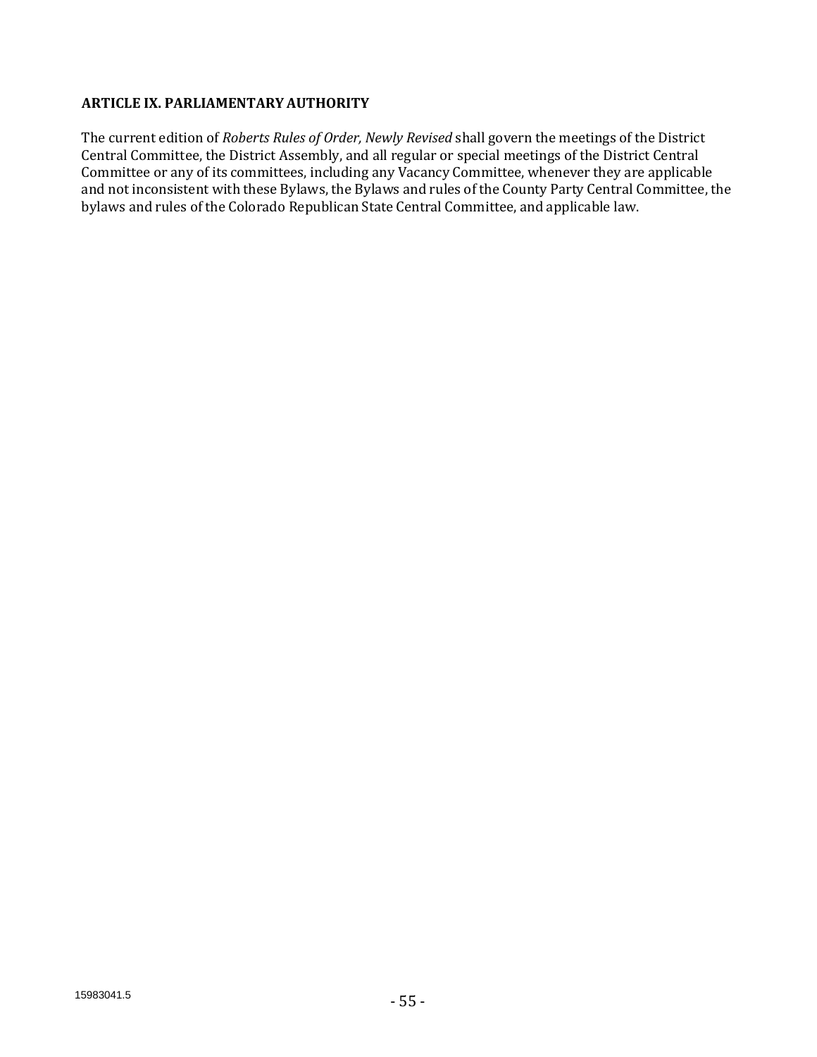**ARTICLE IX. PARLIAMENTARY AUTHORITY**

The current edition of *Roberts Rules of Order, Newly Revised* shall govern the meetings of the District Central Committee, the District Assembly, and all regular or special meetings of the District Central Committee or any of its committees, including any Vacancy Committee, whenever they are applicable and not inconsistent with these Bylaws, the Bylaws and rules of the County Party Central Committee, the bylaws and rules of the Colorado Republican State Central Committee, and applicable law.